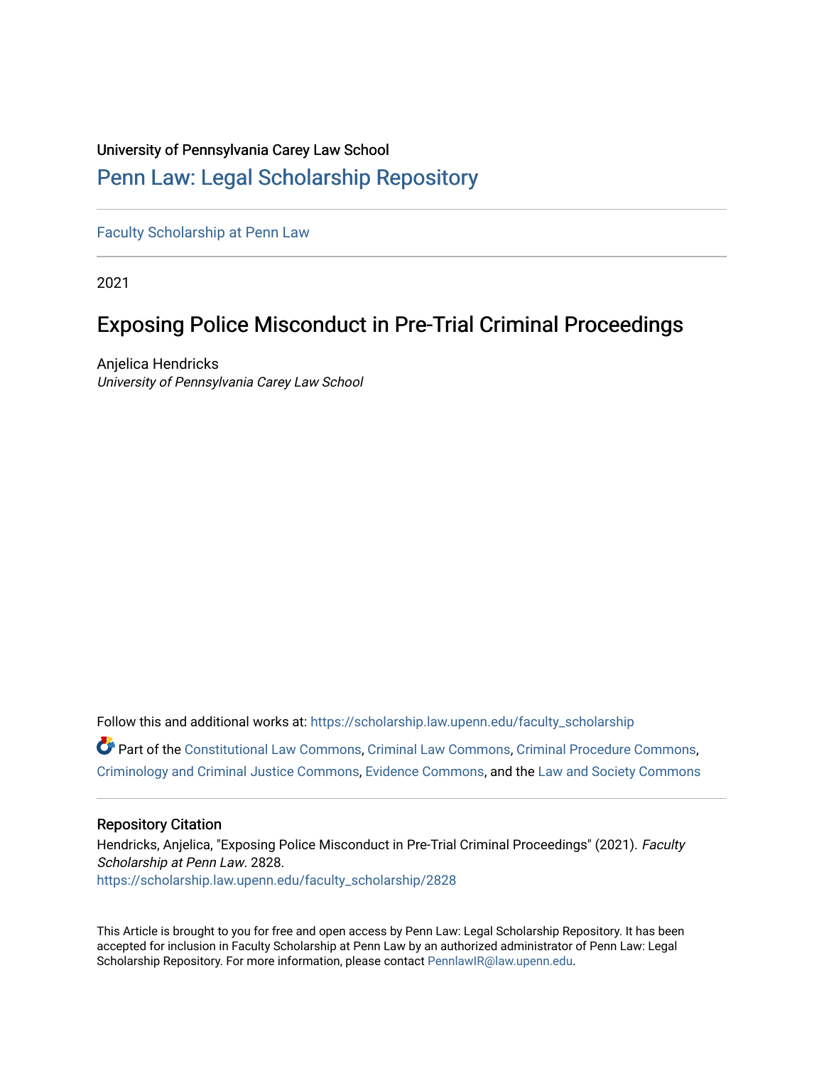University of Pennsylvania Carey Law School

# Penn Law: Legal Scholarship Repository

Faculty Scholarship at Penn Law

2021

## Exposing Police Misconduct in Pre-Trial Criminal Proceedings

Anjelica Hendricks
*University of Pennsylvania Carey Law School*

Follow this and additional works at: https://scholarship.law.upenn.edu/faculty_scholarship

Part of the Constitutional Law Commons, Criminal Law Commons, Criminal Procedure Commons, Criminology and Criminal Justice Commons, Evidence Commons, and the Law and Society Commons

### Repository Citation

Hendricks, Anjelica, "Exposing Police Misconduct in Pre-Trial Criminal Proceedings" (2021). *Faculty Scholarship at Penn Law*. 2828.
https://scholarship.law.upenn.edu/faculty_scholarship/2828

This Article is brought to you for free and open access by Penn Law: Legal Scholarship Repository. It has been accepted for inclusion in Faculty Scholarship at Penn Law by an authorized administrator of Penn Law: Legal Scholarship Repository. For more information, please contact PennlawIR@law.upenn.edu.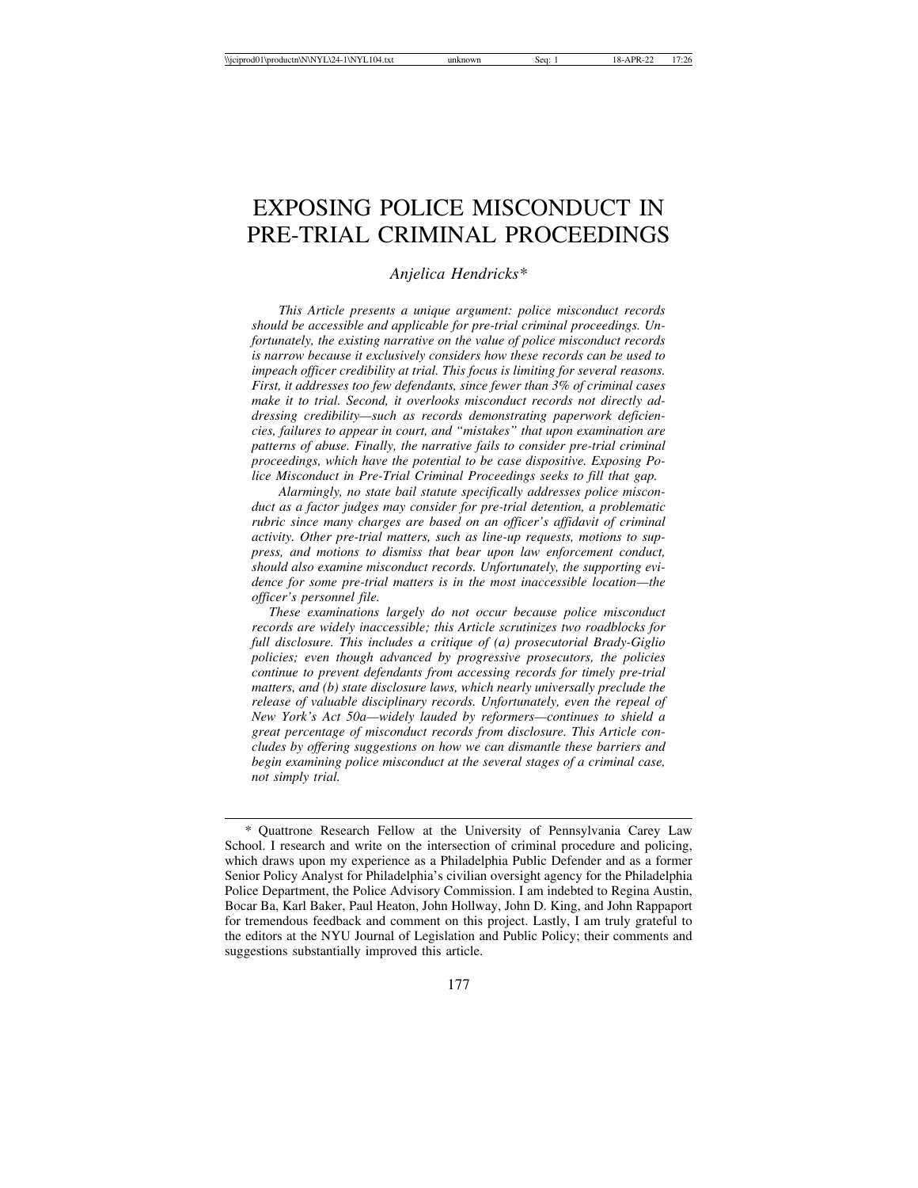# EXPOSING POLICE MISCONDUCT IN PRE-TRIAL CRIMINAL PROCEEDINGS

*Anjelica Hendricks**

*This Article presents a unique argument: police misconduct records should be accessible and applicable for pre-trial criminal proceedings. Unfortunately, the existing narrative on the value of police misconduct records is narrow because it exclusively considers how these records can be used to impeach officer credibility at trial. This focus is limiting for several reasons. First, it addresses too few defendants, since fewer than 3% of criminal cases make it to trial. Second, it overlooks misconduct records not directly addressing credibility—such as records demonstrating paperwork deficiencies, failures to appear in court, and "mistakes" that upon examination are patterns of abuse. Finally, the narrative fails to consider pre-trial criminal proceedings, which have the potential to be case dispositive. Exposing Police Misconduct in Pre-Trial Criminal Proceedings seeks to fill that gap.*

*Alarmingly, no state bail statute specifically addresses police misconduct as a factor judges may consider for pre-trial detention, a problematic rubric since many charges are based on an officer's affidavit of criminal activity. Other pre-trial matters, such as line-up requests, motions to suppress, and motions to dismiss that bear upon law enforcement conduct, should also examine misconduct records. Unfortunately, the supporting evidence for some pre-trial matters is in the most inaccessible location—the officer's personnel file.*

*These examinations largely do not occur because police misconduct records are widely inaccessible; this Article scrutinizes two roadblocks for full disclosure. This includes a critique of (a) prosecutorial Brady-Giglio policies; even though advanced by progressive prosecutors, the policies continue to prevent defendants from accessing records for timely pre-trial matters, and (b) state disclosure laws, which nearly universally preclude the release of valuable disciplinary records. Unfortunately, even the repeal of New York's Act 50a—widely lauded by reformers—continues to shield a great percentage of misconduct records from disclosure. This Article concludes by offering suggestions on how we can dismantle these barriers and begin examining police misconduct at the several stages of a criminal case, not simply trial.*

---

\* Quattrone Research Fellow at the University of Pennsylvania Carey Law School. I research and write on the intersection of criminal procedure and policing, which draws upon my experience as a Philadelphia Public Defender and as a former Senior Policy Analyst for Philadelphia's civilian oversight agency for the Philadelphia Police Department, the Police Advisory Commission. I am indebted to Regina Austin, Bocar Ba, Karl Baker, Paul Heaton, John Hollway, John D. King, and John Rappaport for tremendous feedback and comment on this project. Lastly, I am truly grateful to the editors at the NYU Journal of Legislation and Public Policy; their comments and suggestions substantially improved this article.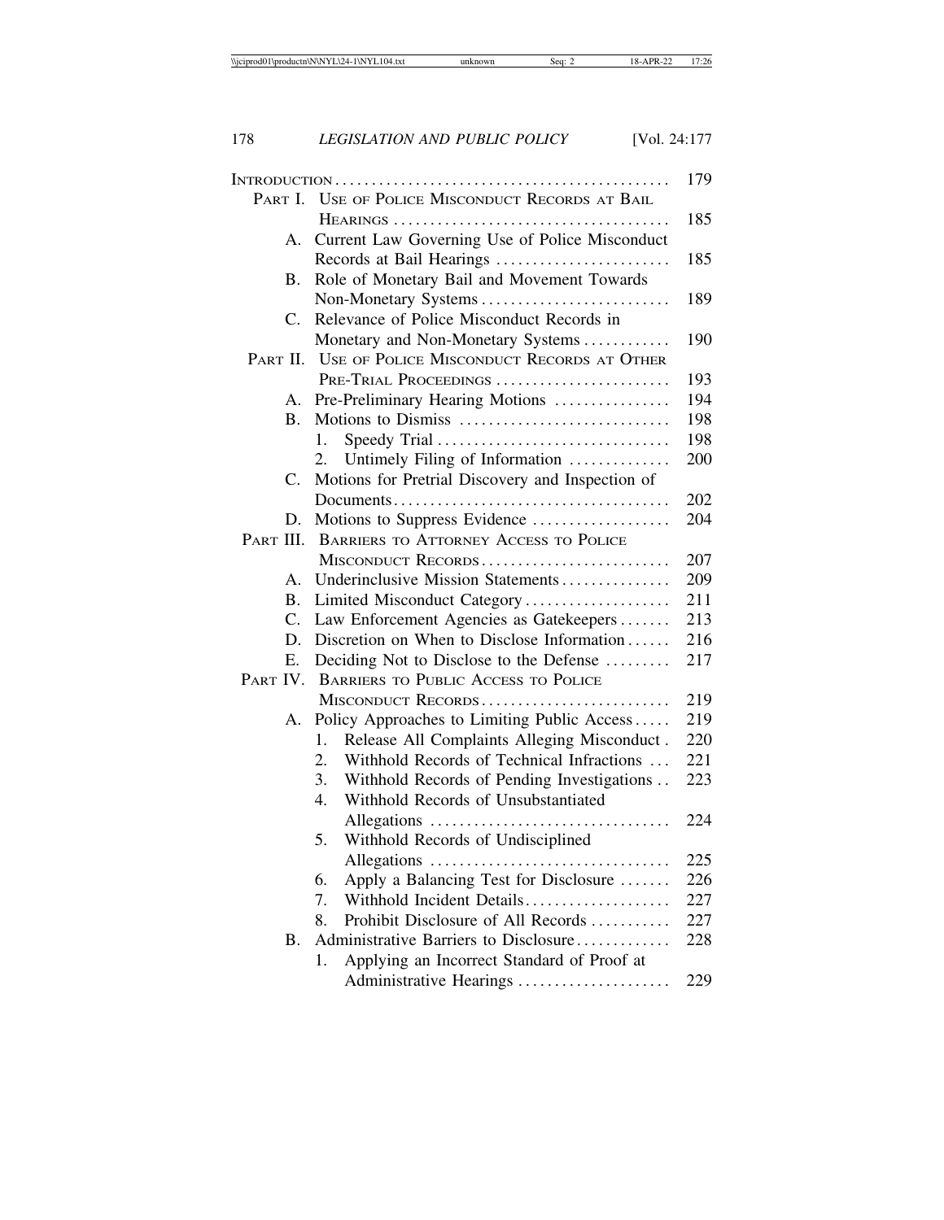| | | |
|---|---|---|
| INTRODUCTION | | 179 |
| PART I. | USE OF POLICE MISCONDUCT RECORDS AT BAIL HEARINGS | 185 |
| A. | Current Law Governing Use of Police Misconduct Records at Bail Hearings | 185 |
| B. | Role of Monetary Bail and Movement Towards Non-Monetary Systems | 189 |
| C. | Relevance of Police Misconduct Records in Monetary and Non-Monetary Systems | 190 |
| PART II. | USE OF POLICE MISCONDUCT RECORDS AT OTHER PRE-TRIAL PROCEEDINGS | 193 |
| A. | Pre-Preliminary Hearing Motions | 194 |
| B. | Motions to Dismiss | 198 |
| | 1. Speedy Trial | 198 |
| | 2. Untimely Filing of Information | 200 |
| C. | Motions for Pretrial Discovery and Inspection of Documents | 202 |
| D. | Motions to Suppress Evidence | 204 |
| PART III. | BARRIERS TO ATTORNEY ACCESS TO POLICE MISCONDUCT RECORDS | 207 |
| A. | Underinclusive Mission Statements | 209 |
| B. | Limited Misconduct Category | 211 |
| C. | Law Enforcement Agencies as Gatekeepers | 213 |
| D. | Discretion on When to Disclose Information | 216 |
| E. | Deciding Not to Disclose to the Defense | 217 |
| PART IV. | BARRIERS TO PUBLIC ACCESS TO POLICE MISCONDUCT RECORDS | 219 |
| A. | Policy Approaches to Limiting Public Access | 219 |
| | 1. Release All Complaints Alleging Misconduct | 220 |
| | 2. Withhold Records of Technical Infractions | 221 |
| | 3. Withhold Records of Pending Investigations | 223 |
| | 4. Withhold Records of Unsubstantiated Allegations | 224 |
| | 5. Withhold Records of Undisciplined Allegations | 225 |
| | 6. Apply a Balancing Test for Disclosure | 226 |
| | 7. Withhold Incident Details | 227 |
| | 8. Prohibit Disclosure of All Records | 227 |
| B. | Administrative Barriers to Disclosure | 228 |
| | 1. Applying an Incorrect Standard of Proof at Administrative Hearings | 229 |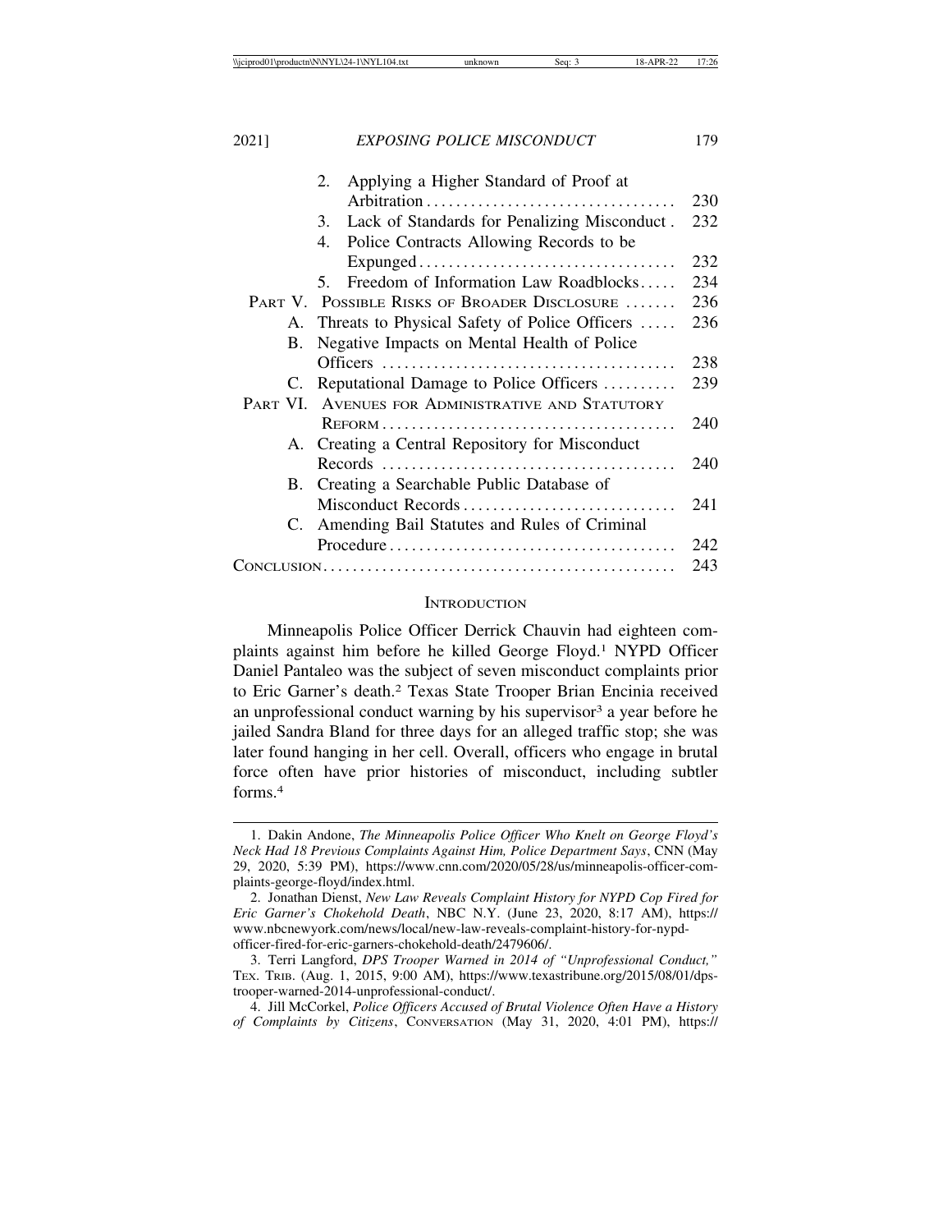2. Applying a Higher Standard of Proof at Arbitration .................................. 230
3. Lack of Standards for Penalizing Misconduct . 232
4. Police Contracts Allowing Records to be Expunged .................................. 232
5. Freedom of Information Law Roadblocks ..... 234

PART V. POSSIBLE RISKS OF BROADER DISCLOSURE ....... 236
A. Threats to Physical Safety of Police Officers ..... 236
B. Negative Impacts on Mental Health of Police Officers ....................................... 238
C. Reputational Damage to Police Officers .......... 239

PART VI. AVENUES FOR ADMINISTRATIVE AND STATUTORY REFORM ....................................... 240
A. Creating a Central Repository for Misconduct Records ....................................... 240
B. Creating a Searchable Public Database of Misconduct Records ............................ 241
C. Amending Bail Statutes and Rules of Criminal Procedure ...................................... 242

CONCLUSION ............................................... 243

## INTRODUCTION

Minneapolis Police Officer Derrick Chauvin had eighteen complaints against him before he killed George Floyd.[1] NYPD Officer Daniel Pantaleo was the subject of seven misconduct complaints prior to Eric Garner's death.[2] Texas State Trooper Brian Encinia received an unprofessional conduct warning by his supervisor[3] a year before he jailed Sandra Bland for three days for an alleged traffic stop; she was later found hanging in her cell. Overall, officers who engage in brutal force often have prior histories of misconduct, including subtler forms.[4]

---

1. Dakin Andone, *The Minneapolis Police Officer Who Knelt on George Floyd's Neck Had 18 Previous Complaints Against Him, Police Department Says*, CNN (May 29, 2020, 5:39 PM), https://www.cnn.com/2020/05/28/us/minneapolis-officer-complaints-george-floyd/index.html.

2. Jonathan Dienst, *New Law Reveals Complaint History for NYPD Cop Fired for Eric Garner's Chokehold Death*, NBC N.Y. (June 23, 2020, 8:17 AM), https://www.nbcnewyork.com/news/local/new-law-reveals-complaint-history-for-nypd-officer-fired-for-eric-garners-chokehold-death/2479606/.

3. Terri Langford, *DPS Trooper Warned in 2014 of "Unprofessional Conduct,"* TEX. TRIB. (Aug. 1, 2015, 9:00 AM), https://www.texastribune.org/2015/08/01/dps-trooper-warned-2014-unprofessional-conduct/.

4. Jill McCorkel, *Police Officers Accused of Brutal Violence Often Have a History of Complaints by Citizens*, CONVERSATION (May 31, 2020, 4:01 PM), https://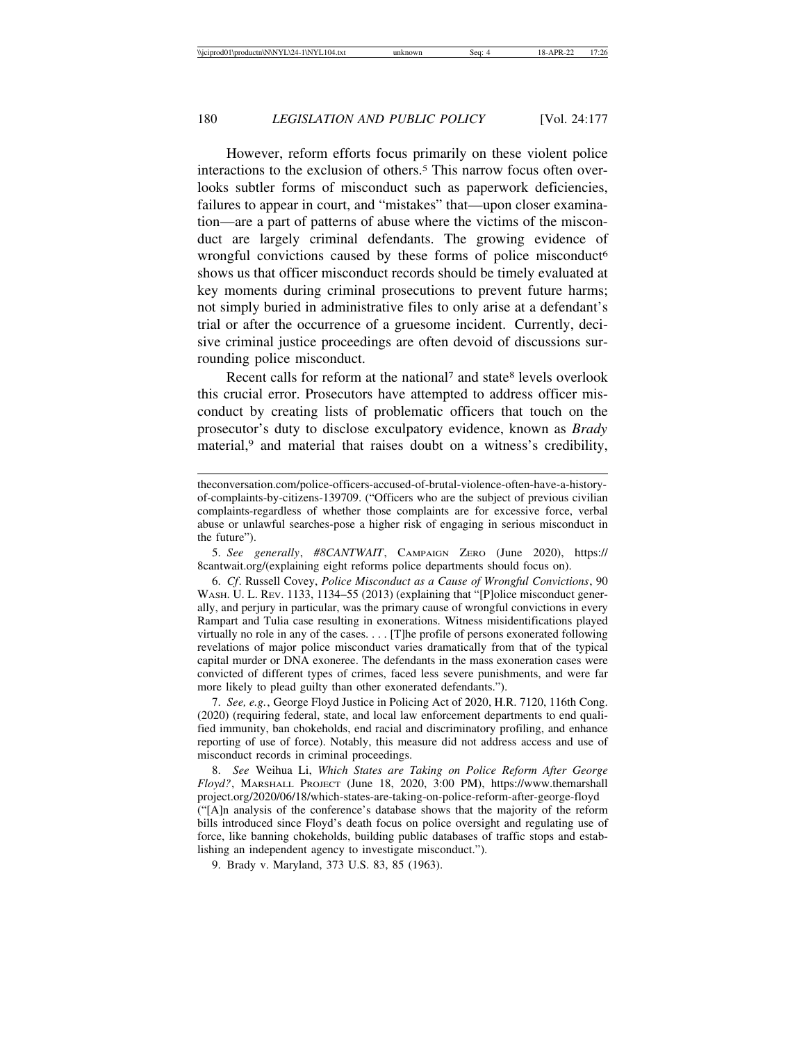However, reform efforts focus primarily on these violent police interactions to the exclusion of others.[5] This narrow focus often overlooks subtler forms of misconduct such as paperwork deficiencies, failures to appear in court, and "mistakes" that—upon closer examination—are a part of patterns of abuse where the victims of the misconduct are largely criminal defendants. The growing evidence of wrongful convictions caused by these forms of police misconduct[6] shows us that officer misconduct records should be timely evaluated at key moments during criminal prosecutions to prevent future harms; not simply buried in administrative files to only arise at a defendant's trial or after the occurrence of a gruesome incident. Currently, decisive criminal justice proceedings are often devoid of discussions surrounding police misconduct.

Recent calls for reform at the national[7] and state[8] levels overlook this crucial error. Prosecutors have attempted to address officer misconduct by creating lists of problematic officers that touch on the prosecutor's duty to disclose exculpatory evidence, known as *Brady* material,[9] and material that raises doubt on a witness's credibility,

---

theconversation.com/police-officers-accused-of-brutal-violence-often-have-a-history-of-complaints-by-citizens-139709. ("Officers who are the subject of previous civilian complaints-regardless of whether those complaints are for excessive force, verbal abuse or unlawful searches-pose a higher risk of engaging in serious misconduct in the future").

5. *See generally*, *#8CANTWAIT*, CAMPAIGN ZERO (June 2020), https://8cantwait.org/(explaining eight reforms police departments should focus on).

6. *Cf*. Russell Covey, *Police Misconduct as a Cause of Wrongful Convictions*, 90 WASH. U. L. REV. 1133, 1134–55 (2013) (explaining that "[P]olice misconduct generally, and perjury in particular, was the primary cause of wrongful convictions in every Rampart and Tulia case resulting in exonerations. Witness misidentifications played virtually no role in any of the cases. . . . [T]he profile of persons exonerated following revelations of major police misconduct varies dramatically from that of the typical capital murder or DNA exoneree. The defendants in the mass exoneration cases were convicted of different types of crimes, faced less severe punishments, and were far more likely to plead guilty than other exonerated defendants.").

7. *See, e.g.*, George Floyd Justice in Policing Act of 2020, H.R. 7120, 116th Cong. (2020) (requiring federal, state, and local law enforcement departments to end qualified immunity, ban chokeholds, end racial and discriminatory profiling, and enhance reporting of use of force). Notably, this measure did not address access and use of misconduct records in criminal proceedings.

8. *See* Weihua Li, *Which States are Taking on Police Reform After George Floyd?*, MARSHALL PROJECT (June 18, 2020, 3:00 PM), https://www.themarshallproject.org/2020/06/18/which-states-are-taking-on-police-reform-after-george-floyd ("[A]n analysis of the conference's database shows that the majority of the reform bills introduced since Floyd's death focus on police oversight and regulating use of force, like banning chokeholds, building public databases of traffic stops and establishing an independent agency to investigate misconduct.").

9. Brady v. Maryland, 373 U.S. 83, 85 (1963).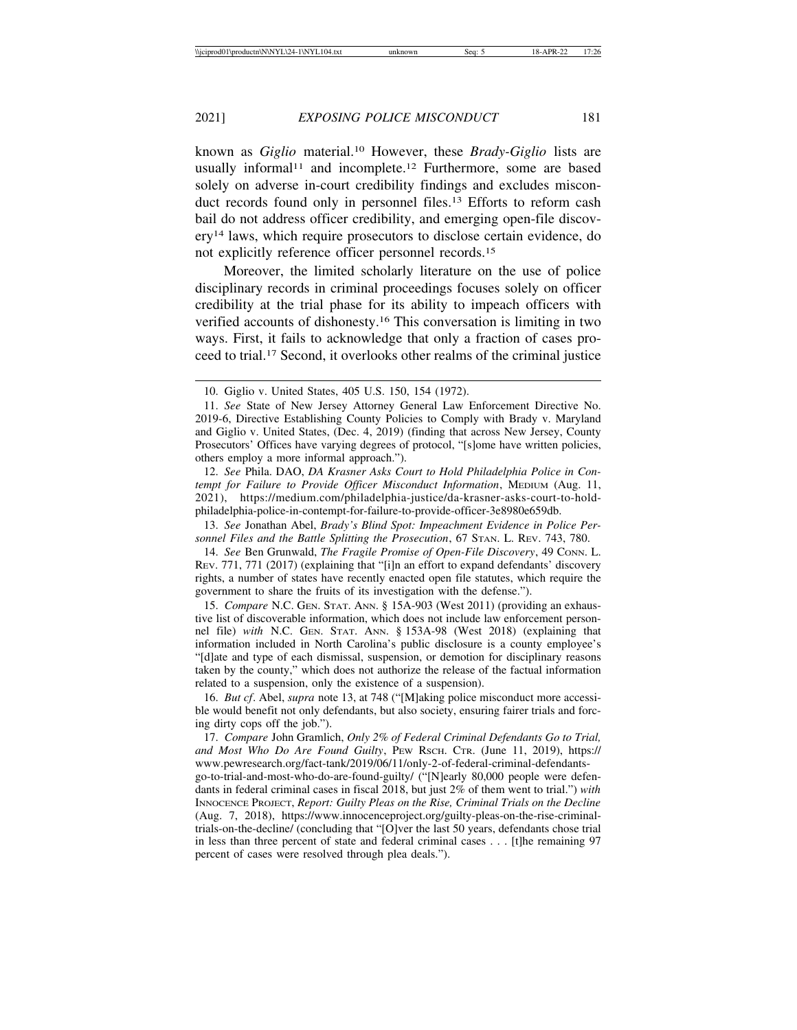known as *Giglio* material.[10] However, these *Brady-Giglio* lists are usually informal[11] and incomplete.[12] Furthermore, some are based solely on adverse in-court credibility findings and excludes misconduct records found only in personnel files.[13] Efforts to reform cash bail do not address officer credibility, and emerging open-file discovery[14] laws, which require prosecutors to disclose certain evidence, do not explicitly reference officer personnel records.[15]

Moreover, the limited scholarly literature on the use of police disciplinary records in criminal proceedings focuses solely on officer credibility at the trial phase for its ability to impeach officers with verified accounts of dishonesty.[16] This conversation is limiting in two ways. First, it fails to acknowledge that only a fraction of cases proceed to trial.[17] Second, it overlooks other realms of the criminal justice

---

10. Giglio v. United States, 405 U.S. 150, 154 (1972).

11. *See* State of New Jersey Attorney General Law Enforcement Directive No. 2019-6, Directive Establishing County Policies to Comply with Brady v. Maryland and Giglio v. United States, (Dec. 4, 2019) (finding that across New Jersey, County Prosecutors' Offices have varying degrees of protocol, "[s]ome have written policies, others employ a more informal approach.").

12. *See* Phila. DAO, *DA Krasner Asks Court to Hold Philadelphia Police in Contempt for Failure to Provide Officer Misconduct Information*, MEDIUM (Aug. 11, 2021), https://medium.com/philadelphia-justice/da-krasner-asks-court-to-hold-philadelphia-police-in-contempt-for-failure-to-provide-officer-3e8980e659db.

13. *See* Jonathan Abel, *Brady's Blind Spot: Impeachment Evidence in Police Personnel Files and the Battle Splitting the Prosecution*, 67 STAN. L. REV. 743, 780.

14. *See* Ben Grunwald, *The Fragile Promise of Open-File Discovery*, 49 CONN. L. REV. 771, 771 (2017) (explaining that "[i]n an effort to expand defendants' discovery rights, a number of states have recently enacted open file statutes, which require the government to share the fruits of its investigation with the defense.").

15. *Compare* N.C. GEN. STAT. ANN. § 15A-903 (West 2011) (providing an exhaustive list of discoverable information, which does not include law enforcement personnel file) *with* N.C. GEN. STAT. ANN. § 153A-98 (West 2018) (explaining that information included in North Carolina's public disclosure is a county employee's "[d]ate and type of each dismissal, suspension, or demotion for disciplinary reasons taken by the county," which does not authorize the release of the factual information related to a suspension, only the existence of a suspension).

16. *But cf*. Abel, *supra* note 13, at 748 ("[M]aking police misconduct more accessible would benefit not only defendants, but also society, ensuring fairer trials and forcing dirty cops off the job.").

17. *Compare* John Gramlich, *Only 2% of Federal Criminal Defendants Go to Trial, and Most Who Do Are Found Guilty*, PEW RSCH. CTR. (June 11, 2019), https://www.pewresearch.org/fact-tank/2019/06/11/only-2-of-federal-criminal-defendants-go-to-trial-and-most-who-do-are-found-guilty/ ("[N]early 80,000 people were defendants in federal criminal cases in fiscal 2018, but just 2% of them went to trial.") *with* INNOCENCE PROJECT, *Report: Guilty Pleas on the Rise, Criminal Trials on the Decline* (Aug. 7, 2018), https://www.innocenceproject.org/guilty-pleas-on-the-rise-criminal-trials-on-the-decline/ (concluding that "[O]ver the last 50 years, defendants chose trial in less than three percent of state and federal criminal cases . . . [t]he remaining 97 percent of cases were resolved through plea deals.").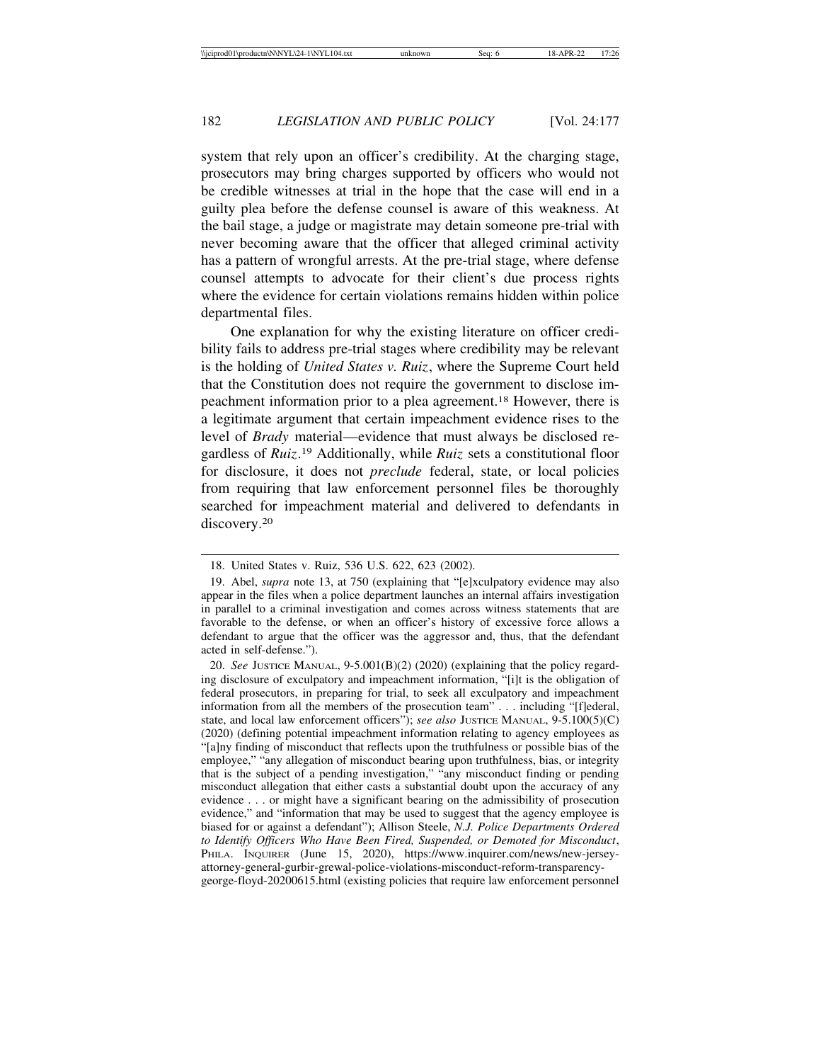system that rely upon an officer's credibility. At the charging stage, prosecutors may bring charges supported by officers who would not be credible witnesses at trial in the hope that the case will end in a guilty plea before the defense counsel is aware of this weakness. At the bail stage, a judge or magistrate may detain someone pre-trial with never becoming aware that the officer that alleged criminal activity has a pattern of wrongful arrests. At the pre-trial stage, where defense counsel attempts to advocate for their client's due process rights where the evidence for certain violations remains hidden within police departmental files.

One explanation for why the existing literature on officer credibility fails to address pre-trial stages where credibility may be relevant is the holding of *United States v. Ruiz*, where the Supreme Court held that the Constitution does not require the government to disclose impeachment information prior to a plea agreement.[18] However, there is a legitimate argument that certain impeachment evidence rises to the level of *Brady* material—evidence that must always be disclosed regardless of *Ruiz*.[19] Additionally, while *Ruiz* sets a constitutional floor for disclosure, it does not *preclude* federal, state, or local policies from requiring that law enforcement personnel files be thoroughly searched for impeachment material and delivered to defendants in discovery.[20]

---

18. United States v. Ruiz, 536 U.S. 622, 623 (2002).

19. Abel, *supra* note 13, at 750 (explaining that "[e]xculpatory evidence may also appear in the files when a police department launches an internal affairs investigation in parallel to a criminal investigation and comes across witness statements that are favorable to the defense, or when an officer's history of excessive force allows a defendant to argue that the officer was the aggressor and, thus, that the defendant acted in self-defense.").

20. *See* JUSTICE MANUAL, 9-5.001(B)(2) (2020) (explaining that the policy regarding disclosure of exculpatory and impeachment information, "[i]t is the obligation of federal prosecutors, in preparing for trial, to seek all exculpatory and impeachment information from all the members of the prosecution team" . . . including "[f]ederal, state, and local law enforcement officers"); *see also* JUSTICE MANUAL, 9-5.100(5)(C) (2020) (defining potential impeachment information relating to agency employees as "[a]ny finding of misconduct that reflects upon the truthfulness or possible bias of the employee," "any allegation of misconduct bearing upon truthfulness, bias, or integrity that is the subject of a pending investigation," "any misconduct finding or pending misconduct allegation that either casts a substantial doubt upon the accuracy of any evidence . . . or might have a significant bearing on the admissibility of prosecution evidence," and "information that may be used to suggest that the agency employee is biased for or against a defendant"); Allison Steele, *N.J. Police Departments Ordered to Identify Officers Who Have Been Fired, Suspended, or Demoted for Misconduct*, PHILA. INQUIRER (June 15, 2020), https://www.inquirer.com/news/new-jersey-attorney-general-gurbir-grewal-police-violations-misconduct-reform-transparency-george-floyd-20200615.html (existing policies that require law enforcement personnel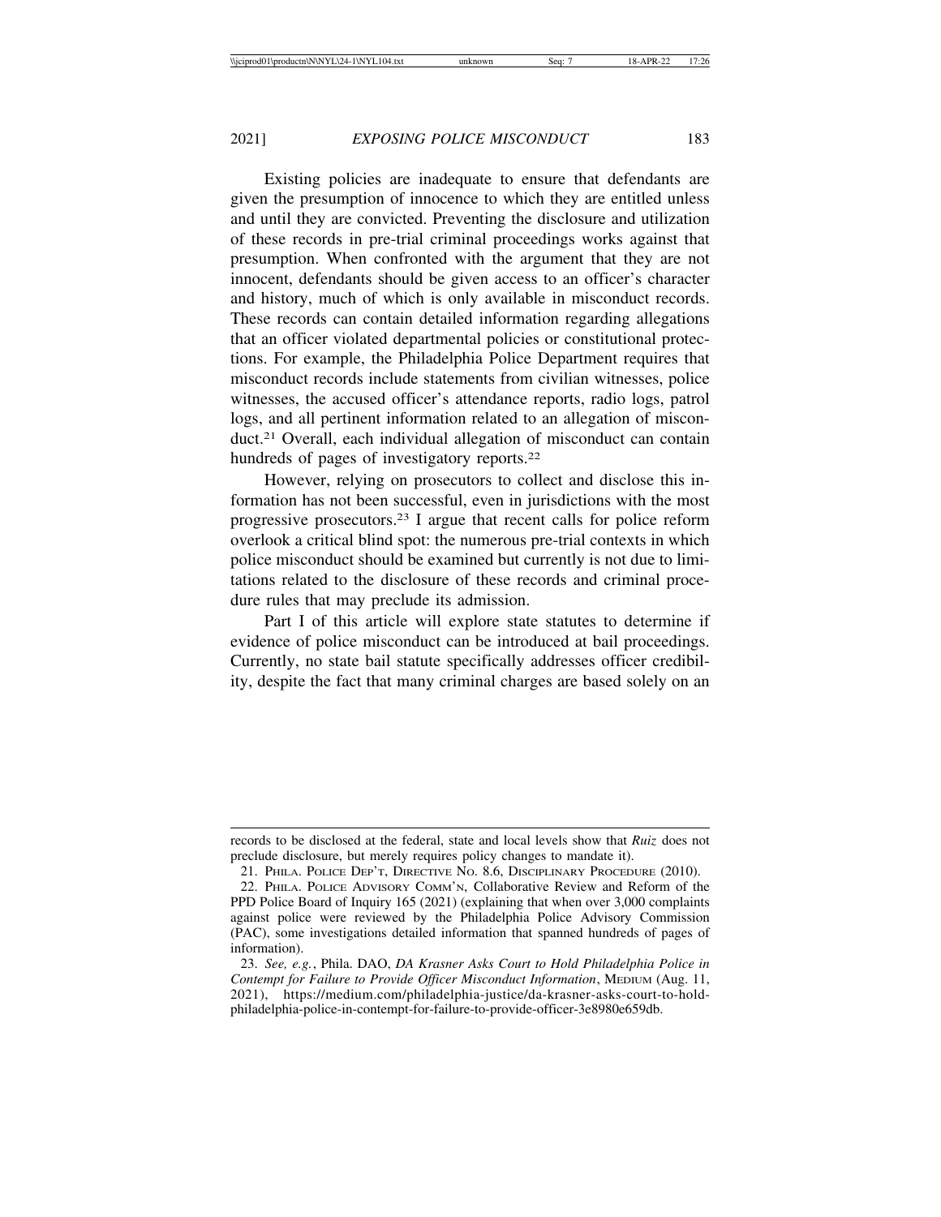Existing policies are inadequate to ensure that defendants are given the presumption of innocence to which they are entitled unless and until they are convicted. Preventing the disclosure and utilization of these records in pre-trial criminal proceedings works against that presumption. When confronted with the argument that they are not innocent, defendants should be given access to an officer's character and history, much of which is only available in misconduct records. These records can contain detailed information regarding allegations that an officer violated departmental policies or constitutional protections. For example, the Philadelphia Police Department requires that misconduct records include statements from civilian witnesses, police witnesses, the accused officer's attendance reports, radio logs, patrol logs, and all pertinent information related to an allegation of misconduct.[21] Overall, each individual allegation of misconduct can contain hundreds of pages of investigatory reports.[22]

However, relying on prosecutors to collect and disclose this information has not been successful, even in jurisdictions with the most progressive prosecutors.[23] I argue that recent calls for police reform overlook a critical blind spot: the numerous pre-trial contexts in which police misconduct should be examined but currently is not due to limitations related to the disclosure of these records and criminal procedure rules that may preclude its admission.

Part I of this article will explore state statutes to determine if evidence of police misconduct can be introduced at bail proceedings. Currently, no state bail statute specifically addresses officer credibility, despite the fact that many criminal charges are based solely on an

---

records to be disclosed at the federal, state and local levels show that *Ruiz* does not preclude disclosure, but merely requires policy changes to mandate it).

21. PHILA. POLICE DEP'T, DIRECTIVE NO. 8.6, DISCIPLINARY PROCEDURE (2010).

22. PHILA. POLICE ADVISORY COMM'N, Collaborative Review and Reform of the PPD Police Board of Inquiry 165 (2021) (explaining that when over 3,000 complaints against police were reviewed by the Philadelphia Police Advisory Commission (PAC), some investigations detailed information that spanned hundreds of pages of information).

23. *See, e.g.*, Phila. DAO, *DA Krasner Asks Court to Hold Philadelphia Police in Contempt for Failure to Provide Officer Misconduct Information*, MEDIUM (Aug. 11, 2021), https://medium.com/philadelphia-justice/da-krasner-asks-court-to-hold-philadelphia-police-in-contempt-for-failure-to-provide-officer-3e8980e659db.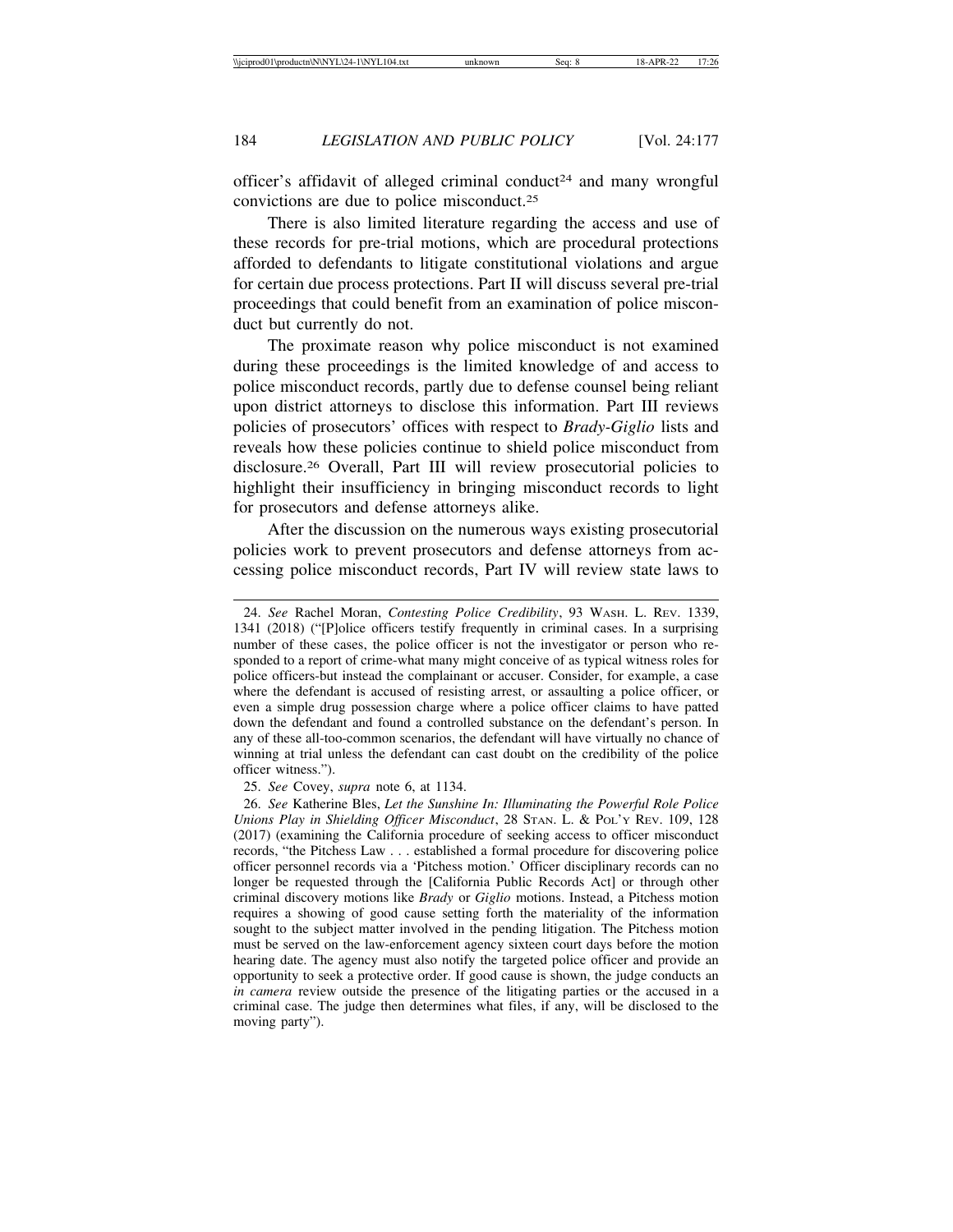officer's affidavit of alleged criminal conduct[24] and many wrongful convictions are due to police misconduct.[25]

There is also limited literature regarding the access and use of these records for pre-trial motions, which are procedural protections afforded to defendants to litigate constitutional violations and argue for certain due process protections. Part II will discuss several pre-trial proceedings that could benefit from an examination of police misconduct but currently do not.

The proximate reason why police misconduct is not examined during these proceedings is the limited knowledge of and access to police misconduct records, partly due to defense counsel being reliant upon district attorneys to disclose this information. Part III reviews policies of prosecutors' offices with respect to *Brady-Giglio* lists and reveals how these policies continue to shield police misconduct from disclosure.[26] Overall, Part III will review prosecutorial policies to highlight their insufficiency in bringing misconduct records to light for prosecutors and defense attorneys alike.

After the discussion on the numerous ways existing prosecutorial policies work to prevent prosecutors and defense attorneys from accessing police misconduct records, Part IV will review state laws to

---

24. *See* Rachel Moran, *Contesting Police Credibility*, 93 WASH. L. REV. 1339, 1341 (2018) ("[P]olice officers testify frequently in criminal cases. In a surprising number of these cases, the police officer is not the investigator or person who responded to a report of crime-what many might conceive of as typical witness roles for police officers-but instead the complainant or accuser. Consider, for example, a case where the defendant is accused of resisting arrest, or assaulting a police officer, or even a simple drug possession charge where a police officer claims to have patted down the defendant and found a controlled substance on the defendant's person. In any of these all-too-common scenarios, the defendant will have virtually no chance of winning at trial unless the defendant can cast doubt on the credibility of the police officer witness.").

25. *See* Covey, *supra* note 6, at 1134.

26. *See* Katherine Bles, *Let the Sunshine In: Illuminating the Powerful Role Police Unions Play in Shielding Officer Misconduct*, 28 STAN. L. & POL'Y REV. 109, 128 (2017) (examining the California procedure of seeking access to officer misconduct records, "the Pitchess Law . . . established a formal procedure for discovering police officer personnel records via a 'Pitchess motion.' Officer disciplinary records can no longer be requested through the [California Public Records Act] or through other criminal discovery motions like *Brady* or *Giglio* motions. Instead, a Pitchess motion requires a showing of good cause setting forth the materiality of the information sought to the subject matter involved in the pending litigation. The Pitchess motion must be served on the law-enforcement agency sixteen court days before the motion hearing date. The agency must also notify the targeted police officer and provide an opportunity to seek a protective order. If good cause is shown, the judge conducts an *in camera* review outside the presence of the litigating parties or the accused in a criminal case. The judge then determines what files, if any, will be disclosed to the moving party").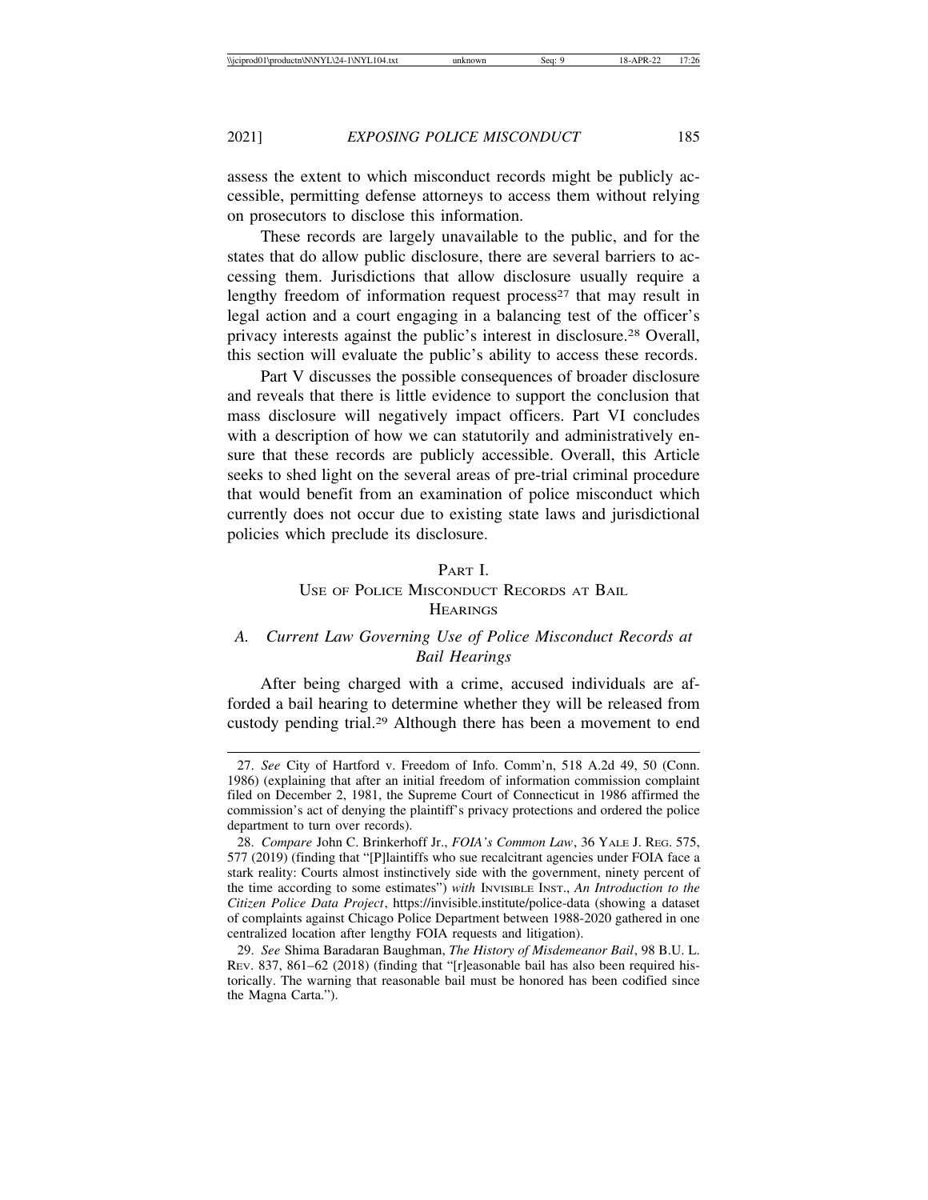assess the extent to which misconduct records might be publicly accessible, permitting defense attorneys to access them without relying on prosecutors to disclose this information.

These records are largely unavailable to the public, and for the states that do allow public disclosure, there are several barriers to accessing them. Jurisdictions that allow disclosure usually require a lengthy freedom of information request process[27] that may result in legal action and a court engaging in a balancing test of the officer's privacy interests against the public's interest in disclosure.[28] Overall, this section will evaluate the public's ability to access these records.

Part V discusses the possible consequences of broader disclosure and reveals that there is little evidence to support the conclusion that mass disclosure will negatively impact officers. Part VI concludes with a description of how we can statutorily and administratively ensure that these records are publicly accessible. Overall, this Article seeks to shed light on the several areas of pre-trial criminal procedure that would benefit from an examination of police misconduct which currently does not occur due to existing state laws and jurisdictional policies which preclude its disclosure.

## PART I.
## USE OF POLICE MISCONDUCT RECORDS AT BAIL HEARINGS

### A. *Current Law Governing Use of Police Misconduct Records at Bail Hearings*

After being charged with a crime, accused individuals are afforded a bail hearing to determine whether they will be released from custody pending trial.[29] Although there has been a movement to end

---

27. *See* City of Hartford v. Freedom of Info. Comm'n, 518 A.2d 49, 50 (Conn. 1986) (explaining that after an initial freedom of information commission complaint filed on December 2, 1981, the Supreme Court of Connecticut in 1986 affirmed the commission's act of denying the plaintiff's privacy protections and ordered the police department to turn over records).

28. *Compare* John C. Brinkerhoff Jr., *FOIA's Common Law*, 36 YALE J. REG. 575, 577 (2019) (finding that "[P]laintiffs who sue recalcitrant agencies under FOIA face a stark reality: Courts almost instinctively side with the government, ninety percent of the time according to some estimates") *with* INVISIBLE INST., *An Introduction to the Citizen Police Data Project*, https://invisible.institute/police-data (showing a dataset of complaints against Chicago Police Department between 1988-2020 gathered in one centralized location after lengthy FOIA requests and litigation).

29. *See* Shima Baradaran Baughman, *The History of Misdemeanor Bail*, 98 B.U. L. REV. 837, 861–62 (2018) (finding that "[r]easonable bail has also been required historically. The warning that reasonable bail must be honored has been codified since the Magna Carta.").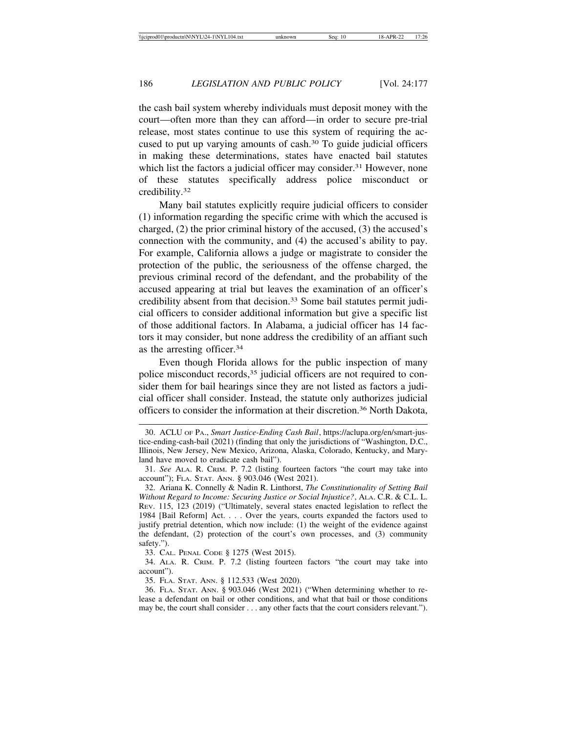the cash bail system whereby individuals must deposit money with the court—often more than they can afford—in order to secure pre-trial release, most states continue to use this system of requiring the accused to put up varying amounts of cash.[30] To guide judicial officers in making these determinations, states have enacted bail statutes which list the factors a judicial officer may consider.[31] However, none of these statutes specifically address police misconduct or credibility.[32]

Many bail statutes explicitly require judicial officers to consider (1) information regarding the specific crime with which the accused is charged, (2) the prior criminal history of the accused, (3) the accused's connection with the community, and (4) the accused's ability to pay. For example, California allows a judge or magistrate to consider the protection of the public, the seriousness of the offense charged, the previous criminal record of the defendant, and the probability of the accused appearing at trial but leaves the examination of an officer's credibility absent from that decision.[33] Some bail statutes permit judicial officers to consider additional information but give a specific list of those additional factors. In Alabama, a judicial officer has 14 factors it may consider, but none address the credibility of an affiant such as the arresting officer.[34]

Even though Florida allows for the public inspection of many police misconduct records,[35] judicial officers are not required to consider them for bail hearings since they are not listed as factors a judicial officer shall consider. Instead, the statute only authorizes judicial officers to consider the information at their discretion.[36] North Dakota,

---

30. ACLU of Pa., *Smart Justice-Ending Cash Bail*, https://aclupa.org/en/smart-justice-ending-cash-bail (2021) (finding that only the jurisdictions of "Washington, D.C., Illinois, New Jersey, New Mexico, Arizona, Alaska, Colorado, Kentucky, and Maryland have moved to eradicate cash bail").

31. *See* Ala. R. Crim. P. 7.2 (listing fourteen factors "the court may take into account"); Fla. Stat. Ann. § 903.046 (West 2021).

32. Ariana K. Connelly & Nadin R. Linthorst, *The Constitutionality of Setting Bail Without Regard to Income: Securing Justice or Social Injustice?*, Ala. C.R. & C.L. L. Rev. 115, 123 (2019) ("Ultimately, several states enacted legislation to reflect the 1984 [Bail Reform] Act. . . . Over the years, courts expanded the factors used to justify pretrial detention, which now include: (1) the weight of the evidence against the defendant, (2) protection of the court's own processes, and (3) community safety.").

33. Cal. Penal Code § 1275 (West 2015).

34. Ala. R. Crim. P. 7.2 (listing fourteen factors "the court may take into account").

35. Fla. Stat. Ann. § 112.533 (West 2020).

36. Fla. Stat. Ann. § 903.046 (West 2021) ("When determining whether to release a defendant on bail or other conditions, and what that bail or those conditions may be, the court shall consider . . . any other facts that the court considers relevant.").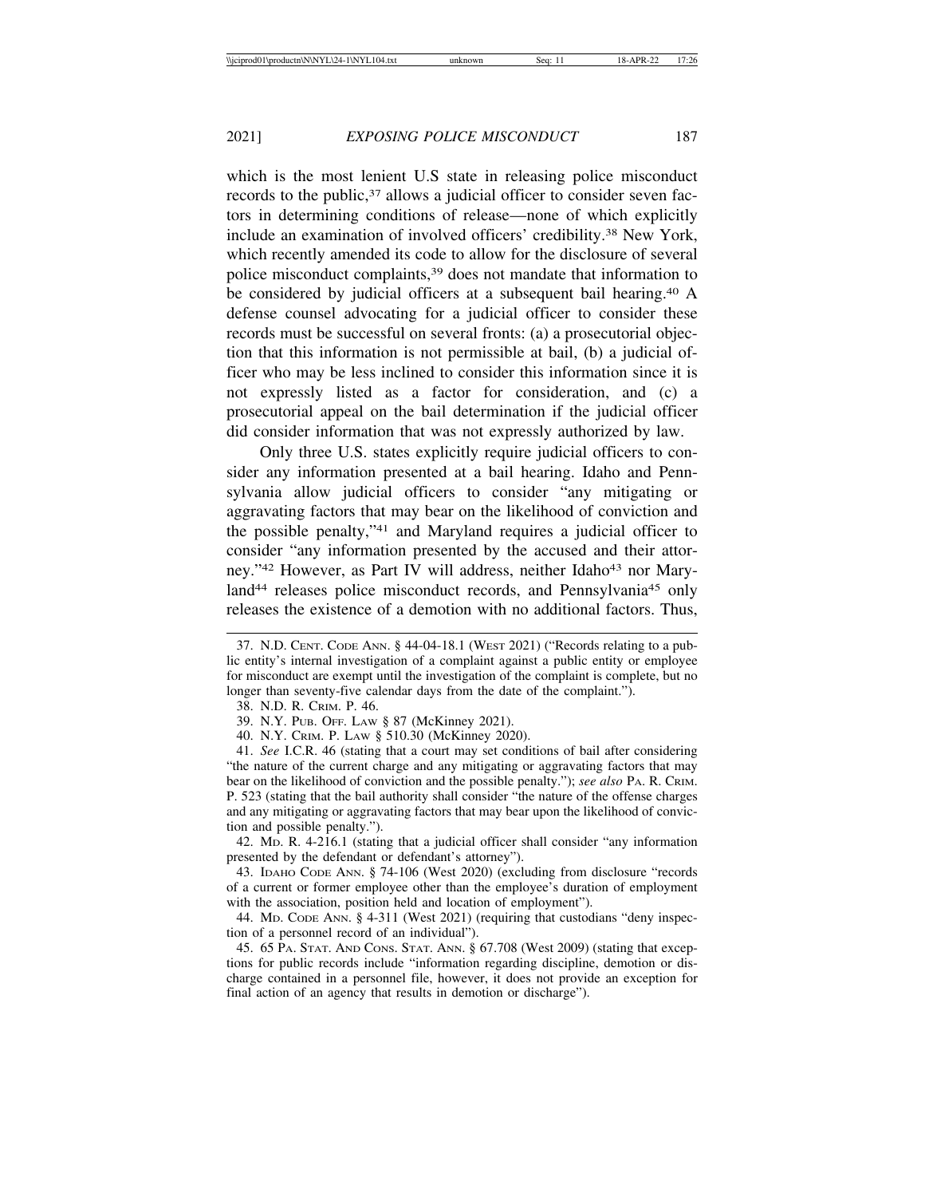which is the most lenient U.S state in releasing police misconduct records to the public,[37] allows a judicial officer to consider seven factors in determining conditions of release—none of which explicitly include an examination of involved officers' credibility.[38] New York, which recently amended its code to allow for the disclosure of several police misconduct complaints,[39] does not mandate that information to be considered by judicial officers at a subsequent bail hearing.[40] A defense counsel advocating for a judicial officer to consider these records must be successful on several fronts: (a) a prosecutorial objection that this information is not permissible at bail, (b) a judicial officer who may be less inclined to consider this information since it is not expressly listed as a factor for consideration, and (c) a prosecutorial appeal on the bail determination if the judicial officer did consider information that was not expressly authorized by law.

Only three U.S. states explicitly require judicial officers to consider any information presented at a bail hearing. Idaho and Pennsylvania allow judicial officers to consider "any mitigating or aggravating factors that may bear on the likelihood of conviction and the possible penalty,"[41] and Maryland requires a judicial officer to consider "any information presented by the accused and their attorney."[42] However, as Part IV will address, neither Idaho[43] nor Maryland[44] releases police misconduct records, and Pennsylvania[45] only releases the existence of a demotion with no additional factors. Thus,

---

37. N.D. CENT. CODE ANN. § 44-04-18.1 (WEST 2021) ("Records relating to a public entity's internal investigation of a complaint against a public entity or employee for misconduct are exempt until the investigation of the complaint is complete, but no longer than seventy-five calendar days from the date of the complaint.").

38. N.D. R. CRIM. P. 46.

39. N.Y. PUB. OFF. LAW § 87 (McKinney 2021).

40. N.Y. CRIM. P. LAW § 510.30 (McKinney 2020).

41. *See* I.C.R. 46 (stating that a court may set conditions of bail after considering "the nature of the current charge and any mitigating or aggravating factors that may bear on the likelihood of conviction and the possible penalty."); *see also* PA. R. CRIM. P. 523 (stating that the bail authority shall consider "the nature of the offense charges and any mitigating or aggravating factors that may bear upon the likelihood of conviction and possible penalty.").

42. MD. R. 4-216.1 (stating that a judicial officer shall consider "any information presented by the defendant or defendant's attorney").

43. IDAHO CODE ANN. § 74-106 (West 2020) (excluding from disclosure "records of a current or former employee other than the employee's duration of employment with the association, position held and location of employment").

44. MD. CODE ANN. § 4-311 (West 2021) (requiring that custodians "deny inspection of a personnel record of an individual").

45. 65 PA. STAT. AND CONS. STAT. ANN. § 67.708 (West 2009) (stating that exceptions for public records include "information regarding discipline, demotion or discharge contained in a personnel file, however, it does not provide an exception for final action of an agency that results in demotion or discharge").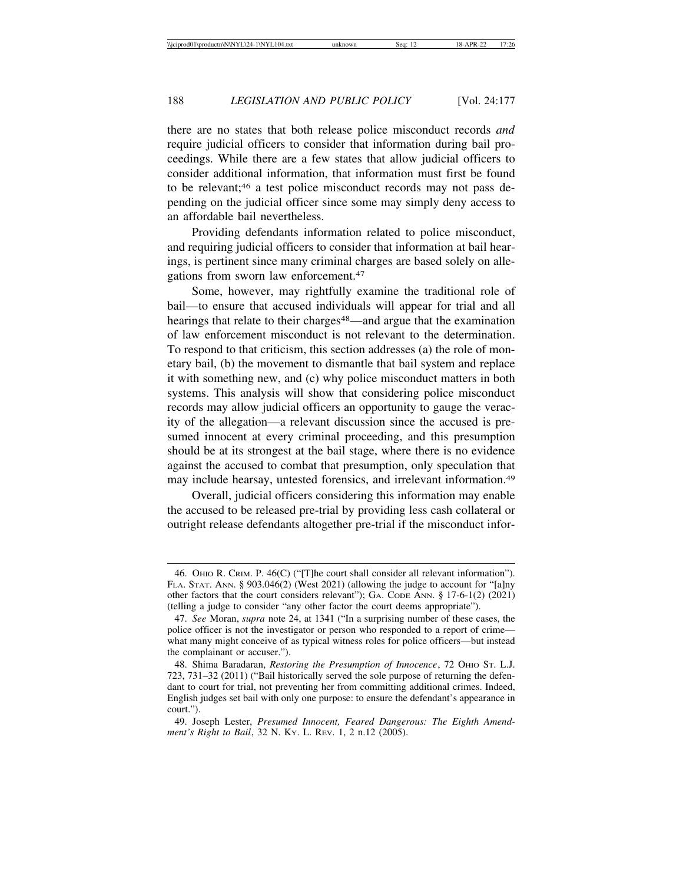there are no states that both release police misconduct records *and* require judicial officers to consider that information during bail proceedings. While there are a few states that allow judicial officers to consider additional information, that information must first be found to be relevant;[46] a test police misconduct records may not pass depending on the judicial officer since some may simply deny access to an affordable bail nevertheless.

Providing defendants information related to police misconduct, and requiring judicial officers to consider that information at bail hearings, is pertinent since many criminal charges are based solely on allegations from sworn law enforcement.[47]

Some, however, may rightfully examine the traditional role of bail—to ensure that accused individuals will appear for trial and all hearings that relate to their charges[48]—and argue that the examination of law enforcement misconduct is not relevant to the determination. To respond to that criticism, this section addresses (a) the role of monetary bail, (b) the movement to dismantle that bail system and replace it with something new, and (c) why police misconduct matters in both systems. This analysis will show that considering police misconduct records may allow judicial officers an opportunity to gauge the veracity of the allegation—a relevant discussion since the accused is presumed innocent at every criminal proceeding, and this presumption should be at its strongest at the bail stage, where there is no evidence against the accused to combat that presumption, only speculation that may include hearsay, untested forensics, and irrelevant information.[49]

Overall, judicial officers considering this information may enable the accused to be released pre-trial by providing less cash collateral or outright release defendants altogether pre-trial if the misconduct infor-

---

46. OHIO R. CRIM. P. 46(C) ("[T]he court shall consider all relevant information"). FLA. STAT. ANN. § 903.046(2) (West 2021) (allowing the judge to account for "[a]ny other factors that the court considers relevant"); GA. CODE ANN. § 17-6-1(2) (2021) (telling a judge to consider "any other factor the court deems appropriate").

47. *See* Moran, *supra* note 24, at 1341 ("In a surprising number of these cases, the police officer is not the investigator or person who responded to a report of crime—what many might conceive of as typical witness roles for police officers—but instead the complainant or accuser.").

48. Shima Baradaran, *Restoring the Presumption of Innocence*, 72 OHIO ST. L.J. 723, 731–32 (2011) ("Bail historically served the sole purpose of returning the defendant to court for trial, not preventing her from committing additional crimes. Indeed, English judges set bail with only one purpose: to ensure the defendant's appearance in court.").

49. Joseph Lester, *Presumed Innocent, Feared Dangerous: The Eighth Amendment's Right to Bail*, 32 N. KY. L. REV. 1, 2 n.12 (2005).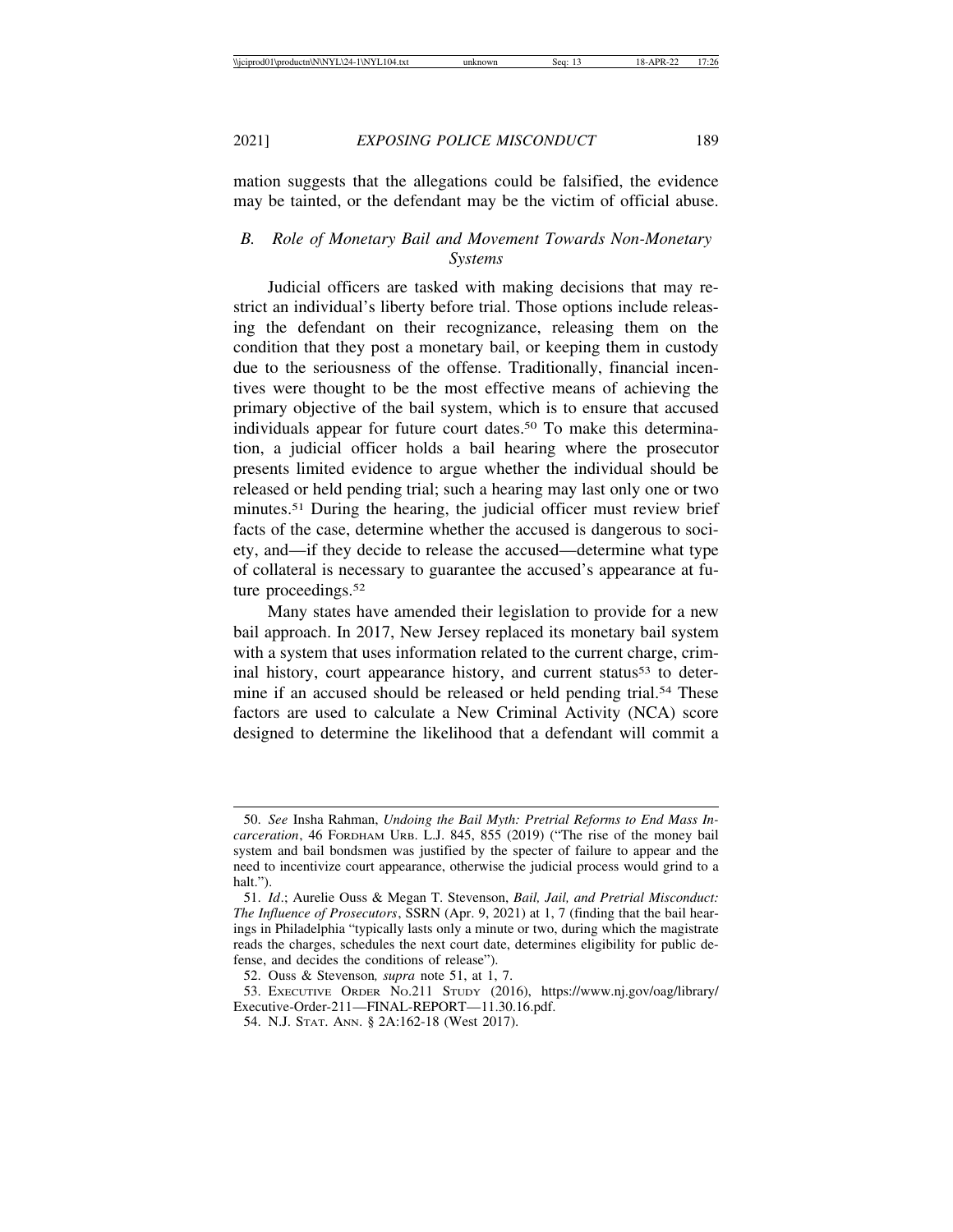mation suggests that the allegations could be falsified, the evidence may be tainted, or the defendant may be the victim of official abuse.

### *B. Role of Monetary Bail and Movement Towards Non-Monetary Systems*

Judicial officers are tasked with making decisions that may restrict an individual's liberty before trial. Those options include releasing the defendant on their recognizance, releasing them on the condition that they post a monetary bail, or keeping them in custody due to the seriousness of the offense. Traditionally, financial incentives were thought to be the most effective means of achieving the primary objective of the bail system, which is to ensure that accused individuals appear for future court dates.[50] To make this determination, a judicial officer holds a bail hearing where the prosecutor presents limited evidence to argue whether the individual should be released or held pending trial; such a hearing may last only one or two minutes.[51] During the hearing, the judicial officer must review brief facts of the case, determine whether the accused is dangerous to society, and—if they decide to release the accused—determine what type of collateral is necessary to guarantee the accused's appearance at future proceedings.[52]

Many states have amended their legislation to provide for a new bail approach. In 2017, New Jersey replaced its monetary bail system with a system that uses information related to the current charge, criminal history, court appearance history, and current status[53] to determine if an accused should be released or held pending trial.[54] These factors are used to calculate a New Criminal Activity (NCA) score designed to determine the likelihood that a defendant will commit a

---

50. *See* Insha Rahman, *Undoing the Bail Myth: Pretrial Reforms to End Mass Incarceration*, 46 FORDHAM URB. L.J. 845, 855 (2019) ("The rise of the money bail system and bail bondsmen was justified by the specter of failure to appear and the need to incentivize court appearance, otherwise the judicial process would grind to a halt.").

51. *Id*.; Aurelie Ouss & Megan T. Stevenson, *Bail, Jail, and Pretrial Misconduct: The Influence of Prosecutors*, SSRN (Apr. 9, 2021) at 1, 7 (finding that the bail hearings in Philadelphia "typically lasts only a minute or two, during which the magistrate reads the charges, schedules the next court date, determines eligibility for public defense, and decides the conditions of release").

52. Ouss & Stevenson*, supra* note 51, at 1, 7.

53. EXECUTIVE ORDER NO.211 STUDY (2016), https://www.nj.gov/oag/library/Executive-Order-211—FINAL-REPORT—11.30.16.pdf.

54. N.J. STAT. ANN. § 2A:162-18 (West 2017).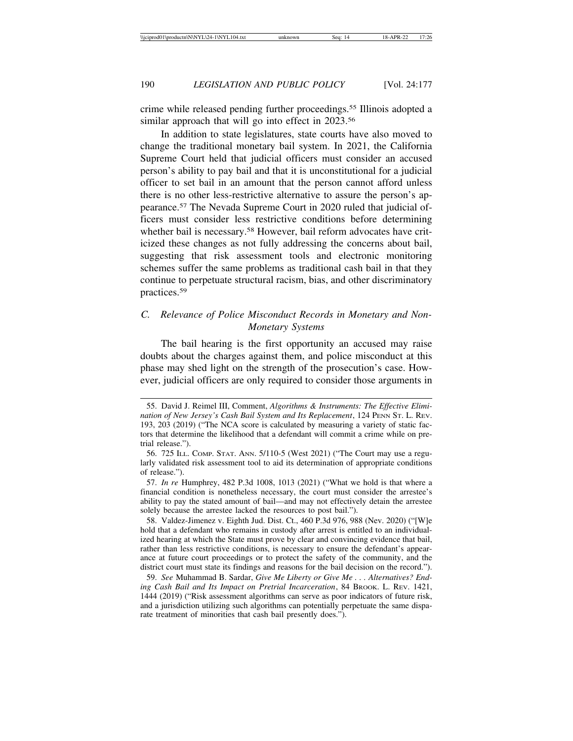crime while released pending further proceedings.[55] Illinois adopted a similar approach that will go into effect in 2023.[56]

In addition to state legislatures, state courts have also moved to change the traditional monetary bail system. In 2021, the California Supreme Court held that judicial officers must consider an accused person's ability to pay bail and that it is unconstitutional for a judicial officer to set bail in an amount that the person cannot afford unless there is no other less-restrictive alternative to assure the person's appearance.[57] The Nevada Supreme Court in 2020 ruled that judicial officers must consider less restrictive conditions before determining whether bail is necessary.[58] However, bail reform advocates have criticized these changes as not fully addressing the concerns about bail, suggesting that risk assessment tools and electronic monitoring schemes suffer the same problems as traditional cash bail in that they continue to perpetuate structural racism, bias, and other discriminatory practices.[59]

### *C. Relevance of Police Misconduct Records in Monetary and Non-Monetary Systems*

The bail hearing is the first opportunity an accused may raise doubts about the charges against them, and police misconduct at this phase may shed light on the strength of the prosecution's case. However, judicial officers are only required to consider those arguments in

---

55. David J. Reimel III, Comment, *Algorithms & Instruments: The Effective Elimination of New Jersey's Cash Bail System and Its Replacement*, 124 PENN ST. L. REV. 193, 203 (2019) ("The NCA score is calculated by measuring a variety of static factors that determine the likelihood that a defendant will commit a crime while on pretrial release.").

56. 725 ILL. COMP. STAT. ANN. 5/110-5 (West 2021) ("The Court may use a regularly validated risk assessment tool to aid its determination of appropriate conditions of release.").

57. *In re* Humphrey, 482 P.3d 1008, 1013 (2021) ("What we hold is that where a financial condition is nonetheless necessary, the court must consider the arrestee's ability to pay the stated amount of bail—and may not effectively detain the arrestee solely because the arrestee lacked the resources to post bail.").

58. Valdez-Jimenez v. Eighth Jud. Dist. Ct., 460 P.3d 976, 988 (Nev. 2020) ("[W]e hold that a defendant who remains in custody after arrest is entitled to an individualized hearing at which the State must prove by clear and convincing evidence that bail, rather than less restrictive conditions, is necessary to ensure the defendant's appearance at future court proceedings or to protect the safety of the community, and the district court must state its findings and reasons for the bail decision on the record.").

59. *See* Muhammad B. Sardar, *Give Me Liberty or Give Me . . . Alternatives? Ending Cash Bail and Its Impact on Pretrial Incarceration*, 84 BROOK. L. REV. 1421, 1444 (2019) ("Risk assessment algorithms can serve as poor indicators of future risk, and a jurisdiction utilizing such algorithms can potentially perpetuate the same disparate treatment of minorities that cash bail presently does.").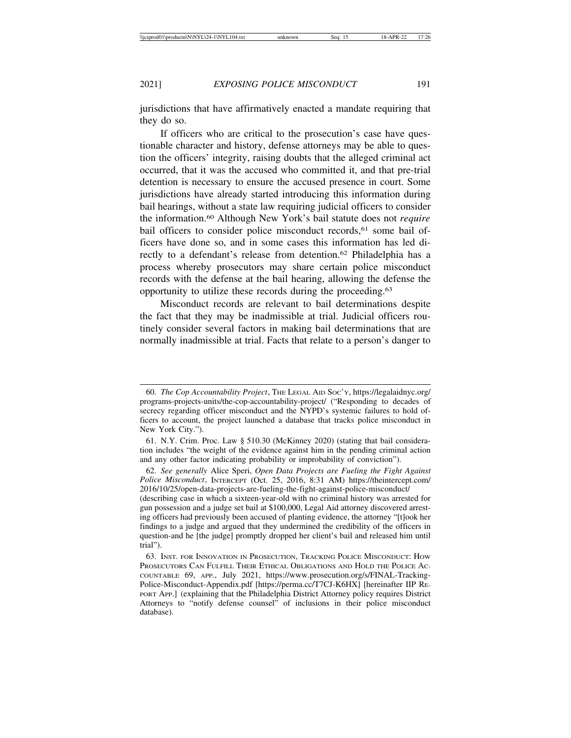jurisdictions that have affirmatively enacted a mandate requiring that they do so.

If officers who are critical to the prosecution's case have questionable character and history, defense attorneys may be able to question the officers' integrity, raising doubts that the alleged criminal act occurred, that it was the accused who committed it, and that pre-trial detention is necessary to ensure the accused presence in court. Some jurisdictions have already started introducing this information during bail hearings, without a state law requiring judicial officers to consider the information.[60] Although New York's bail statute does not *require* bail officers to consider police misconduct records,[61] some bail officers have done so, and in some cases this information has led directly to a defendant's release from detention.[62] Philadelphia has a process whereby prosecutors may share certain police misconduct records with the defense at the bail hearing, allowing the defense the opportunity to utilize these records during the proceeding.[63]

Misconduct records are relevant to bail determinations despite the fact that they may be inadmissible at trial. Judicial officers routinely consider several factors in making bail determinations that are normally inadmissible at trial. Facts that relate to a person's danger to

---

60. *The Cop Accountability Project*, THE LEGAL AID SOC'Y, https://legalaidnyc.org/programs-projects-units/the-cop-accountability-project/ ("Responding to decades of secrecy regarding officer misconduct and the NYPD's systemic failures to hold officers to account, the project launched a database that tracks police misconduct in New York City.").

61. N.Y. Crim. Proc. Law § 510.30 (McKinney 2020) (stating that bail consideration includes "the weight of the evidence against him in the pending criminal action and any other factor indicating probability or improbability of conviction").

62. *See generally* Alice Speri, *Open Data Projects are Fueling the Fight Against Police Misconduct*, INTERCEPT (Oct. 25, 2016, 8:31 AM) https://theintercept.com/2016/10/25/open-data-projects-are-fueling-the-fight-against-police-misconduct/ (describing case in which a sixteen-year-old with no criminal history was arrested for gun possession and a judge set bail at $100,000, Legal Aid attorney discovered arresting officers had previously been accused of planting evidence, the attorney "[t]ook her findings to a judge and argued that they undermined the credibility of the officers in question-and he [the judge] promptly dropped her client's bail and released him until trial").

63. INST. FOR INNOVATION IN PROSECUTION, TRACKING POLICE MISCONDUCT: HOW PROSECUTORS CAN FULFILL THEIR ETHICAL OBLIGATIONS AND HOLD THE POLICE ACCOUNTABLE 69, APP., July 2021, https://www.prosecution.org/s/FINAL-Tracking-Police-Misconduct-Appendix.pdf [https://perma.cc/T7CJ-K6HX] [hereinafter IIP REPORT APP.] (explaining that the Philadelphia District Attorney policy requires District Attorneys to "notify defense counsel" of inclusions in their police misconduct database).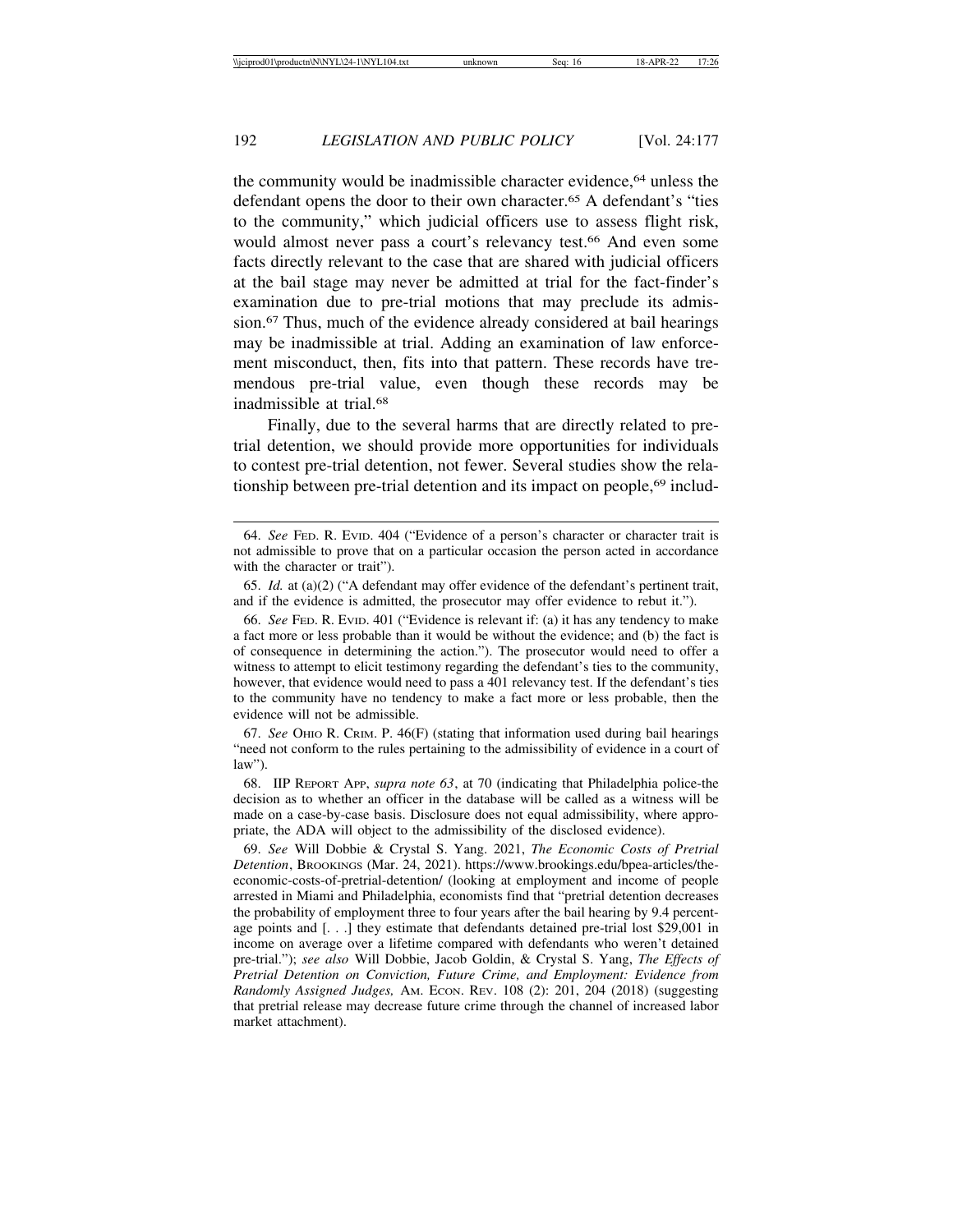the community would be inadmissible character evidence,[64] unless the defendant opens the door to their own character.[65] A defendant's "ties to the community," which judicial officers use to assess flight risk, would almost never pass a court's relevancy test.[66] And even some facts directly relevant to the case that are shared with judicial officers at the bail stage may never be admitted at trial for the fact-finder's examination due to pre-trial motions that may preclude its admission.[67] Thus, much of the evidence already considered at bail hearings may be inadmissible at trial. Adding an examination of law enforcement misconduct, then, fits into that pattern. These records have tremendous pre-trial value, even though these records may be inadmissible at trial.[68]

Finally, due to the several harms that are directly related to pre-trial detention, we should provide more opportunities for individuals to contest pre-trial detention, not fewer. Several studies show the relationship between pre-trial detention and its impact on people,[69] includ-

---

64. *See* FED. R. EVID. 404 ("Evidence of a person's character or character trait is not admissible to prove that on a particular occasion the person acted in accordance with the character or trait").

65. *Id.* at (a)(2) ("A defendant may offer evidence of the defendant's pertinent trait, and if the evidence is admitted, the prosecutor may offer evidence to rebut it.").

66. *See* FED. R. EVID. 401 ("Evidence is relevant if: (a) it has any tendency to make a fact more or less probable than it would be without the evidence; and (b) the fact is of consequence in determining the action."). The prosecutor would need to offer a witness to attempt to elicit testimony regarding the defendant's ties to the community, however, that evidence would need to pass a 401 relevancy test. If the defendant's ties to the community have no tendency to make a fact more or less probable, then the evidence will not be admissible.

67. *See* OHIO R. CRIM. P. 46(F) (stating that information used during bail hearings "need not conform to the rules pertaining to the admissibility of evidence in a court of law").

68. IIP REPORT APP, *supra note 63*, at 70 (indicating that Philadelphia police-the decision as to whether an officer in the database will be called as a witness will be made on a case-by-case basis. Disclosure does not equal admissibility, where appropriate, the ADA will object to the admissibility of the disclosed evidence).

69. *See* Will Dobbie & Crystal S. Yang. 2021, *The Economic Costs of Pretrial Detention*, BROOKINGS (Mar. 24, 2021). https://www.brookings.edu/bpea-articles/the-economic-costs-of-pretrial-detention/ (looking at employment and income of people arrested in Miami and Philadelphia, economists find that "pretrial detention decreases the probability of employment three to four years after the bail hearing by 9.4 percentage points and [. . .] they estimate that defendants detained pre-trial lost $29,001 in income on average over a lifetime compared with defendants who weren't detained pre-trial."); *see also* Will Dobbie, Jacob Goldin, & Crystal S. Yang, *The Effects of Pretrial Detention on Conviction, Future Crime, and Employment: Evidence from Randomly Assigned Judges,* AM. ECON. REV. 108 (2): 201, 204 (2018) (suggesting that pretrial release may decrease future crime through the channel of increased labor market attachment).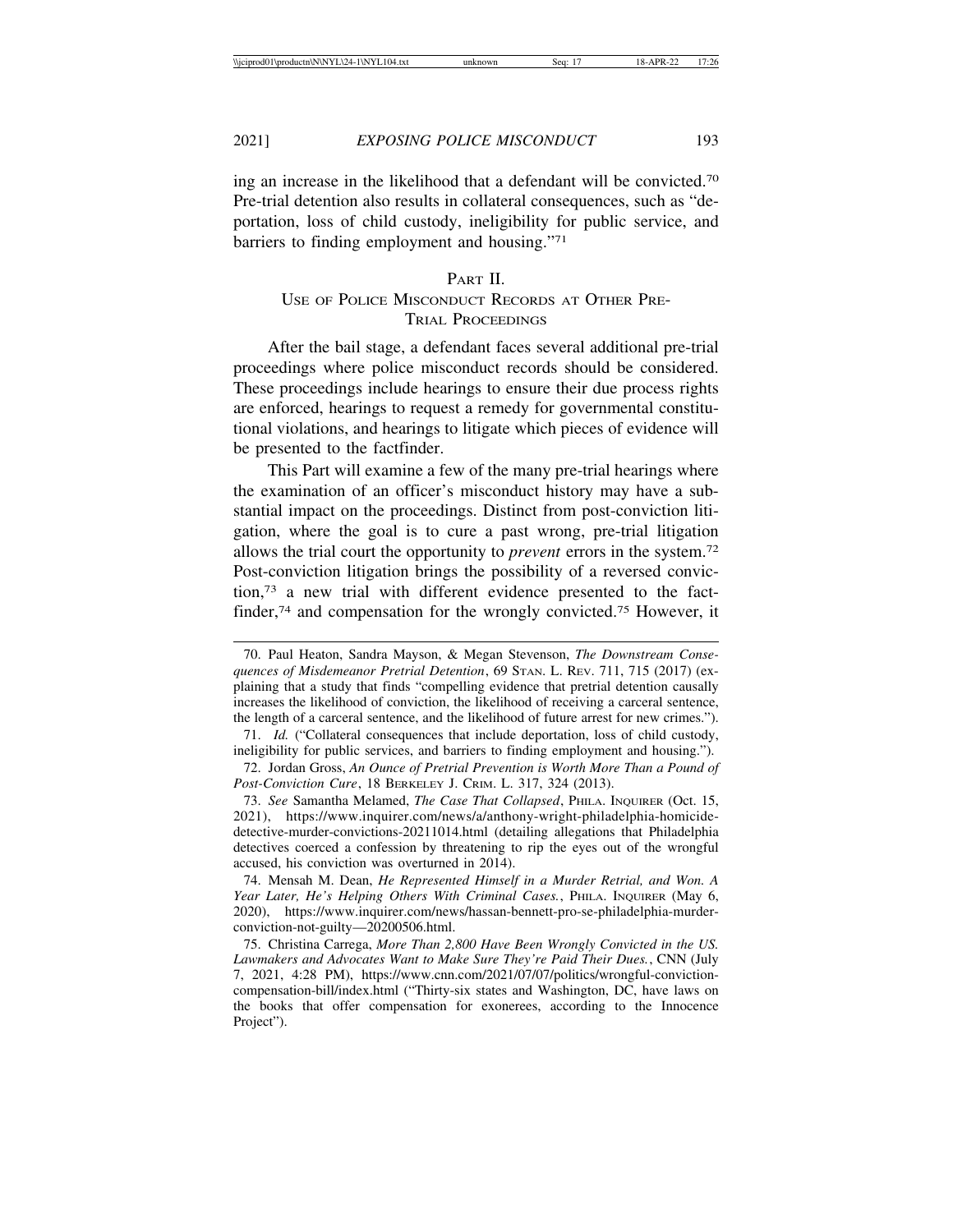ing an increase in the likelihood that a defendant will be convicted.[70] Pre-trial detention also results in collateral consequences, such as "deportation, loss of child custody, ineligibility for public service, and barriers to finding employment and housing."[71]

## PART II.
## USE OF POLICE MISCONDUCT RECORDS AT OTHER PRE-TRIAL PROCEEDINGS

After the bail stage, a defendant faces several additional pre-trial proceedings where police misconduct records should be considered. These proceedings include hearings to ensure their due process rights are enforced, hearings to request a remedy for governmental constitutional violations, and hearings to litigate which pieces of evidence will be presented to the factfinder.

This Part will examine a few of the many pre-trial hearings where the examination of an officer's misconduct history may have a substantial impact on the proceedings. Distinct from post-conviction litigation, where the goal is to cure a past wrong, pre-trial litigation allows the trial court the opportunity to *prevent* errors in the system.[72] Post-conviction litigation brings the possibility of a reversed conviction,[73] a new trial with different evidence presented to the factfinder,[74] and compensation for the wrongly convicted.[75] However, it

---

70. Paul Heaton, Sandra Mayson, & Megan Stevenson, *The Downstream Consequences of Misdemeanor Pretrial Detention*, 69 STAN. L. REV. 711, 715 (2017) (explaining that a study that finds "compelling evidence that pretrial detention causally increases the likelihood of conviction, the likelihood of receiving a carceral sentence, the length of a carceral sentence, and the likelihood of future arrest for new crimes.").

71. *Id.* ("Collateral consequences that include deportation, loss of child custody, ineligibility for public services, and barriers to finding employment and housing.").

72. Jordan Gross, *An Ounce of Pretrial Prevention is Worth More Than a Pound of Post-Conviction Cure*, 18 BERKELEY J. CRIM. L. 317, 324 (2013).

73. *See* Samantha Melamed, *The Case That Collapsed*, PHILA. INQUIRER (Oct. 15, 2021), https://www.inquirer.com/news/a/anthony-wright-philadelphia-homicide-detective-murder-convictions-20211014.html (detailing allegations that Philadelphia detectives coerced a confession by threatening to rip the eyes out of the wrongful accused, his conviction was overturned in 2014).

74. Mensah M. Dean, *He Represented Himself in a Murder Retrial, and Won. A Year Later, He's Helping Others With Criminal Cases.*, PHILA. INQUIRER (May 6, 2020), https://www.inquirer.com/news/hassan-bennett-pro-se-philadelphia-murder-conviction-not-guilty—20200506.html.

75. Christina Carrega, *More Than 2,800 Have Been Wrongly Convicted in the US. Lawmakers and Advocates Want to Make Sure They're Paid Their Dues.*, CNN (July 7, 2021, 4:28 PM), https://www.cnn.com/2021/07/07/politics/wrongful-conviction-compensation-bill/index.html ("Thirty-six states and Washington, DC, have laws on the books that offer compensation for exonerees, according to the Innocence Project").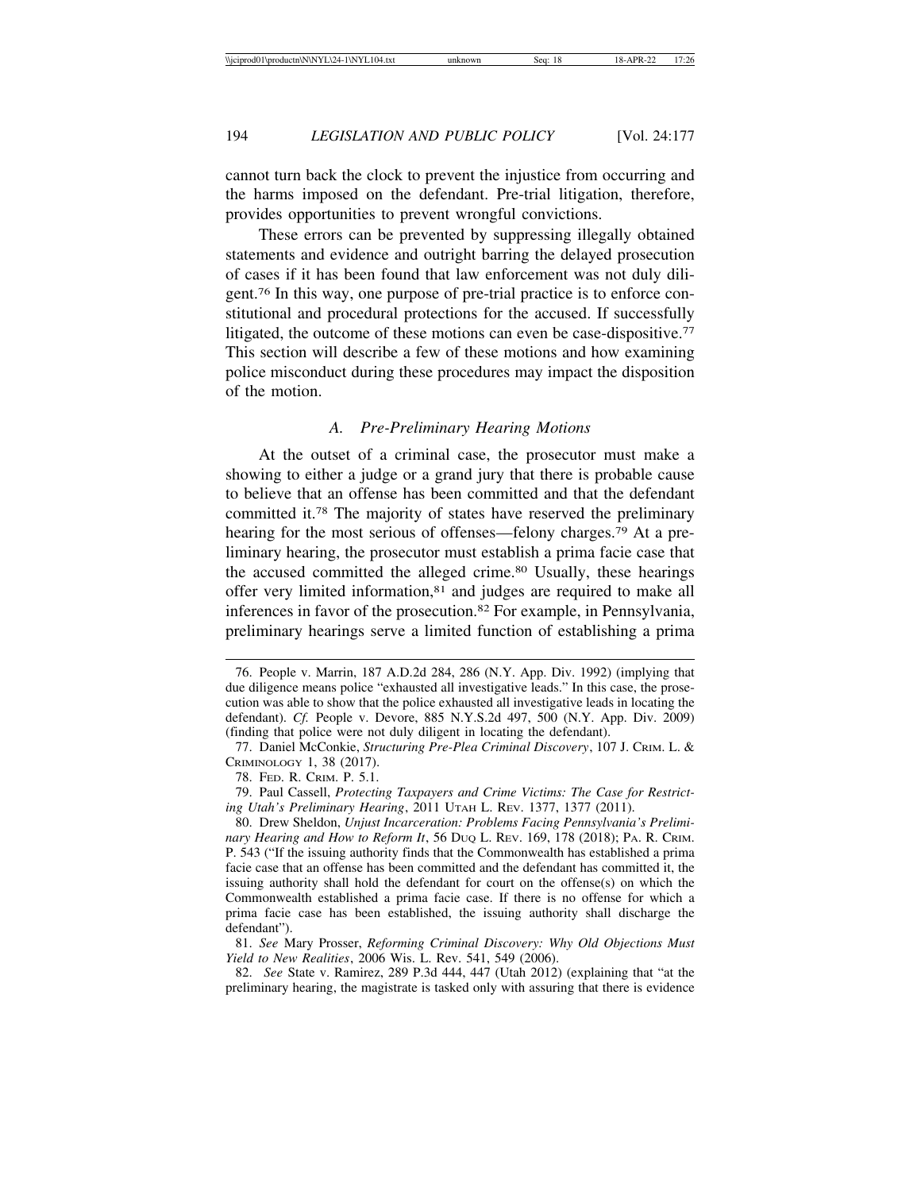cannot turn back the clock to prevent the injustice from occurring and the harms imposed on the defendant. Pre-trial litigation, therefore, provides opportunities to prevent wrongful convictions.

These errors can be prevented by suppressing illegally obtained statements and evidence and outright barring the delayed prosecution of cases if it has been found that law enforcement was not duly diligent.[76] In this way, one purpose of pre-trial practice is to enforce constitutional and procedural protections for the accused. If successfully litigated, the outcome of these motions can even be case-dispositive.[77] This section will describe a few of these motions and how examining police misconduct during these procedures may impact the disposition of the motion.

### *A. Pre-Preliminary Hearing Motions*

At the outset of a criminal case, the prosecutor must make a showing to either a judge or a grand jury that there is probable cause to believe that an offense has been committed and that the defendant committed it.[78] The majority of states have reserved the preliminary hearing for the most serious of offenses—felony charges.[79] At a preliminary hearing, the prosecutor must establish a prima facie case that the accused committed the alleged crime.[80] Usually, these hearings offer very limited information,[81] and judges are required to make all inferences in favor of the prosecution.[82] For example, in Pennsylvania, preliminary hearings serve a limited function of establishing a prima

---

76. People v. Marrin, 187 A.D.2d 284, 286 (N.Y. App. Div. 1992) (implying that due diligence means police "exhausted all investigative leads." In this case, the prosecution was able to show that the police exhausted all investigative leads in locating the defendant). *Cf.* People v. Devore, 885 N.Y.S.2d 497, 500 (N.Y. App. Div. 2009) (finding that police were not duly diligent in locating the defendant).

77. Daniel McConkie, *Structuring Pre-Plea Criminal Discovery*, 107 J. Crim. L. & Criminology 1, 38 (2017).

78. Fed. R. Crim. P. 5.1.

79. Paul Cassell, *Protecting Taxpayers and Crime Victims: The Case for Restricting Utah's Preliminary Hearing*, 2011 Utah L. Rev. 1377, 1377 (2011).

80. Drew Sheldon, *Unjust Incarceration: Problems Facing Pennsylvania's Preliminary Hearing and How to Reform It*, 56 Duq L. Rev. 169, 178 (2018); Pa. R. Crim. P. 543 ("If the issuing authority finds that the Commonwealth has established a prima facie case that an offense has been committed and the defendant has committed it, the issuing authority shall hold the defendant for court on the offense(s) on which the Commonwealth established a prima facie case. If there is no offense for which a prima facie case has been established, the issuing authority shall discharge the defendant").

81. *See* Mary Prosser, *Reforming Criminal Discovery: Why Old Objections Must Yield to New Realities*, 2006 Wis. L. Rev. 541, 549 (2006).

82. *See* State v. Ramirez, 289 P.3d 444, 447 (Utah 2012) (explaining that "at the preliminary hearing, the magistrate is tasked only with assuring that there is evidence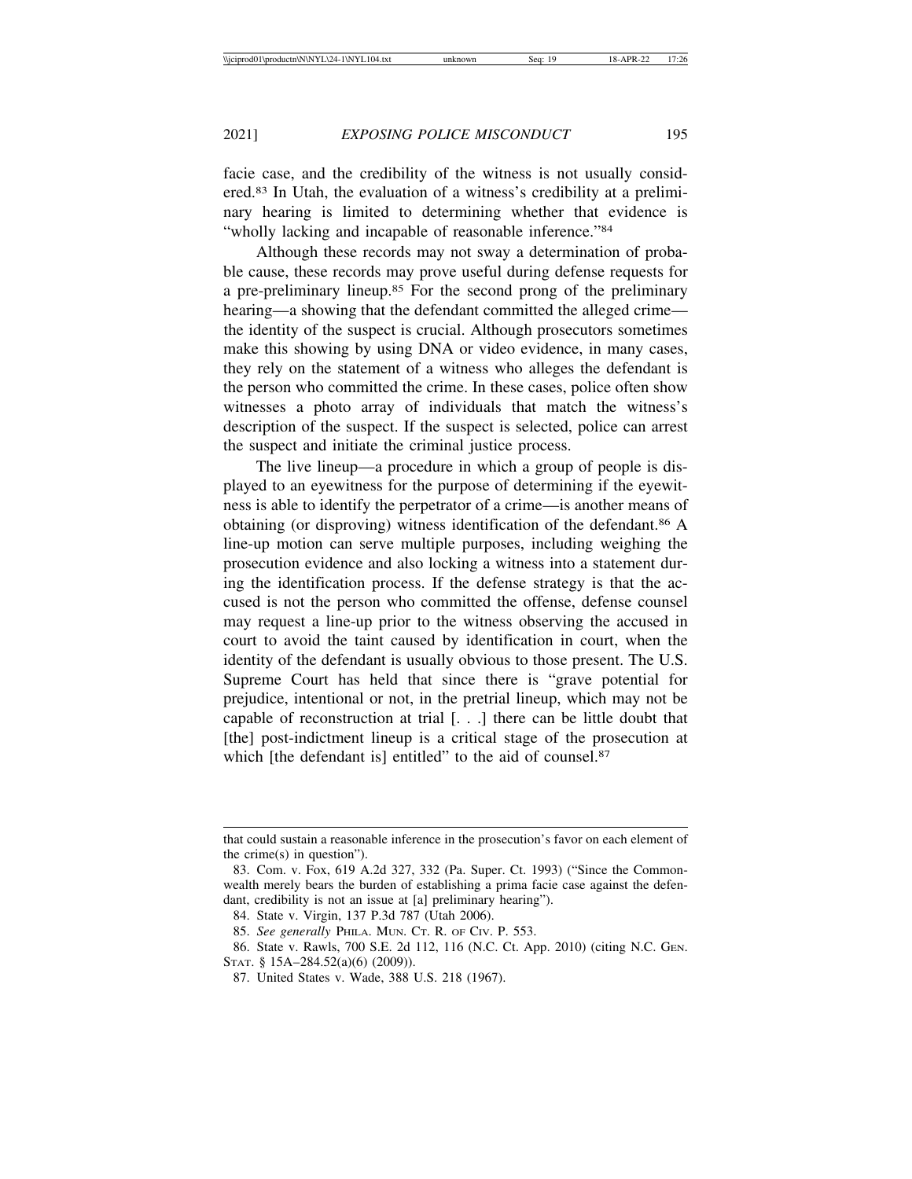facie case, and the credibility of the witness is not usually considered.[83] In Utah, the evaluation of a witness's credibility at a preliminary hearing is limited to determining whether that evidence is "wholly lacking and incapable of reasonable inference."[84]

Although these records may not sway a determination of probable cause, these records may prove useful during defense requests for a pre-preliminary lineup.[85] For the second prong of the preliminary hearing—a showing that the defendant committed the alleged crime—the identity of the suspect is crucial. Although prosecutors sometimes make this showing by using DNA or video evidence, in many cases, they rely on the statement of a witness who alleges the defendant is the person who committed the crime. In these cases, police often show witnesses a photo array of individuals that match the witness's description of the suspect. If the suspect is selected, police can arrest the suspect and initiate the criminal justice process.

The live lineup—a procedure in which a group of people is displayed to an eyewitness for the purpose of determining if the eyewitness is able to identify the perpetrator of a crime—is another means of obtaining (or disproving) witness identification of the defendant.[86] A line-up motion can serve multiple purposes, including weighing the prosecution evidence and also locking a witness into a statement during the identification process. If the defense strategy is that the accused is not the person who committed the offense, defense counsel may request a line-up prior to the witness observing the accused in court to avoid the taint caused by identification in court, when the identity of the defendant is usually obvious to those present. The U.S. Supreme Court has held that since there is "grave potential for prejudice, intentional or not, in the pretrial lineup, which may not be capable of reconstruction at trial [. . .] there can be little doubt that [the] post-indictment lineup is a critical stage of the prosecution at which [the defendant is] entitled" to the aid of counsel.[87]

---

that could sustain a reasonable inference in the prosecution's favor on each element of the crime(s) in question").

83. Com. v. Fox, 619 A.2d 327, 332 (Pa. Super. Ct. 1993) ("Since the Commonwealth merely bears the burden of establishing a prima facie case against the defendant, credibility is not an issue at [a] preliminary hearing").

84. State v. Virgin, 137 P.3d 787 (Utah 2006).

85. *See generally* PHILA. MUN. CT. R. OF CIV. P. 553.

86. State v. Rawls, 700 S.E. 2d 112, 116 (N.C. Ct. App. 2010) (citing N.C. GEN. STAT. § 15A–284.52(a)(6) (2009)).

87. United States v. Wade, 388 U.S. 218 (1967).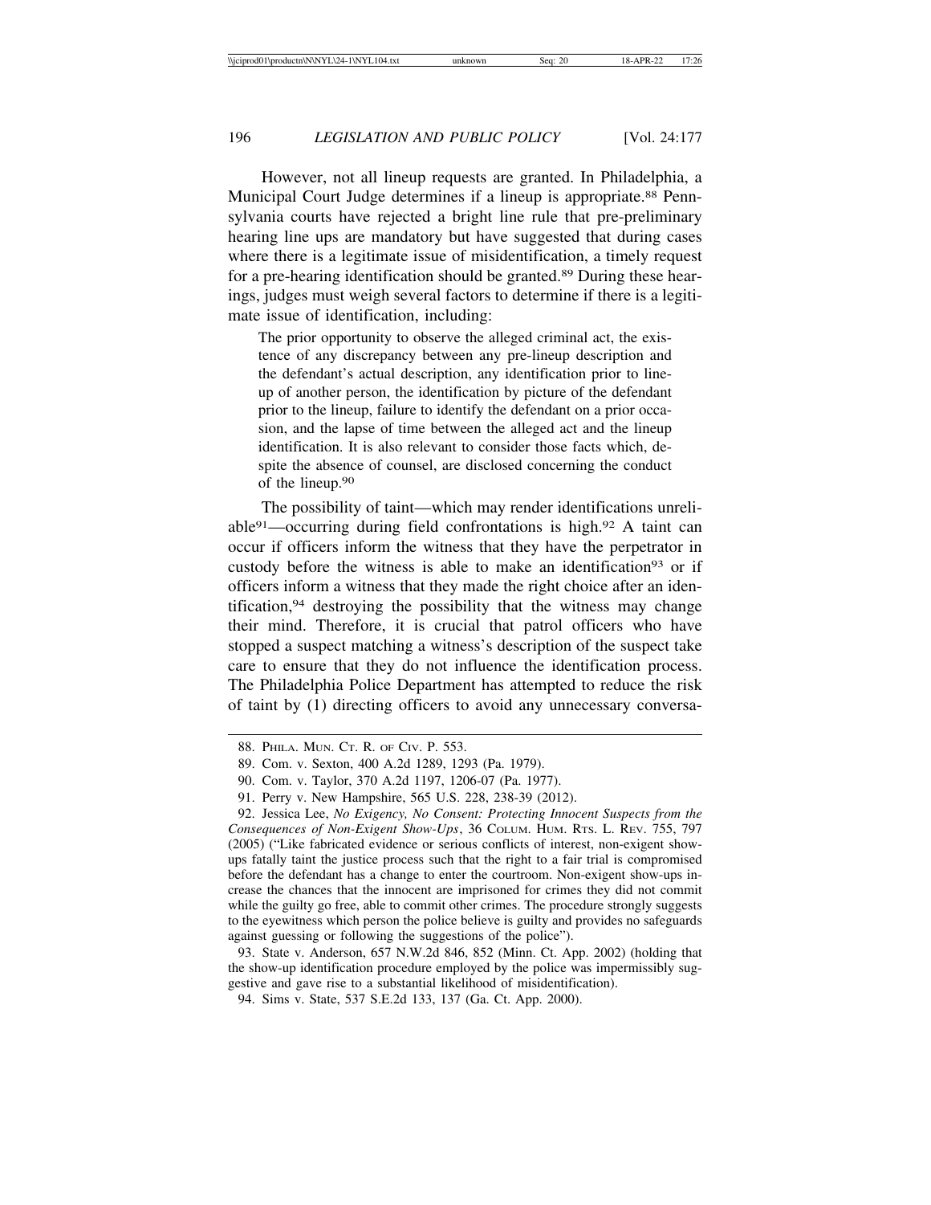However, not all lineup requests are granted. In Philadelphia, a Municipal Court Judge determines if a lineup is appropriate.[88] Pennsylvania courts have rejected a bright line rule that pre-preliminary hearing line ups are mandatory but have suggested that during cases where there is a legitimate issue of misidentification, a timely request for a pre-hearing identification should be granted.[89] During these hearings, judges must weigh several factors to determine if there is a legitimate issue of identification, including:

> The prior opportunity to observe the alleged criminal act, the existence of any discrepancy between any pre-lineup description and the defendant's actual description, any identification prior to lineup of another person, the identification by picture of the defendant prior to the lineup, failure to identify the defendant on a prior occasion, and the lapse of time between the alleged act and the lineup identification. It is also relevant to consider those facts which, despite the absence of counsel, are disclosed concerning the conduct of the lineup.[90]

The possibility of taint—which may render identifications unreliable[91]—occurring during field confrontations is high.[92] A taint can occur if officers inform the witness that they have the perpetrator in custody before the witness is able to make an identification[93] or if officers inform a witness that they made the right choice after an identification,[94] destroying the possibility that the witness may change their mind. Therefore, it is crucial that patrol officers who have stopped a suspect matching a witness's description of the suspect take care to ensure that they do not influence the identification process. The Philadelphia Police Department has attempted to reduce the risk of taint by (1) directing officers to avoid any unnecessary conversa-

---

88. PHILA. MUN. CT. R. OF CIV. P. 553.

89. Com. v. Sexton, 400 A.2d 1289, 1293 (Pa. 1979).

90. Com. v. Taylor, 370 A.2d 1197, 1206-07 (Pa. 1977).

91. Perry v. New Hampshire, 565 U.S. 228, 238-39 (2012).

92. Jessica Lee, *No Exigency, No Consent: Protecting Innocent Suspects from the Consequences of Non-Exigent Show-Ups*, 36 COLUM. HUM. RTS. L. REV. 755, 797 (2005) ("Like fabricated evidence or serious conflicts of interest, non-exigent show-ups fatally taint the justice process such that the right to a fair trial is compromised before the defendant has a change to enter the courtroom. Non-exigent show-ups increase the chances that the innocent are imprisoned for crimes they did not commit while the guilty go free, able to commit other crimes. The procedure strongly suggests to the eyewitness which person the police believe is guilty and provides no safeguards against guessing or following the suggestions of the police").

93. State v. Anderson, 657 N.W.2d 846, 852 (Minn. Ct. App. 2002) (holding that the show-up identification procedure employed by the police was impermissibly suggestive and gave rise to a substantial likelihood of misidentification).

94. Sims v. State, 537 S.E.2d 133, 137 (Ga. Ct. App. 2000).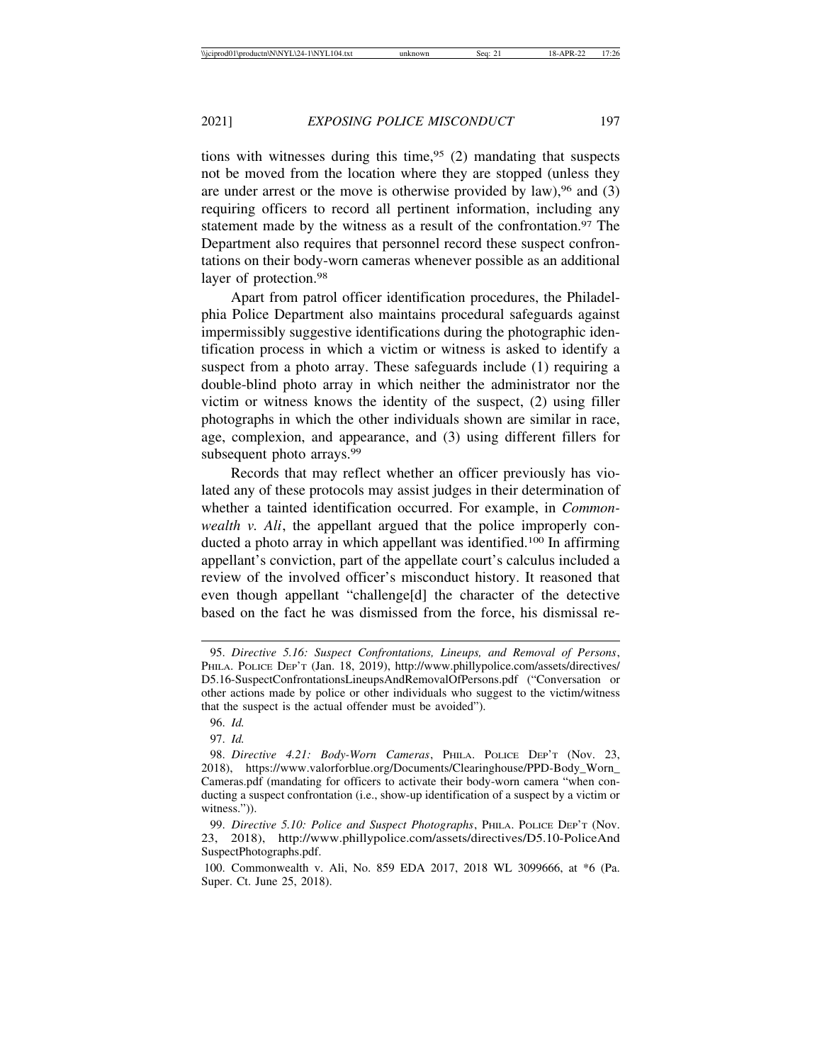tions with witnesses during this time,[95] (2) mandating that suspects not be moved from the location where they are stopped (unless they are under arrest or the move is otherwise provided by law),[96] and (3) requiring officers to record all pertinent information, including any statement made by the witness as a result of the confrontation.[97] The Department also requires that personnel record these suspect confrontations on their body-worn cameras whenever possible as an additional layer of protection.[98]

Apart from patrol officer identification procedures, the Philadelphia Police Department also maintains procedural safeguards against impermissibly suggestive identifications during the photographic identification process in which a victim or witness is asked to identify a suspect from a photo array. These safeguards include (1) requiring a double-blind photo array in which neither the administrator nor the victim or witness knows the identity of the suspect, (2) using filler photographs in which the other individuals shown are similar in race, age, complexion, and appearance, and (3) using different fillers for subsequent photo arrays.[99]

Records that may reflect whether an officer previously has violated any of these protocols may assist judges in their determination of whether a tainted identification occurred. For example, in *Commonwealth v. Ali*, the appellant argued that the police improperly conducted a photo array in which appellant was identified.[100] In affirming appellant's conviction, part of the appellate court's calculus included a review of the involved officer's misconduct history. It reasoned that even though appellant "challenge[d] the character of the detective based on the fact he was dismissed from the force, his dismissal re-

---

95. *Directive 5.16: Suspect Confrontations, Lineups, and Removal of Persons*, PHILA. POLICE DEP'T (Jan. 18, 2019), http://www.phillypolice.com/assets/directives/D5.16-SuspectConfrontationsLineupsAndRemovalOfPersons.pdf ("Conversation or other actions made by police or other individuals who suggest to the victim/witness that the suspect is the actual offender must be avoided").

96. *Id.*

97. *Id.*

98. *Directive 4.21: Body-Worn Cameras*, PHILA. POLICE DEP'T (Nov. 23, 2018), https://www.valorforblue.org/Documents/Clearinghouse/PPD-Body_Worn_Cameras.pdf (mandating for officers to activate their body-worn camera "when conducting a suspect confrontation (i.e., show-up identification of a suspect by a victim or witness.")).

99. *Directive 5.10: Police and Suspect Photographs*, PHILA. POLICE DEP'T (Nov. 23, 2018), http://www.phillypolice.com/assets/directives/D5.10-PoliceAndSuspectPhotographs.pdf.

100. Commonwealth v. Ali, No. 859 EDA 2017, 2018 WL 3099666, at *6 (Pa. Super. Ct. June 25, 2018).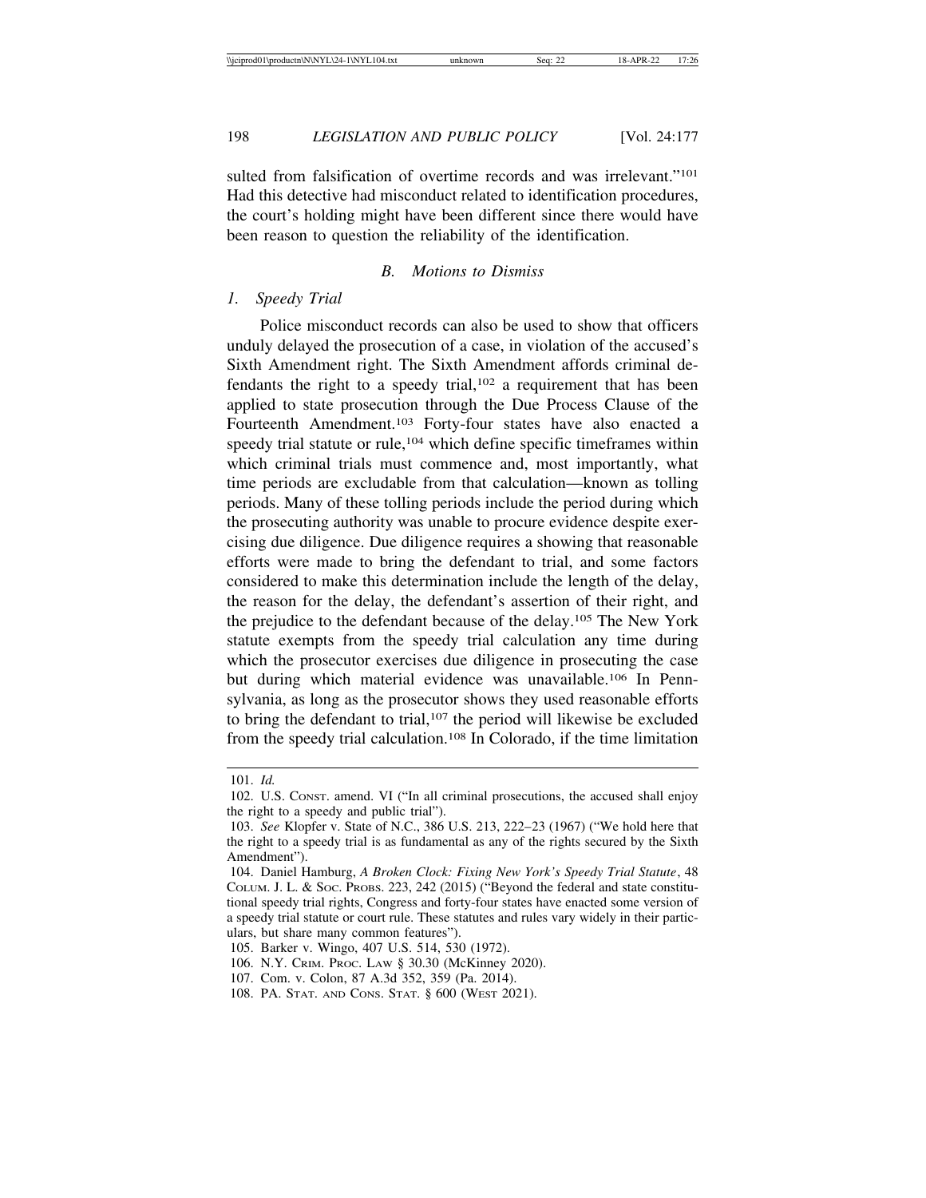sulted from falsification of overtime records and was irrelevant."[101] Had this detective had misconduct related to identification procedures, the court's holding might have been different since there would have been reason to question the reliability of the identification.

### *B. Motions to Dismiss*

#### *1. Speedy Trial*

Police misconduct records can also be used to show that officers unduly delayed the prosecution of a case, in violation of the accused's Sixth Amendment right. The Sixth Amendment affords criminal defendants the right to a speedy trial,[102] a requirement that has been applied to state prosecution through the Due Process Clause of the Fourteenth Amendment.[103] Forty-four states have also enacted a speedy trial statute or rule,[104] which define specific timeframes within which criminal trials must commence and, most importantly, what time periods are excludable from that calculation—known as tolling periods. Many of these tolling periods include the period during which the prosecuting authority was unable to procure evidence despite exercising due diligence. Due diligence requires a showing that reasonable efforts were made to bring the defendant to trial, and some factors considered to make this determination include the length of the delay, the reason for the delay, the defendant's assertion of their right, and the prejudice to the defendant because of the delay.[105] The New York statute exempts from the speedy trial calculation any time during which the prosecutor exercises due diligence in prosecuting the case but during which material evidence was unavailable.[106] In Pennsylvania, as long as the prosecutor shows they used reasonable efforts to bring the defendant to trial,[107] the period will likewise be excluded from the speedy trial calculation.[108] In Colorado, if the time limitation

---

101. *Id.*

102. U.S. CONST. amend. VI ("In all criminal prosecutions, the accused shall enjoy the right to a speedy and public trial").

103. *See* Klopfer v. State of N.C., 386 U.S. 213, 222–23 (1967) ("We hold here that the right to a speedy trial is as fundamental as any of the rights secured by the Sixth Amendment").

104. Daniel Hamburg, *A Broken Clock: Fixing New York's Speedy Trial Statute*, 48 COLUM. J. L. & SOC. PROBS. 223, 242 (2015) ("Beyond the federal and state constitutional speedy trial rights, Congress and forty-four states have enacted some version of a speedy trial statute or court rule. These statutes and rules vary widely in their particulars, but share many common features").

105. Barker v. Wingo, 407 U.S. 514, 530 (1972).

106. N.Y. CRIM. PROC. LAW § 30.30 (McKinney 2020).

107. Com. v. Colon, 87 A.3d 352, 359 (Pa. 2014).

108. PA. STAT. AND CONS. STAT. § 600 (WEST 2021).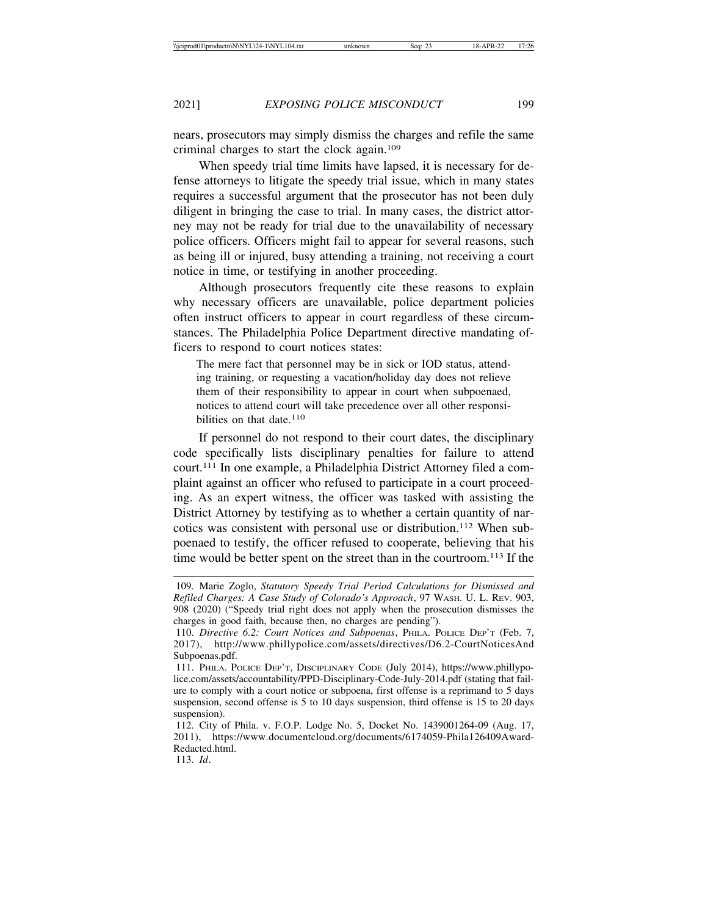nears, prosecutors may simply dismiss the charges and refile the same criminal charges to start the clock again.[109]

When speedy trial time limits have lapsed, it is necessary for defense attorneys to litigate the speedy trial issue, which in many states requires a successful argument that the prosecutor has not been duly diligent in bringing the case to trial. In many cases, the district attorney may not be ready for trial due to the unavailability of necessary police officers. Officers might fail to appear for several reasons, such as being ill or injured, busy attending a training, not receiving a court notice in time, or testifying in another proceeding.

Although prosecutors frequently cite these reasons to explain why necessary officers are unavailable, police department policies often instruct officers to appear in court regardless of these circumstances. The Philadelphia Police Department directive mandating officers to respond to court notices states:

> The mere fact that personnel may be in sick or IOD status, attending training, or requesting a vacation/holiday day does not relieve them of their responsibility to appear in court when subpoenaed, notices to attend court will take precedence over all other responsibilities on that date.[110]

If personnel do not respond to their court dates, the disciplinary code specifically lists disciplinary penalties for failure to attend court.[111] In one example, a Philadelphia District Attorney filed a complaint against an officer who refused to participate in a court proceeding. As an expert witness, the officer was tasked with assisting the District Attorney by testifying as to whether a certain quantity of narcotics was consistent with personal use or distribution.[112] When subpoenaed to testify, the officer refused to cooperate, believing that his time would be better spent on the street than in the courtroom.[113] If the

---

109. Marie Zoglo, *Statutory Speedy Trial Period Calculations for Dismissed and Refiled Charges: A Case Study of Colorado's Approach*, 97 WASH. U. L. REV. 903, 908 (2020) ("Speedy trial right does not apply when the prosecution dismisses the charges in good faith, because then, no charges are pending").

110. *Directive 6.2: Court Notices and Subpoenas*, PHILA. POLICE DEP'T (Feb. 7, 2017), http://www.phillypolice.com/assets/directives/D6.2-CourtNoticesAndSubpoenas.pdf.

111. PHILA. POLICE DEP'T, DISCIPLINARY CODE (July 2014), https://www.phillypolice.com/assets/accountability/PPD-Disciplinary-Code-July-2014.pdf (stating that failure to comply with a court notice or subpoena, first offense is a reprimand to 5 days suspension, second offense is 5 to 10 days suspension, third offense is 15 to 20 days suspension).

112. City of Phila. v. F.O.P. Lodge No. 5, Docket No. 1439001264-09 (Aug. 17, 2011), https://www.documentcloud.org/documents/6174059-Phila126409Award-Redacted.html.

113. *Id*.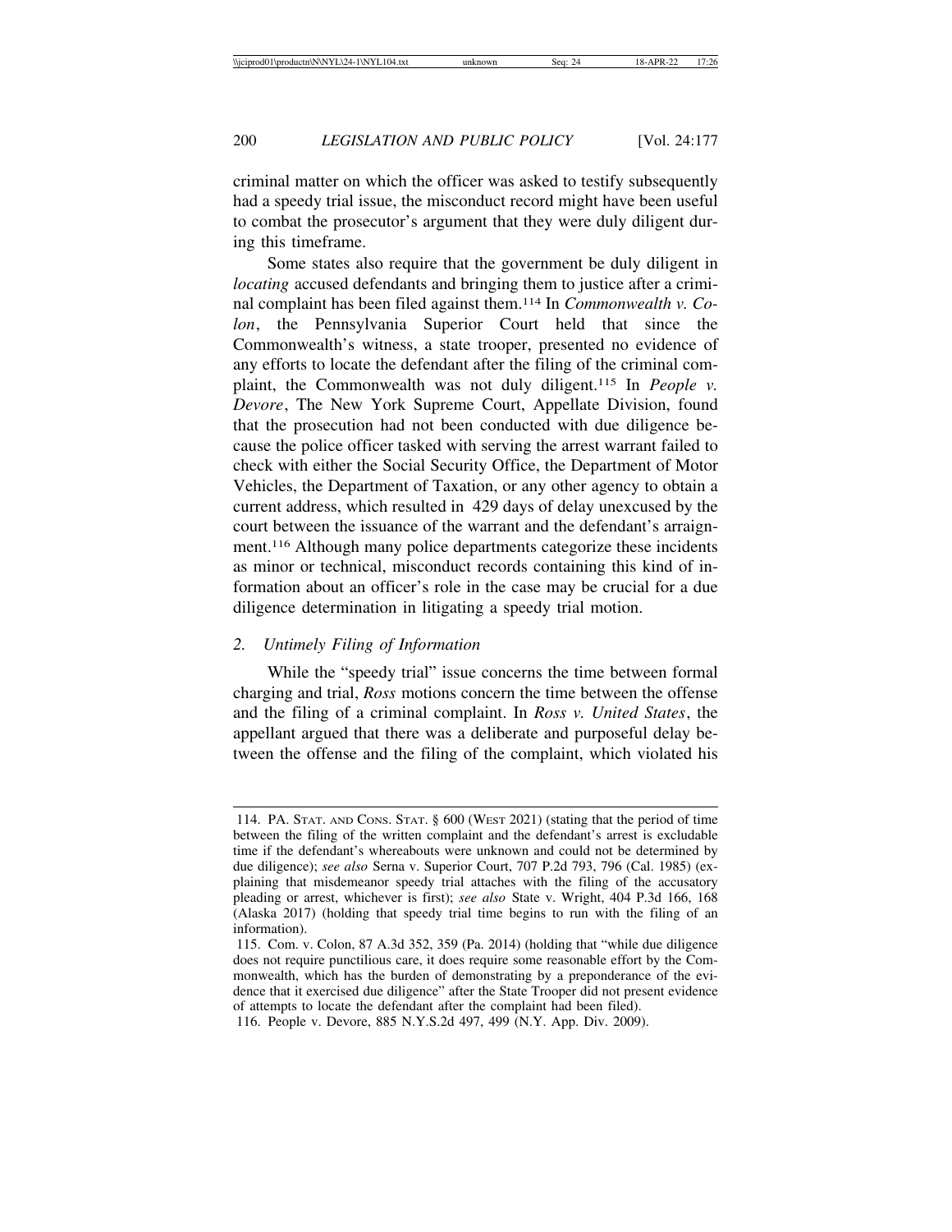criminal matter on which the officer was asked to testify subsequently had a speedy trial issue, the misconduct record might have been useful to combat the prosecutor's argument that they were duly diligent during this timeframe.

Some states also require that the government be duly diligent in *locating* accused defendants and bringing them to justice after a criminal complaint has been filed against them.[114] In *Commonwealth v. Colon*, the Pennsylvania Superior Court held that since the Commonwealth's witness, a state trooper, presented no evidence of any efforts to locate the defendant after the filing of the criminal complaint, the Commonwealth was not duly diligent.[115] In *People v. Devore*, The New York Supreme Court, Appellate Division, found that the prosecution had not been conducted with due diligence because the police officer tasked with serving the arrest warrant failed to check with either the Social Security Office, the Department of Motor Vehicles, the Department of Taxation, or any other agency to obtain a current address, which resulted in 429 days of delay unexcused by the court between the issuance of the warrant and the defendant's arraignment.[116] Although many police departments categorize these incidents as minor or technical, misconduct records containing this kind of information about an officer's role in the case may be crucial for a due diligence determination in litigating a speedy trial motion.

### 2. *Untimely Filing of Information*

While the "speedy trial" issue concerns the time between formal charging and trial, *Ross* motions concern the time between the offense and the filing of a criminal complaint. In *Ross v. United States*, the appellant argued that there was a deliberate and purposeful delay between the offense and the filing of the complaint, which violated his

---

114. PA. STAT. AND CONS. STAT. § 600 (WEST 2021) (stating that the period of time between the filing of the written complaint and the defendant's arrest is excludable time if the defendant's whereabouts were unknown and could not be determined by due diligence); *see also* Serna v. Superior Court, 707 P.2d 793, 796 (Cal. 1985) (explaining that misdemeanor speedy trial attaches with the filing of the accusatory pleading or arrest, whichever is first); *see also* State v. Wright, 404 P.3d 166, 168 (Alaska 2017) (holding that speedy trial time begins to run with the filing of an information).

115. Com. v. Colon, 87 A.3d 352, 359 (Pa. 2014) (holding that "while due diligence does not require punctilious care, it does require some reasonable effort by the Commonwealth, which has the burden of demonstrating by a preponderance of the evidence that it exercised due diligence" after the State Trooper did not present evidence of attempts to locate the defendant after the complaint had been filed).

116. People v. Devore, 885 N.Y.S.2d 497, 499 (N.Y. App. Div. 2009).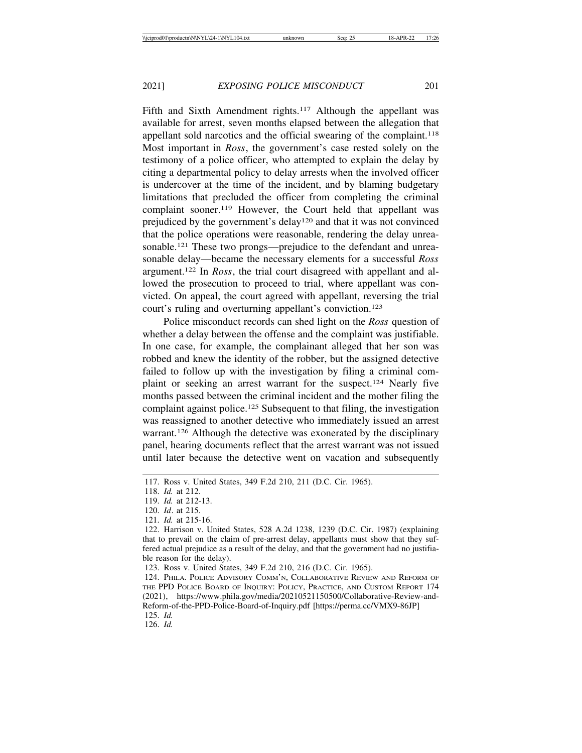Fifth and Sixth Amendment rights.[117] Although the appellant was available for arrest, seven months elapsed between the allegation that appellant sold narcotics and the official swearing of the complaint.[118] Most important in *Ross*, the government's case rested solely on the testimony of a police officer, who attempted to explain the delay by citing a departmental policy to delay arrests when the involved officer is undercover at the time of the incident, and by blaming budgetary limitations that precluded the officer from completing the criminal complaint sooner.[119] However, the Court held that appellant was prejudiced by the government's delay[120] and that it was not convinced that the police operations were reasonable, rendering the delay unreasonable.[121] These two prongs—prejudice to the defendant and unreasonable delay—became the necessary elements for a successful *Ross* argument.[122] In *Ross*, the trial court disagreed with appellant and allowed the prosecution to proceed to trial, where appellant was convicted. On appeal, the court agreed with appellant, reversing the trial court's ruling and overturning appellant's conviction.[123]

Police misconduct records can shed light on the *Ross* question of whether a delay between the offense and the complaint was justifiable. In one case, for example, the complainant alleged that her son was robbed and knew the identity of the robber, but the assigned detective failed to follow up with the investigation by filing a criminal complaint or seeking an arrest warrant for the suspect.[124] Nearly five months passed between the criminal incident and the mother filing the complaint against police.[125] Subsequent to that filing, the investigation was reassigned to another detective who immediately issued an arrest warrant.[126] Although the detective was exonerated by the disciplinary panel, hearing documents reflect that the arrest warrant was not issued until later because the detective went on vacation and subsequently

117. Ross v. United States, 349 F.2d 210, 211 (D.C. Cir. 1965).

118. *Id.* at 212.

119. *Id.* at 212-13.

120. *Id*. at 215.

121. *Id.* at 215-16.

122. Harrison v. United States, 528 A.2d 1238, 1239 (D.C. Cir. 1987) (explaining that to prevail on the claim of pre-arrest delay, appellants must show that they suffered actual prejudice as a result of the delay, and that the government had no justifiable reason for the delay).

123. Ross v. United States, 349 F.2d 210, 216 (D.C. Cir. 1965).

124. PHILA. POLICE ADVISORY COMM'N, COLLABORATIVE REVIEW AND REFORM OF THE PPD POLICE BOARD OF INQUIRY: POLICY, PRACTICE, AND CUSTOM REPORT 174 (2021), https://www.phila.gov/media/20210521150500/Collaborative-Review-and-Reform-of-the-PPD-Police-Board-of-Inquiry.pdf [https://perma.cc/VMX9-86JP]

125. *Id.*

126. *Id.*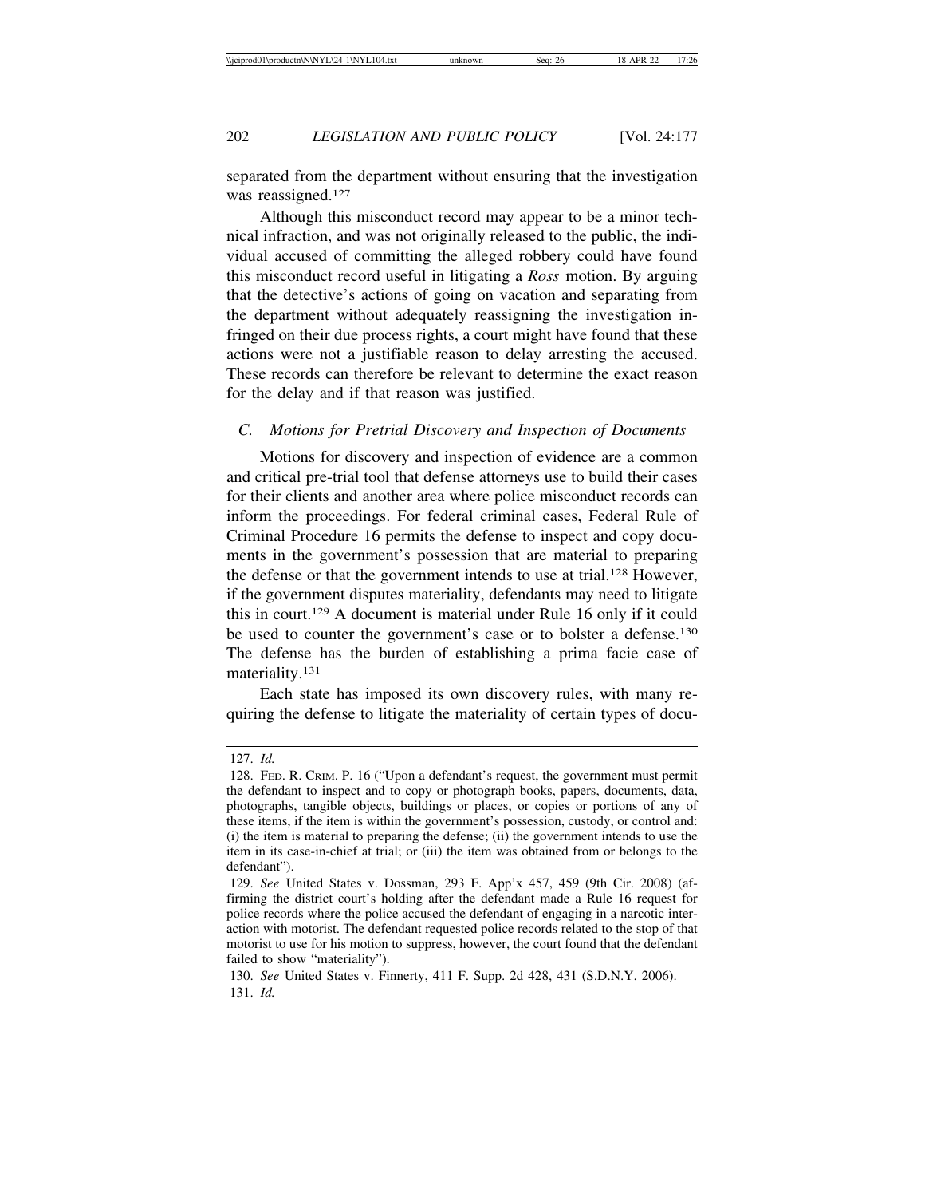separated from the department without ensuring that the investigation was reassigned.[127]

Although this misconduct record may appear to be a minor technical infraction, and was not originally released to the public, the individual accused of committing the alleged robbery could have found this misconduct record useful in litigating a *Ross* motion. By arguing that the detective's actions of going on vacation and separating from the department without adequately reassigning the investigation infringed on their due process rights, a court might have found that these actions were not a justifiable reason to delay arresting the accused. These records can therefore be relevant to determine the exact reason for the delay and if that reason was justified.

### *C. Motions for Pretrial Discovery and Inspection of Documents*

Motions for discovery and inspection of evidence are a common and critical pre-trial tool that defense attorneys use to build their cases for their clients and another area where police misconduct records can inform the proceedings. For federal criminal cases, Federal Rule of Criminal Procedure 16 permits the defense to inspect and copy documents in the government's possession that are material to preparing the defense or that the government intends to use at trial.[128] However, if the government disputes materiality, defendants may need to litigate this in court.[129] A document is material under Rule 16 only if it could be used to counter the government's case or to bolster a defense.[130] The defense has the burden of establishing a prima facie case of materiality.[131]

Each state has imposed its own discovery rules, with many requiring the defense to litigate the materiality of certain types of docu-

---

127. *Id.*

128. FED. R. CRIM. P. 16 ("Upon a defendant's request, the government must permit the defendant to inspect and to copy or photograph books, papers, documents, data, photographs, tangible objects, buildings or places, or copies or portions of any of these items, if the item is within the government's possession, custody, or control and: (i) the item is material to preparing the defense; (ii) the government intends to use the item in its case-in-chief at trial; or (iii) the item was obtained from or belongs to the defendant").

129. *See* United States v. Dossman, 293 F. App'x 457, 459 (9th Cir. 2008) (affirming the district court's holding after the defendant made a Rule 16 request for police records where the police accused the defendant of engaging in a narcotic interaction with motorist. The defendant requested police records related to the stop of that motorist to use for his motion to suppress, however, the court found that the defendant failed to show "materiality").

130. *See* United States v. Finnerty, 411 F. Supp. 2d 428, 431 (S.D.N.Y. 2006).

131. *Id.*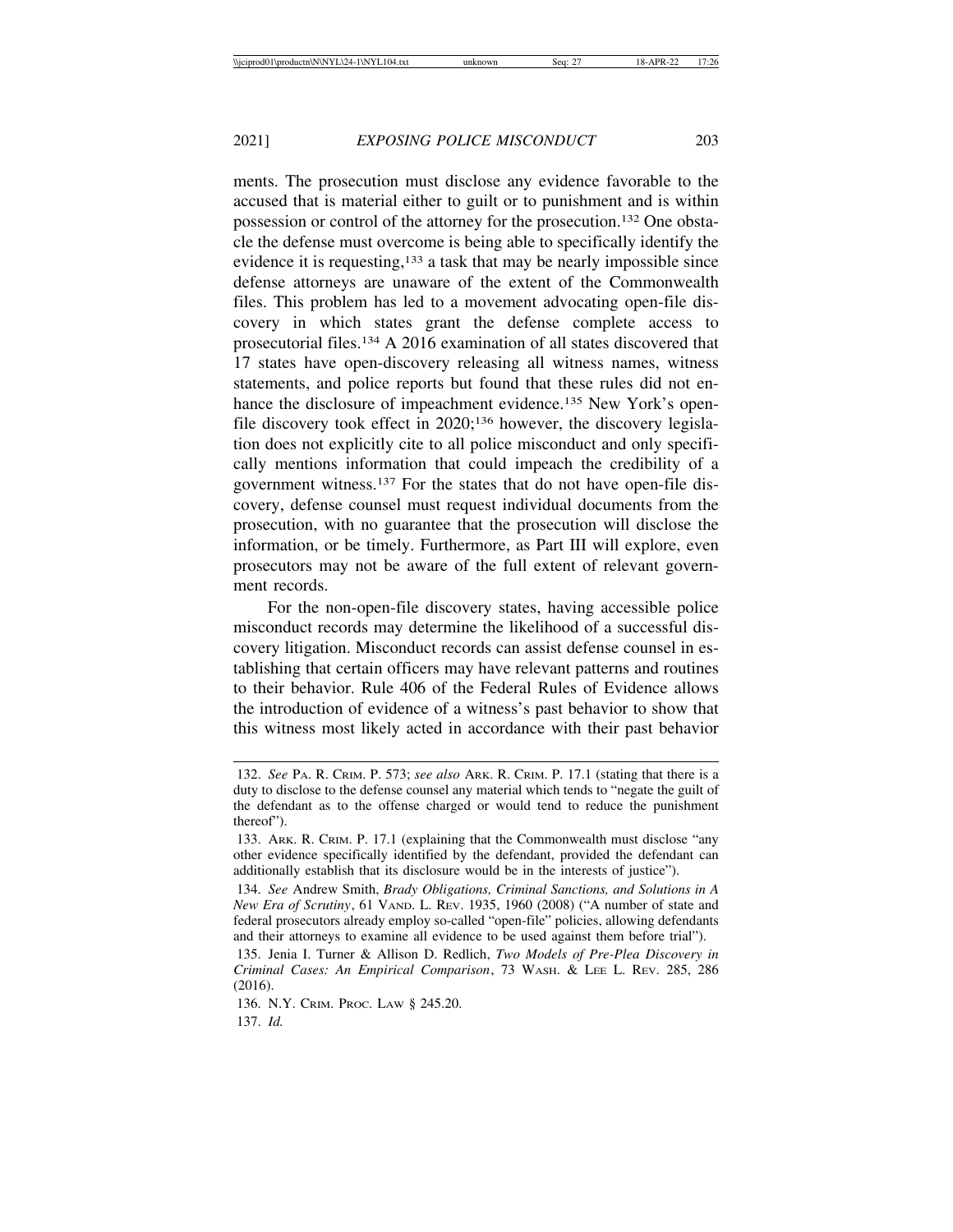ments. The prosecution must disclose any evidence favorable to the accused that is material either to guilt or to punishment and is within possession or control of the attorney for the prosecution.[132] One obstacle the defense must overcome is being able to specifically identify the evidence it is requesting,[133] a task that may be nearly impossible since defense attorneys are unaware of the extent of the Commonwealth files. This problem has led to a movement advocating open-file discovery in which states grant the defense complete access to prosecutorial files.[134] A 2016 examination of all states discovered that 17 states have open-discovery releasing all witness names, witness statements, and police reports but found that these rules did not enhance the disclosure of impeachment evidence.[135] New York's open-file discovery took effect in 2020;[136] however, the discovery legislation does not explicitly cite to all police misconduct and only specifically mentions information that could impeach the credibility of a government witness.[137] For the states that do not have open-file discovery, defense counsel must request individual documents from the prosecution, with no guarantee that the prosecution will disclose the information, or be timely. Furthermore, as Part III will explore, even prosecutors may not be aware of the full extent of relevant government records.

For the non-open-file discovery states, having accessible police misconduct records may determine the likelihood of a successful discovery litigation. Misconduct records can assist defense counsel in establishing that certain officers may have relevant patterns and routines to their behavior. Rule 406 of the Federal Rules of Evidence allows the introduction of evidence of a witness's past behavior to show that this witness most likely acted in accordance with their past behavior

---

132. *See* PA. R. CRIM. P. 573; *see also* ARK. R. CRIM. P. 17.1 (stating that there is a duty to disclose to the defense counsel any material which tends to "negate the guilt of the defendant as to the offense charged or would tend to reduce the punishment thereof").

133. ARK. R. CRIM. P. 17.1 (explaining that the Commonwealth must disclose "any other evidence specifically identified by the defendant, provided the defendant can additionally establish that its disclosure would be in the interests of justice").

134. *See* Andrew Smith, *Brady Obligations, Criminal Sanctions, and Solutions in A New Era of Scrutiny*, 61 VAND. L. REV. 1935, 1960 (2008) ("A number of state and federal prosecutors already employ so-called "open-file" policies, allowing defendants and their attorneys to examine all evidence to be used against them before trial").

135. Jenia I. Turner & Allison D. Redlich, *Two Models of Pre-Plea Discovery in Criminal Cases: An Empirical Comparison*, 73 WASH. & LEE L. REV. 285, 286 (2016).

136. N.Y. CRIM. PROC. LAW § 245.20.

137. *Id.*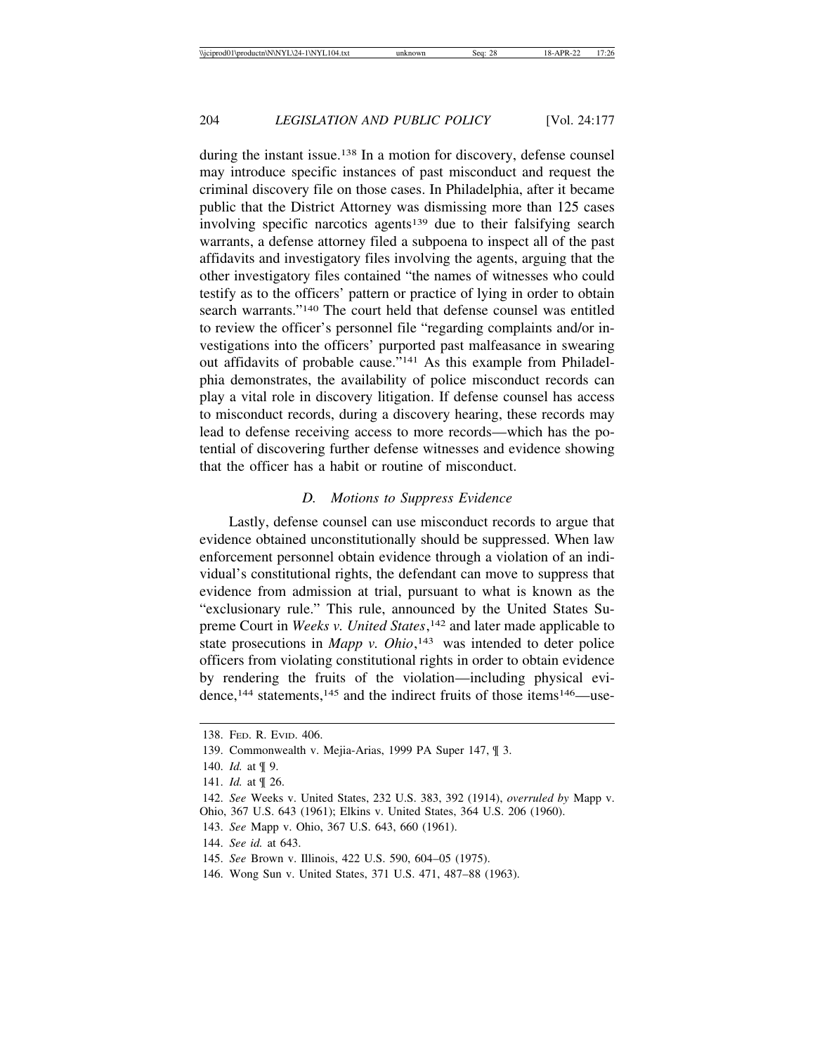during the instant issue.[138] In a motion for discovery, defense counsel may introduce specific instances of past misconduct and request the criminal discovery file on those cases. In Philadelphia, after it became public that the District Attorney was dismissing more than 125 cases involving specific narcotics agents[139] due to their falsifying search warrants, a defense attorney filed a subpoena to inspect all of the past affidavits and investigatory files involving the agents, arguing that the other investigatory files contained "the names of witnesses who could testify as to the officers' pattern or practice of lying in order to obtain search warrants."[140] The court held that defense counsel was entitled to review the officer's personnel file "regarding complaints and/or investigations into the officers' purported past malfeasance in swearing out affidavits of probable cause."[141] As this example from Philadelphia demonstrates, the availability of police misconduct records can play a vital role in discovery litigation. If defense counsel has access to misconduct records, during a discovery hearing, these records may lead to defense receiving access to more records—which has the potential of discovering further defense witnesses and evidence showing that the officer has a habit or routine of misconduct.

### *D. Motions to Suppress Evidence*

Lastly, defense counsel can use misconduct records to argue that evidence obtained unconstitutionally should be suppressed. When law enforcement personnel obtain evidence through a violation of an individual's constitutional rights, the defendant can move to suppress that evidence from admission at trial, pursuant to what is known as the "exclusionary rule." This rule, announced by the United States Supreme Court in *Weeks v. United States*,[142] and later made applicable to state prosecutions in *Mapp v. Ohio*,[143] was intended to deter police officers from violating constitutional rights in order to obtain evidence by rendering the fruits of the violation—including physical evidence,[144] statements,[145] and the indirect fruits of those items[146]—use-

---

138. Fed. R. Evid. 406.

139. Commonwealth v. Mejia-Arias, 1999 PA Super 147, ¶ 3.

140. *Id.* at ¶ 9.

141. *Id.* at ¶ 26.

142. *See* Weeks v. United States, 232 U.S. 383, 392 (1914), *overruled by* Mapp v. Ohio, 367 U.S. 643 (1961); Elkins v. United States, 364 U.S. 206 (1960).

143. *See* Mapp v. Ohio, 367 U.S. 643, 660 (1961).

144. *See id.* at 643.

145. *See* Brown v. Illinois, 422 U.S. 590, 604–05 (1975).

146. Wong Sun v. United States, 371 U.S. 471, 487–88 (1963).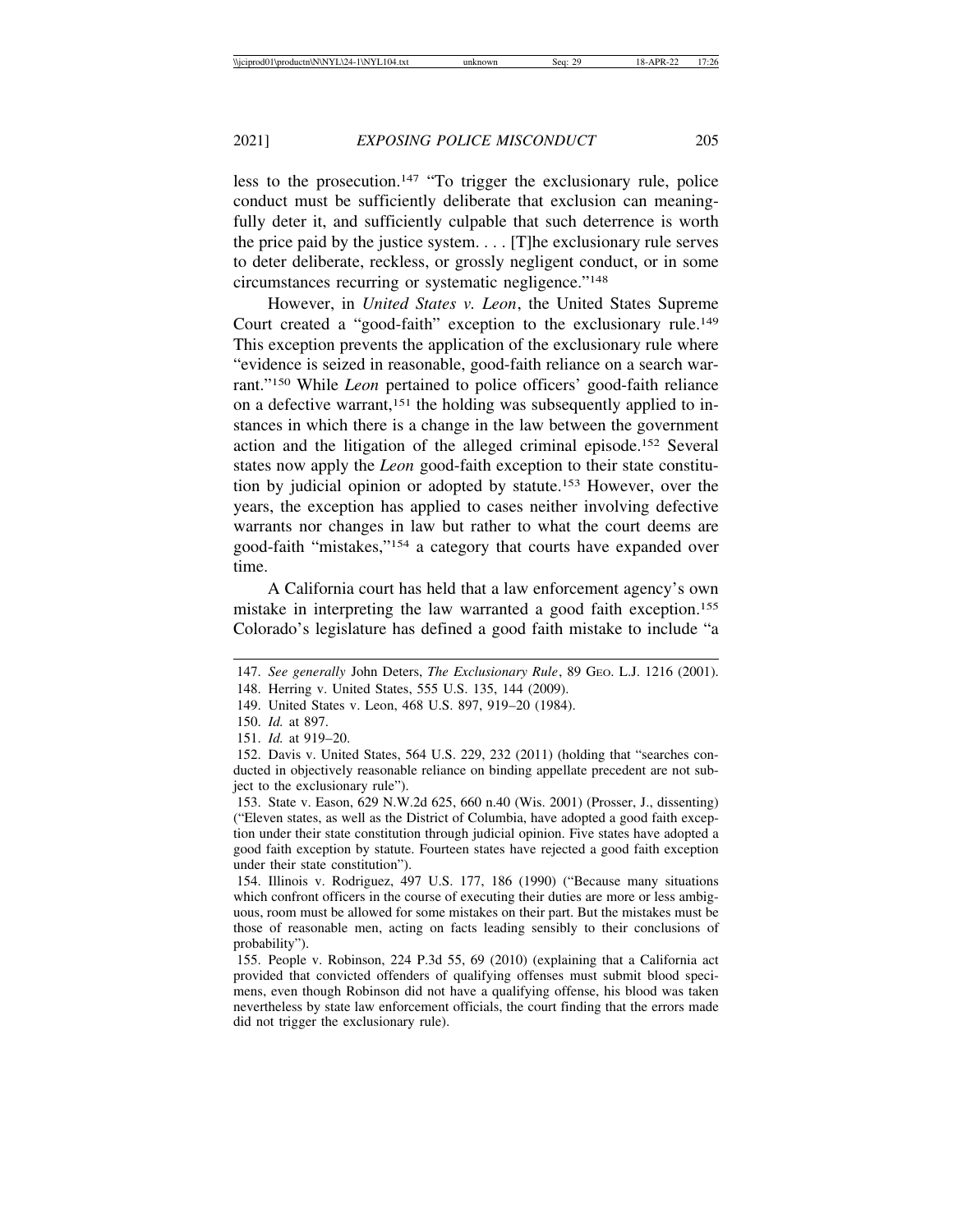less to the prosecution.[147] "To trigger the exclusionary rule, police conduct must be sufficiently deliberate that exclusion can meaningfully deter it, and sufficiently culpable that such deterrence is worth the price paid by the justice system. . . . [T]he exclusionary rule serves to deter deliberate, reckless, or grossly negligent conduct, or in some circumstances recurring or systematic negligence."[148]

However, in *United States v. Leon*, the United States Supreme Court created a "good-faith" exception to the exclusionary rule.[149] This exception prevents the application of the exclusionary rule where "evidence is seized in reasonable, good-faith reliance on a search warrant."[150] While *Leon* pertained to police officers' good-faith reliance on a defective warrant,[151] the holding was subsequently applied to instances in which there is a change in the law between the government action and the litigation of the alleged criminal episode.[152] Several states now apply the *Leon* good-faith exception to their state constitution by judicial opinion or adopted by statute.[153] However, over the years, the exception has applied to cases neither involving defective warrants nor changes in law but rather to what the court deems are good-faith "mistakes,"[154] a category that courts have expanded over time.

A California court has held that a law enforcement agency's own mistake in interpreting the law warranted a good faith exception.[155] Colorado's legislature has defined a good faith mistake to include "a

---

147. *See generally* John Deters, *The Exclusionary Rule*, 89 GEO. L.J. 1216 (2001).

148. Herring v. United States, 555 U.S. 135, 144 (2009).

149. United States v. Leon, 468 U.S. 897, 919–20 (1984).

150. *Id.* at 897.

151. *Id.* at 919–20.

152. Davis v. United States, 564 U.S. 229, 232 (2011) (holding that "searches conducted in objectively reasonable reliance on binding appellate precedent are not subject to the exclusionary rule").

153. State v. Eason, 629 N.W.2d 625, 660 n.40 (Wis. 2001) (Prosser, J., dissenting) ("Eleven states, as well as the District of Columbia, have adopted a good faith exception under their state constitution through judicial opinion. Five states have adopted a good faith exception by statute. Fourteen states have rejected a good faith exception under their state constitution").

154. Illinois v. Rodriguez, 497 U.S. 177, 186 (1990) ("Because many situations which confront officers in the course of executing their duties are more or less ambiguous, room must be allowed for some mistakes on their part. But the mistakes must be those of reasonable men, acting on facts leading sensibly to their conclusions of probability").

155. People v. Robinson, 224 P.3d 55, 69 (2010) (explaining that a California act provided that convicted offenders of qualifying offenses must submit blood specimens, even though Robinson did not have a qualifying offense, his blood was taken nevertheless by state law enforcement officials, the court finding that the errors made did not trigger the exclusionary rule).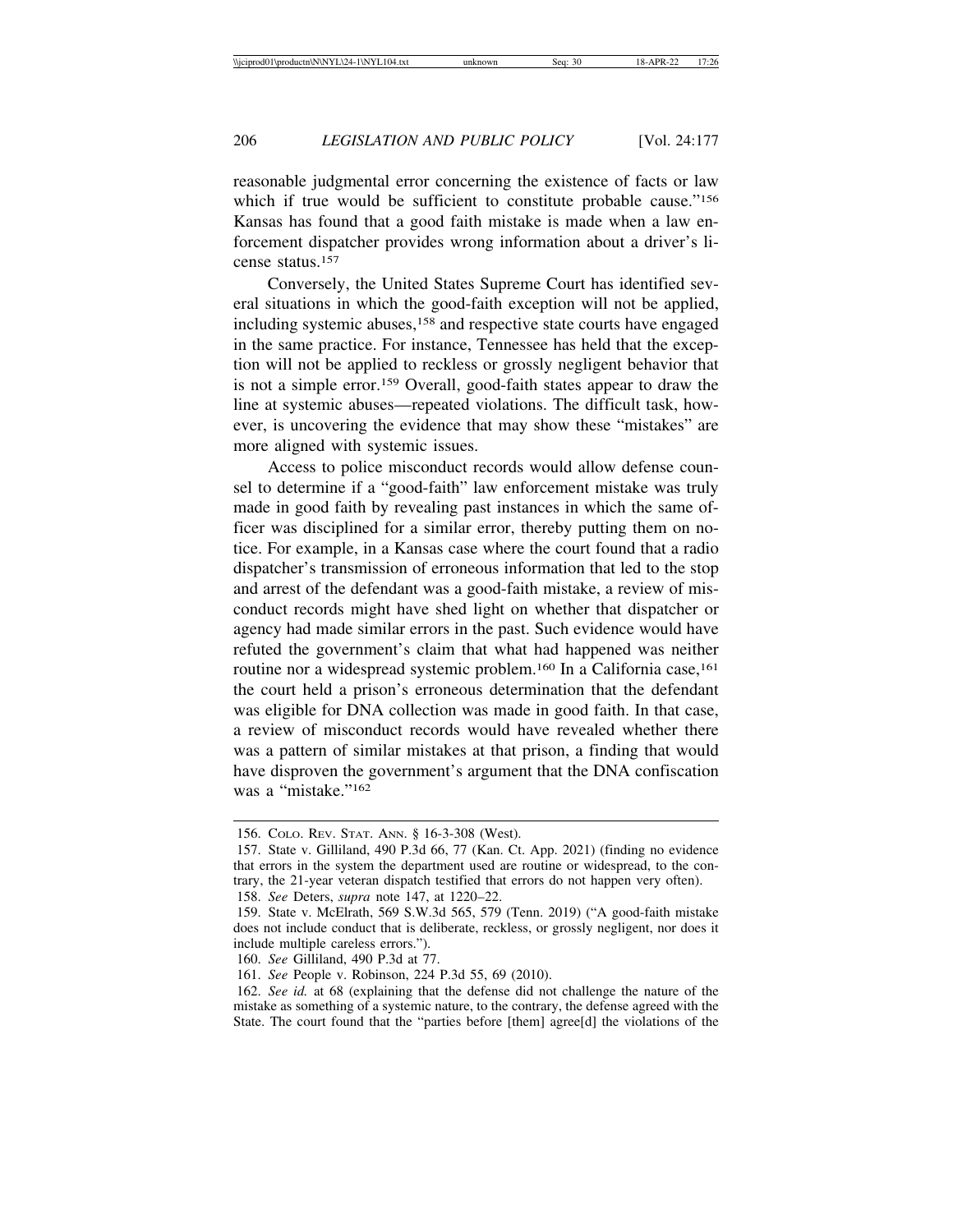reasonable judgmental error concerning the existence of facts or law which if true would be sufficient to constitute probable cause."[156] Kansas has found that a good faith mistake is made when a law enforcement dispatcher provides wrong information about a driver's license status.[157]

Conversely, the United States Supreme Court has identified several situations in which the good-faith exception will not be applied, including systemic abuses,[158] and respective state courts have engaged in the same practice. For instance, Tennessee has held that the exception will not be applied to reckless or grossly negligent behavior that is not a simple error.[159] Overall, good-faith states appear to draw the line at systemic abuses—repeated violations. The difficult task, however, is uncovering the evidence that may show these "mistakes" are more aligned with systemic issues.

Access to police misconduct records would allow defense counsel to determine if a "good-faith" law enforcement mistake was truly made in good faith by revealing past instances in which the same officer was disciplined for a similar error, thereby putting them on notice. For example, in a Kansas case where the court found that a radio dispatcher's transmission of erroneous information that led to the stop and arrest of the defendant was a good-faith mistake, a review of misconduct records might have shed light on whether that dispatcher or agency had made similar errors in the past. Such evidence would have refuted the government's claim that what had happened was neither routine nor a widespread systemic problem.[160] In a California case,[161] the court held a prison's erroneous determination that the defendant was eligible for DNA collection was made in good faith. In that case, a review of misconduct records would have revealed whether there was a pattern of similar mistakes at that prison, a finding that would have disproven the government's argument that the DNA confiscation was a "mistake."[162]

---

156. Colo. Rev. Stat. Ann. § 16-3-308 (West).

157. State v. Gilliland, 490 P.3d 66, 77 (Kan. Ct. App. 2021) (finding no evidence that errors in the system the department used are routine or widespread, to the contrary, the 21-year veteran dispatch testified that errors do not happen very often).

158. *See* Deters, *supra* note 147, at 1220–22.

159. State v. McElrath, 569 S.W.3d 565, 579 (Tenn. 2019) ("A good-faith mistake does not include conduct that is deliberate, reckless, or grossly negligent, nor does it include multiple careless errors.").

160. *See* Gilliland, 490 P.3d at 77.

161. *See* People v. Robinson, 224 P.3d 55, 69 (2010).

162. *See id.* at 68 (explaining that the defense did not challenge the nature of the mistake as something of a systemic nature, to the contrary, the defense agreed with the State. The court found that the "parties before [them] agree[d] the violations of the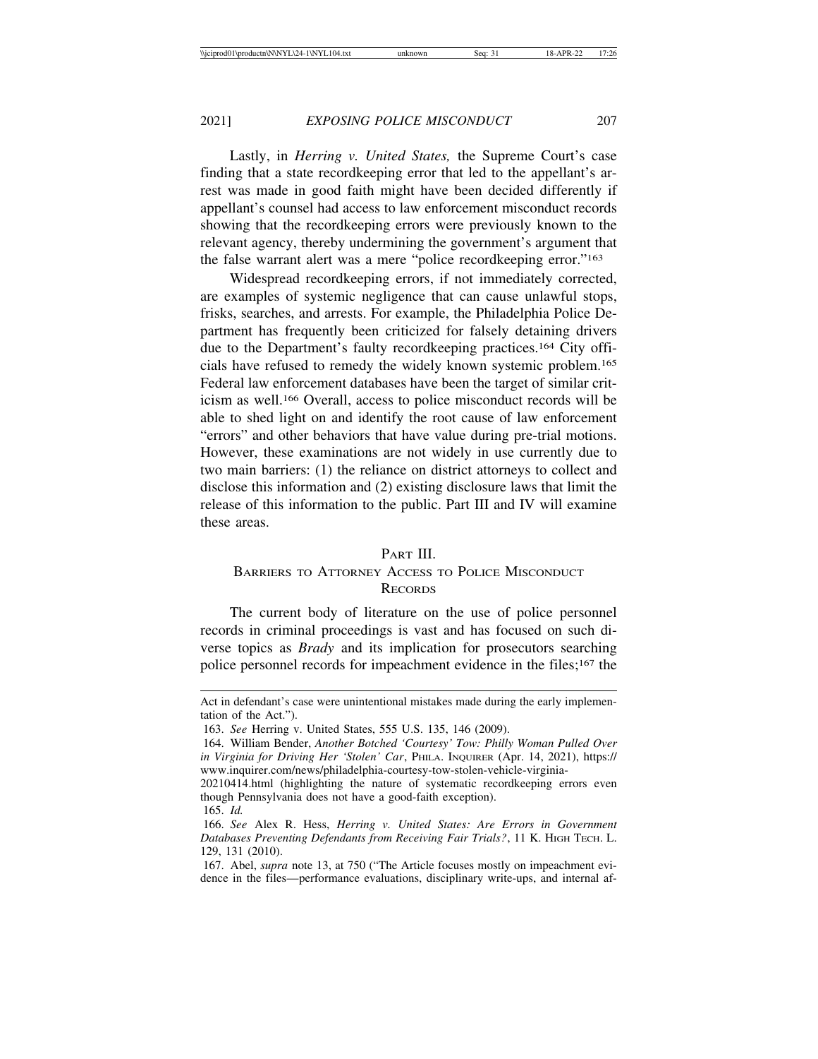Lastly, in *Herring v. United States,* the Supreme Court's case finding that a state recordkeeping error that led to the appellant's arrest was made in good faith might have been decided differently if appellant's counsel had access to law enforcement misconduct records showing that the recordkeeping errors were previously known to the relevant agency, thereby undermining the government's argument that the false warrant alert was a mere "police recordkeeping error."[163]

Widespread recordkeeping errors, if not immediately corrected, are examples of systemic negligence that can cause unlawful stops, frisks, searches, and arrests. For example, the Philadelphia Police Department has frequently been criticized for falsely detaining drivers due to the Department's faulty recordkeeping practices.[164] City officials have refused to remedy the widely known systemic problem.[165] Federal law enforcement databases have been the target of similar criticism as well.[166] Overall, access to police misconduct records will be able to shed light on and identify the root cause of law enforcement "errors" and other behaviors that have value during pre-trial motions. However, these examinations are not widely in use currently due to two main barriers: (1) the reliance on district attorneys to collect and disclose this information and (2) existing disclosure laws that limit the release of this information to the public. Part III and IV will examine these areas.

## PART III.
## BARRIERS TO ATTORNEY ACCESS TO POLICE MISCONDUCT RECORDS

The current body of literature on the use of police personnel records in criminal proceedings is vast and has focused on such diverse topics as *Brady* and its implication for prosecutors searching police personnel records for impeachment evidence in the files;[167] the

---

Act in defendant's case were unintentional mistakes made during the early implementation of the Act.").

163. *See* Herring v. United States, 555 U.S. 135, 146 (2009).

164. William Bender, *Another Botched 'Courtesy' Tow: Philly Woman Pulled Over in Virginia for Driving Her 'Stolen' Car*, PHILA. INQUIRER (Apr. 14, 2021), https://www.inquirer.com/news/philadelphia-courtesy-tow-stolen-vehicle-virginia-20210414.html (highlighting the nature of systematic recordkeeping errors even though Pennsylvania does not have a good-faith exception).

165. *Id.*

166. *See* Alex R. Hess, *Herring v. United States: Are Errors in Government Databases Preventing Defendants from Receiving Fair Trials?*, 11 K. HIGH TECH. L. 129, 131 (2010).

167. Abel, *supra* note 13, at 750 ("The Article focuses mostly on impeachment evidence in the files—performance evaluations, disciplinary write-ups, and internal af-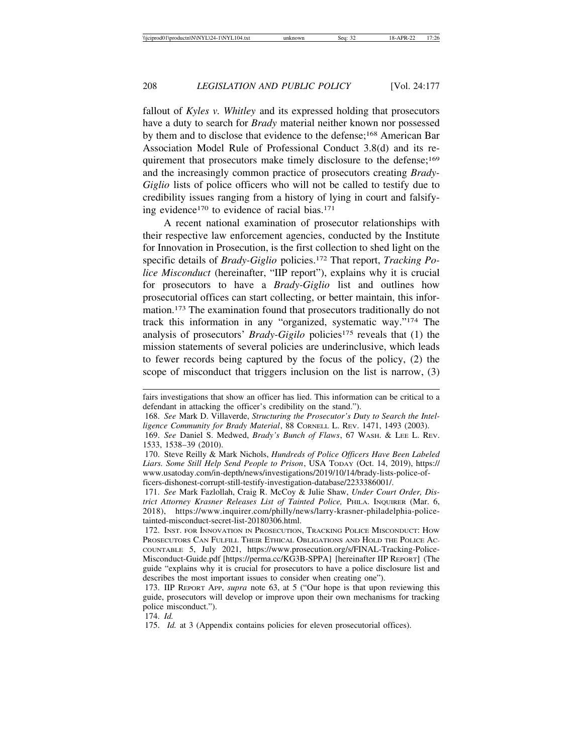fallout of *Kyles v. Whitley* and its expressed holding that prosecutors have a duty to search for *Brady* material neither known nor possessed by them and to disclose that evidence to the defense;[168] American Bar Association Model Rule of Professional Conduct 3.8(d) and its requirement that prosecutors make timely disclosure to the defense;[169] and the increasingly common practice of prosecutors creating *Brady-Giglio* lists of police officers who will not be called to testify due to credibility issues ranging from a history of lying in court and falsifying evidence[170] to evidence of racial bias.[171]

A recent national examination of prosecutor relationships with their respective law enforcement agencies, conducted by the Institute for Innovation in Prosecution, is the first collection to shed light on the specific details of *Brady-Giglio* policies.[172] That report, *Tracking Police Misconduct* (hereinafter, "IIP report"), explains why it is crucial for prosecutors to have a *Brady-Giglio* list and outlines how prosecutorial offices can start collecting, or better maintain, this information.[173] The examination found that prosecutors traditionally do not track this information in any "organized, systematic way."[174] The analysis of prosecutors' *Brady-Gigilo* policies[175] reveals that (1) the mission statements of several policies are underinclusive, which leads to fewer records being captured by the focus of the policy, (2) the scope of misconduct that triggers inclusion on the list is narrow, (3)

---

fairs investigations that show an officer has lied. This information can be critical to a defendant in attacking the officer's credibility on the stand.").

168. *See* Mark D. Villaverde, *Structuring the Prosecutor's Duty to Search the Intelligence Community for Brady Material*, 88 Cornell L. Rev. 1471, 1493 (2003).

169. *See* Daniel S. Medwed, *Brady's Bunch of Flaws*, 67 Wash. & Lee L. Rev. 1533, 1538–39 (2010).

170. Steve Reilly & Mark Nichols, *Hundreds of Police Officers Have Been Labeled Liars. Some Still Help Send People to Prison*, USA Today (Oct. 14, 2019), https://www.usatoday.com/in-depth/news/investigations/2019/10/14/brady-lists-police-officers-dishonest-corrupt-still-testify-investigation-database/2233386001/.

171. *See* Mark Fazlollah, Craig R. McCoy & Julie Shaw, *Under Court Order, District Attorney Krasner Releases List of Tainted Police,* Phila. Inquirer (Mar. 6, 2018), https://www.inquirer.com/philly/news/larry-krasner-philadelphia-police-tainted-misconduct-secret-list-20180306.html.

172. Inst. for Innovation in Prosecution, Tracking Police Misconduct: How Prosecutors Can Fulfill Their Ethical Obligations and Hold the Police Accountable 5, July 2021, https://www.prosecution.org/s/FINAL-Tracking-Police-Misconduct-Guide.pdf [https://perma.cc/KG3B-SPPA] [hereinafter IIP Report] (The guide "explains why it is crucial for prosecutors to have a police disclosure list and describes the most important issues to consider when creating one").

173. IIP Report App, *supra* note 63, at 5 ("Our hope is that upon reviewing this guide, prosecutors will develop or improve upon their own mechanisms for tracking police misconduct.").

174. *Id.*

175. *Id.* at 3 (Appendix contains policies for eleven prosecutorial offices).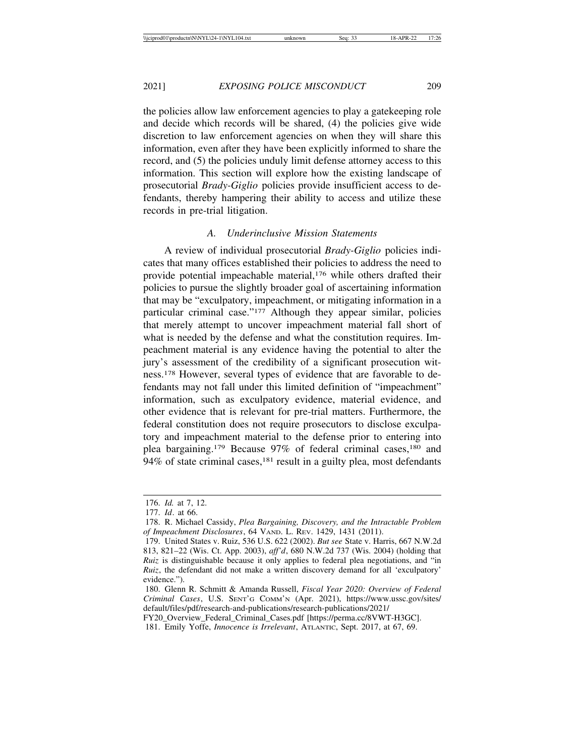the policies allow law enforcement agencies to play a gatekeeping role and decide which records will be shared, (4) the policies give wide discretion to law enforcement agencies on when they will share this information, even after they have been explicitly informed to share the record, and (5) the policies unduly limit defense attorney access to this information. This section will explore how the existing landscape of prosecutorial *Brady-Giglio* policies provide insufficient access to defendants, thereby hampering their ability to access and utilize these records in pre-trial litigation.

### *A. Underinclusive Mission Statements*

A review of individual prosecutorial *Brady-Giglio* policies indicates that many offices established their policies to address the need to provide potential impeachable material,[176] while others drafted their policies to pursue the slightly broader goal of ascertaining information that may be "exculpatory, impeachment, or mitigating information in a particular criminal case."[177] Although they appear similar, policies that merely attempt to uncover impeachment material fall short of what is needed by the defense and what the constitution requires. Impeachment material is any evidence having the potential to alter the jury's assessment of the credibility of a significant prosecution witness.[178] However, several types of evidence that are favorable to defendants may not fall under this limited definition of "impeachment" information, such as exculpatory evidence, material evidence, and other evidence that is relevant for pre-trial matters. Furthermore, the federal constitution does not require prosecutors to disclose exculpatory and impeachment material to the defense prior to entering into plea bargaining.[179] Because 97% of federal criminal cases,[180] and 94% of state criminal cases,[181] result in a guilty plea, most defendants

---

176. *Id.* at 7, 12.

177. *Id*. at 66.

178. R. Michael Cassidy, *Plea Bargaining, Discovery, and the Intractable Problem of Impeachment Disclosures*, 64 VAND. L. REV. 1429, 1431 (2011).

179. United States v. Ruiz, 536 U.S. 622 (2002). *But see* State v. Harris, 667 N.W.2d 813, 821–22 (Wis. Ct. App. 2003), *aff'd*, 680 N.W.2d 737 (Wis. 2004) (holding that *Ruiz* is distinguishable because it only applies to federal plea negotiations, and "in *Ruiz*, the defendant did not make a written discovery demand for all 'exculpatory' evidence.").

180. Glenn R. Schmitt & Amanda Russell, *Fiscal Year 2020: Overview of Federal Criminal Cases*, U.S. SENT'G COMM'N (Apr. 2021), https://www.ussc.gov/sites/default/files/pdf/research-and-publications/research-publications/2021/FY20_Overview_Federal_Criminal_Cases.pdf [https://perma.cc/8VWT-H3GC].

181. Emily Yoffe, *Innocence is Irrelevant*, ATLANTIC, Sept. 2017, at 67, 69.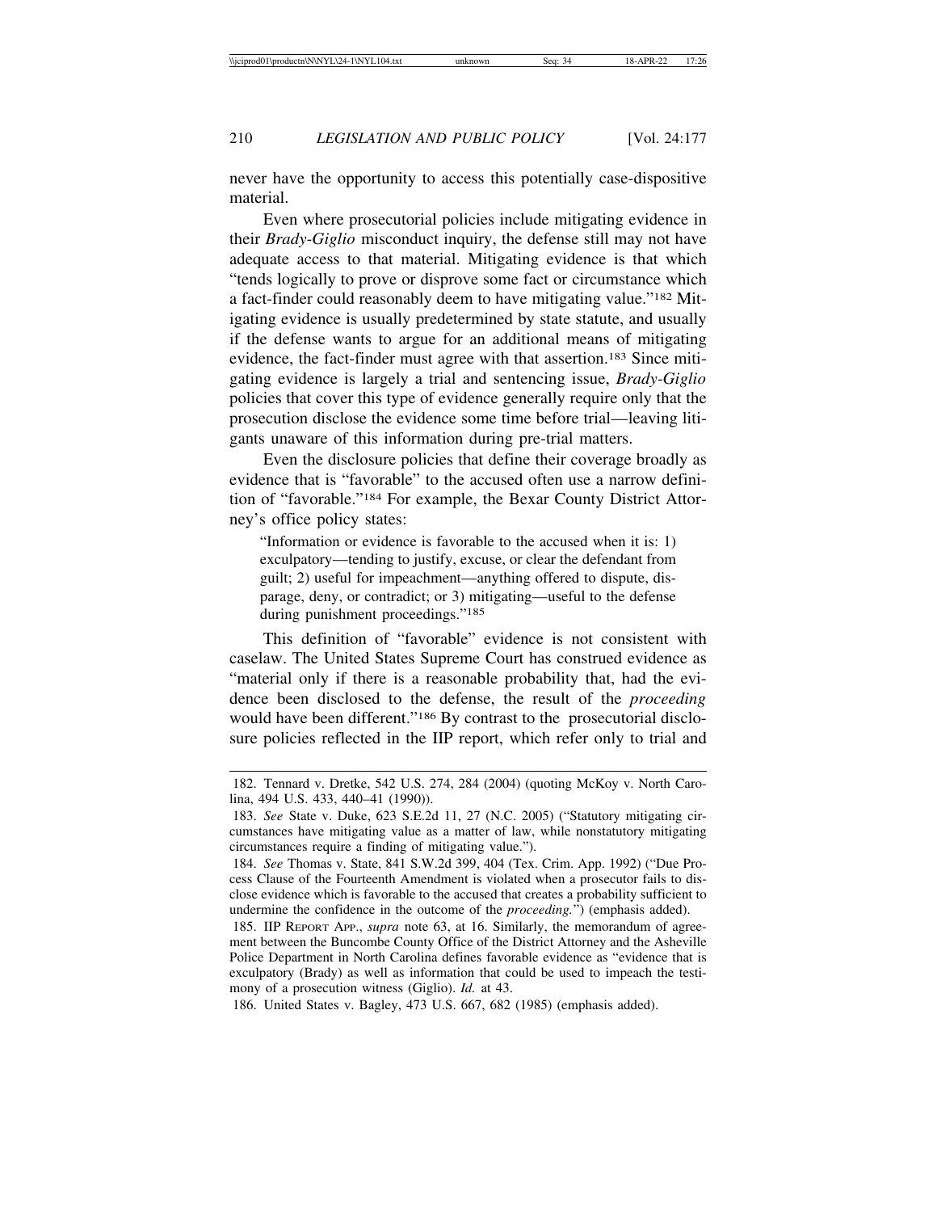never have the opportunity to access this potentially case-dispositive material.

Even where prosecutorial policies include mitigating evidence in their *Brady-Giglio* misconduct inquiry, the defense still may not have adequate access to that material. Mitigating evidence is that which "tends logically to prove or disprove some fact or circumstance which a fact-finder could reasonably deem to have mitigating value."[182] Mitigating evidence is usually predetermined by state statute, and usually if the defense wants to argue for an additional means of mitigating evidence, the fact-finder must agree with that assertion.[183] Since mitigating evidence is largely a trial and sentencing issue, *Brady-Giglio* policies that cover this type of evidence generally require only that the prosecution disclose the evidence some time before trial—leaving litigants unaware of this information during pre-trial matters.

Even the disclosure policies that define their coverage broadly as evidence that is "favorable" to the accused often use a narrow definition of "favorable."[184] For example, the Bexar County District Attorney's office policy states:

> "Information or evidence is favorable to the accused when it is: 1) exculpatory—tending to justify, excuse, or clear the defendant from guilt; 2) useful for impeachment—anything offered to dispute, disparage, deny, or contradict; or 3) mitigating—useful to the defense during punishment proceedings."[185]

This definition of "favorable" evidence is not consistent with caselaw. The United States Supreme Court has construed evidence as "material only if there is a reasonable probability that, had the evidence been disclosed to the defense, the result of the *proceeding* would have been different."[186] By contrast to the prosecutorial disclosure policies reflected in the IIP report, which refer only to trial and

---

182. Tennard v. Dretke, 542 U.S. 274, 284 (2004) (quoting McKoy v. North Carolina, 494 U.S. 433, 440–41 (1990)).

183. *See* State v. Duke, 623 S.E.2d 11, 27 (N.C. 2005) ("Statutory mitigating circumstances have mitigating value as a matter of law, while nonstatutory mitigating circumstances require a finding of mitigating value.").

184. *See* Thomas v. State, 841 S.W.2d 399, 404 (Tex. Crim. App. 1992) ("Due Process Clause of the Fourteenth Amendment is violated when a prosecutor fails to disclose evidence which is favorable to the accused that creates a probability sufficient to undermine the confidence in the outcome of the *proceeding.*") (emphasis added).

185. IIP REPORT APP., *supra* note 63, at 16. Similarly, the memorandum of agreement between the Buncombe County Office of the District Attorney and the Asheville Police Department in North Carolina defines favorable evidence as "evidence that is exculpatory (Brady) as well as information that could be used to impeach the testimony of a prosecution witness (Giglio). *Id.* at 43.

186. United States v. Bagley, 473 U.S. 667, 682 (1985) (emphasis added).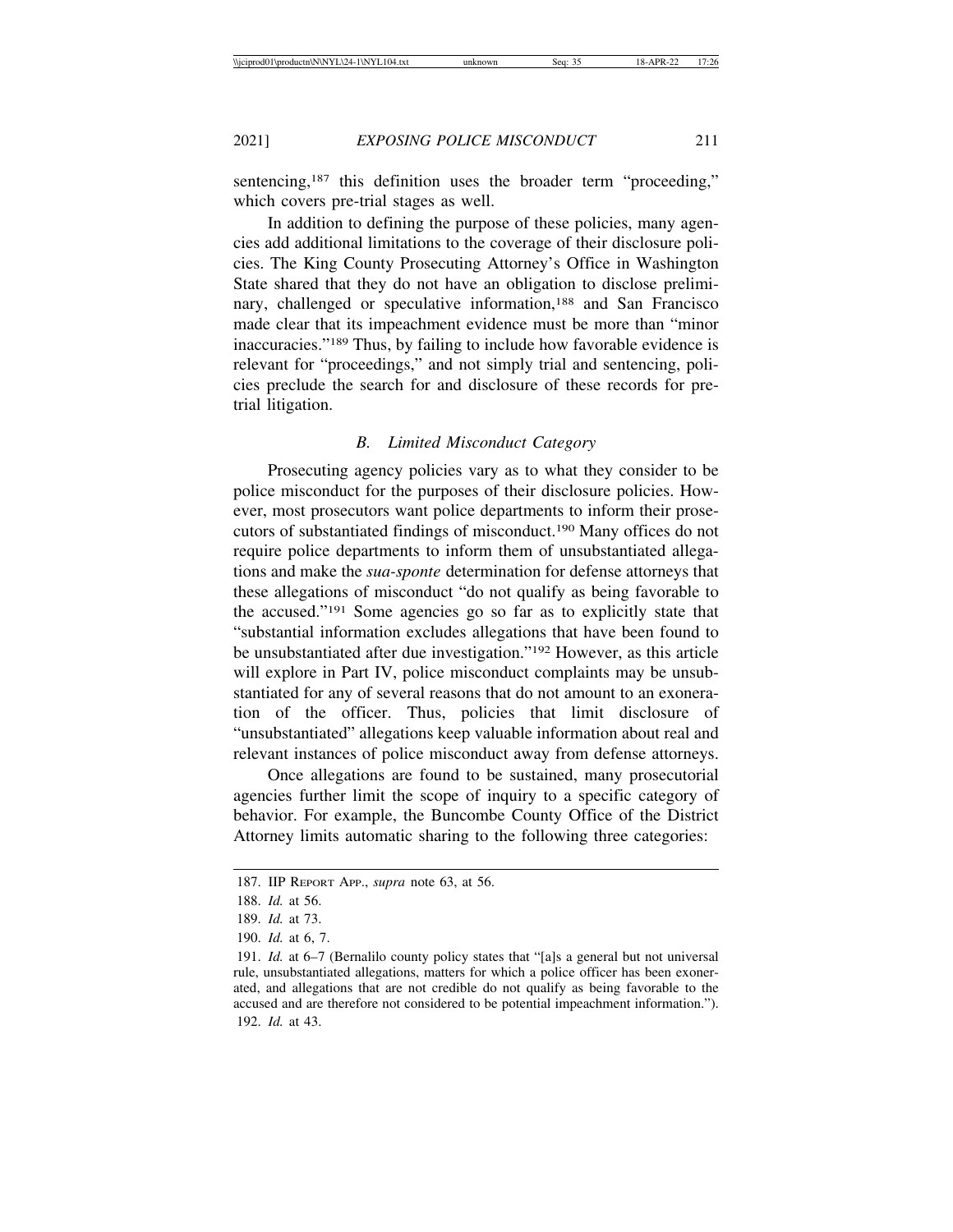sentencing,[187] this definition uses the broader term "proceeding," which covers pre-trial stages as well.

In addition to defining the purpose of these policies, many agencies add additional limitations to the coverage of their disclosure policies. The King County Prosecuting Attorney's Office in Washington State shared that they do not have an obligation to disclose preliminary, challenged or speculative information,[188] and San Francisco made clear that its impeachment evidence must be more than "minor inaccuracies."[189] Thus, by failing to include how favorable evidence is relevant for "proceedings," and not simply trial and sentencing, policies preclude the search for and disclosure of these records for pretrial litigation.

### *B. Limited Misconduct Category*

Prosecuting agency policies vary as to what they consider to be police misconduct for the purposes of their disclosure policies. However, most prosecutors want police departments to inform their prosecutors of substantiated findings of misconduct.[190] Many offices do not require police departments to inform them of unsubstantiated allegations and make the *sua-sponte* determination for defense attorneys that these allegations of misconduct "do not qualify as being favorable to the accused."[191] Some agencies go so far as to explicitly state that "substantial information excludes allegations that have been found to be unsubstantiated after due investigation."[192] However, as this article will explore in Part IV, police misconduct complaints may be unsubstantiated for any of several reasons that do not amount to an exoneration of the officer. Thus, policies that limit disclosure of "unsubstantiated" allegations keep valuable information about real and relevant instances of police misconduct away from defense attorneys.

Once allegations are found to be sustained, many prosecutorial agencies further limit the scope of inquiry to a specific category of behavior. For example, the Buncombe County Office of the District Attorney limits automatic sharing to the following three categories:

187. IIP REPORT APP., *supra* note 63, at 56.

188. *Id.* at 56.

189. *Id.* at 73.

190. *Id.* at 6, 7.

191. *Id.* at 6–7 (Bernalilo county policy states that "[a]s a general but not universal rule, unsubstantiated allegations, matters for which a police officer has been exonerated, and allegations that are not credible do not qualify as being favorable to the accused and are therefore not considered to be potential impeachment information.").

192. *Id.* at 43.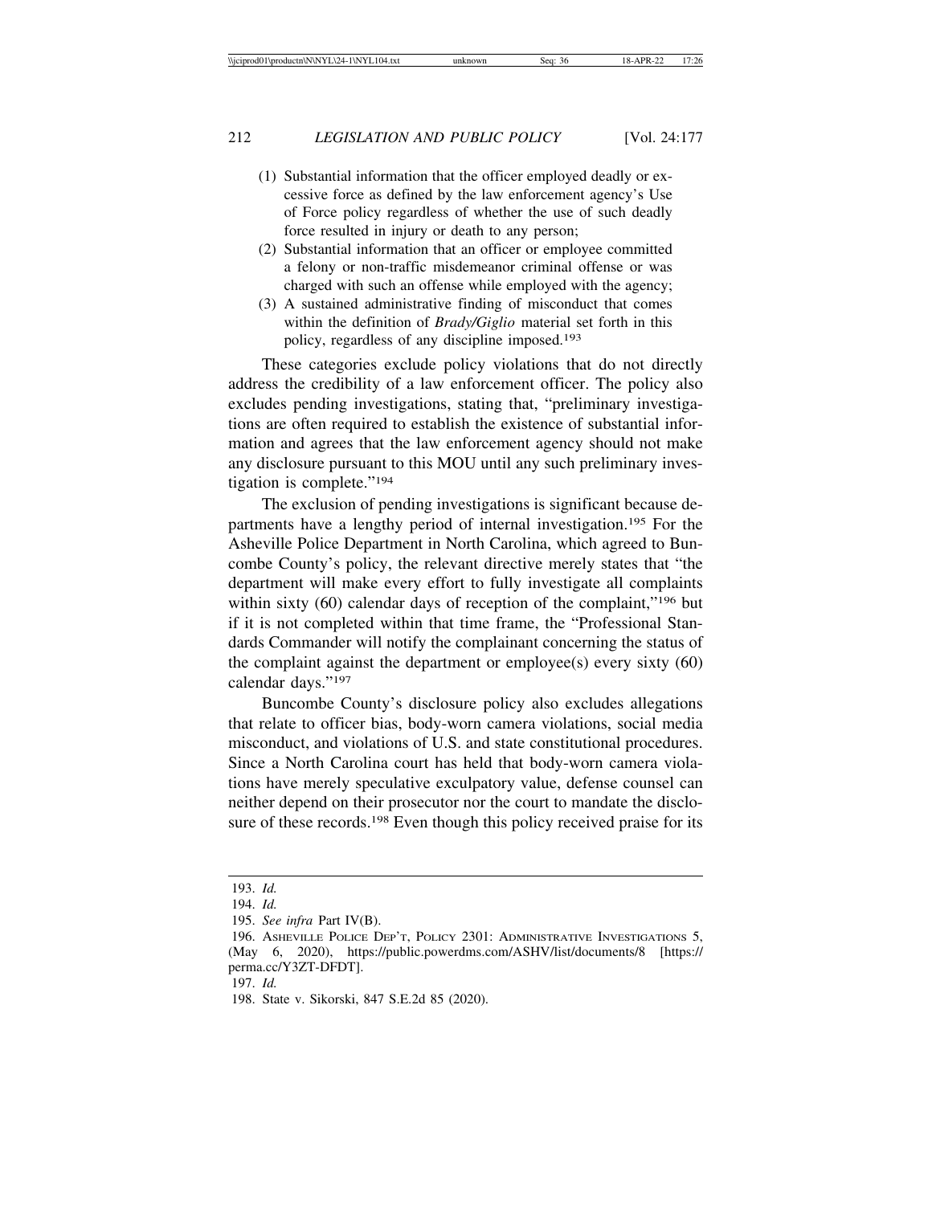(1) Substantial information that the officer employed deadly or excessive force as defined by the law enforcement agency's Use of Force policy regardless of whether the use of such deadly force resulted in injury or death to any person;

(2) Substantial information that an officer or employee committed a felony or non-traffic misdemeanor criminal offense or was charged with such an offense while employed with the agency;

(3) A sustained administrative finding of misconduct that comes within the definition of *Brady/Giglio* material set forth in this policy, regardless of any discipline imposed.[193]

These categories exclude policy violations that do not directly address the credibility of a law enforcement officer. The policy also excludes pending investigations, stating that, "preliminary investigations are often required to establish the existence of substantial information and agrees that the law enforcement agency should not make any disclosure pursuant to this MOU until any such preliminary investigation is complete."[194]

The exclusion of pending investigations is significant because departments have a lengthy period of internal investigation.[195] For the Asheville Police Department in North Carolina, which agreed to Buncombe County's policy, the relevant directive merely states that "the department will make every effort to fully investigate all complaints within sixty (60) calendar days of reception of the complaint,"[196] but if it is not completed within that time frame, the "Professional Standards Commander will notify the complainant concerning the status of the complaint against the department or employee(s) every sixty (60) calendar days."[197]

Buncombe County's disclosure policy also excludes allegations that relate to officer bias, body-worn camera violations, social media misconduct, and violations of U.S. and state constitutional procedures. Since a North Carolina court has held that body-worn camera violations have merely speculative exculpatory value, defense counsel can neither depend on their prosecutor nor the court to mandate the disclosure of these records.[198] Even though this policy received praise for its

193. *Id.*

194. *Id.*

195. *See infra* Part IV(B).

196. Asheville Police Dep't, Policy 2301: Administrative Investigations 5, (May 6, 2020), https://public.powerdms.com/ASHV/list/documents/8 [https://perma.cc/Y3ZT-DFDT].

197. *Id.*

198. State v. Sikorski, 847 S.E.2d 85 (2020).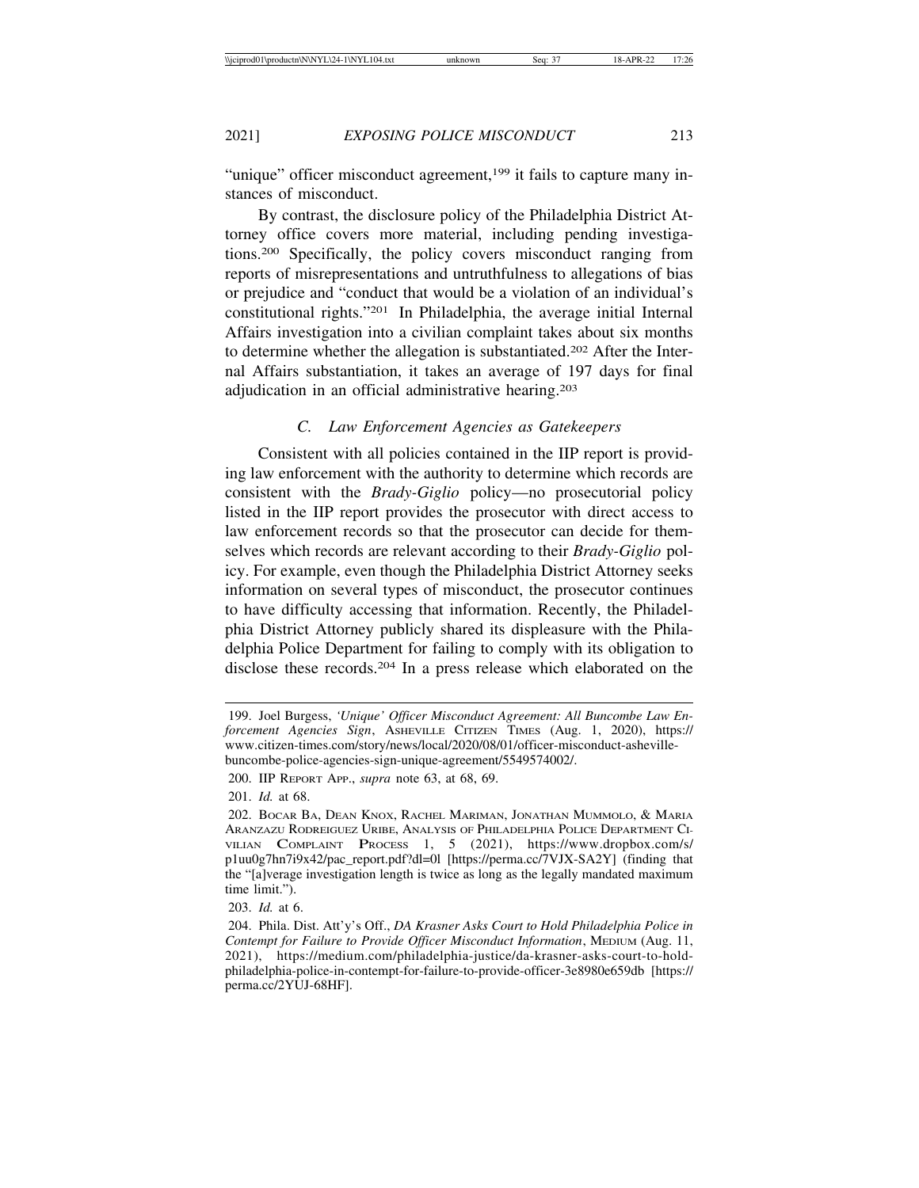"unique" officer misconduct agreement,[199] it fails to capture many instances of misconduct.

By contrast, the disclosure policy of the Philadelphia District Attorney office covers more material, including pending investigations.[200] Specifically, the policy covers misconduct ranging from reports of misrepresentations and untruthfulness to allegations of bias or prejudice and "conduct that would be a violation of an individual's constitutional rights."[201] In Philadelphia, the average initial Internal Affairs investigation into a civilian complaint takes about six months to determine whether the allegation is substantiated.[202] After the Internal Affairs substantiation, it takes an average of 197 days for final adjudication in an official administrative hearing.[203]

### *C. Law Enforcement Agencies as Gatekeepers*

Consistent with all policies contained in the IIP report is providing law enforcement with the authority to determine which records are consistent with the *Brady-Giglio* policy—no prosecutorial policy listed in the IIP report provides the prosecutor with direct access to law enforcement records so that the prosecutor can decide for themselves which records are relevant according to their *Brady-Giglio* policy. For example, even though the Philadelphia District Attorney seeks information on several types of misconduct, the prosecutor continues to have difficulty accessing that information. Recently, the Philadelphia District Attorney publicly shared its displeasure with the Philadelphia Police Department for failing to comply with its obligation to disclose these records.[204] In a press release which elaborated on the

---

199. Joel Burgess, *'Unique' Officer Misconduct Agreement: All Buncombe Law Enforcement Agencies Sign*, ASHEVILLE CITIZEN TIMES (Aug. 1, 2020), https://www.citizen-times.com/story/news/local/2020/08/01/officer-misconduct-asheville-buncombe-police-agencies-sign-unique-agreement/5549574002/.

200. IIP REPORT APP., *supra* note 63, at 68, 69.

201. *Id.* at 68.

202. BOCAR BA, DEAN KNOX, RACHEL MARIMAN, JONATHAN MUMMOLO, & MARIA ARANZAZU RODREIGUEZ URIBE, ANALYSIS OF PHILADELPHIA POLICE DEPARTMENT CIVILIAN COMPLAINT PROCESS 1, 5 (2021), https://www.dropbox.com/s/p1uu0g7hn7i9x42/pac_report.pdf?dl=0l [https://perma.cc/7VJX-SA2Y] (finding that the "[a]verage investigation length is twice as long as the legally mandated maximum time limit.").

203. *Id.* at 6.

204. Phila. Dist. Att'y's Off., *DA Krasner Asks Court to Hold Philadelphia Police in Contempt for Failure to Provide Officer Misconduct Information*, MEDIUM (Aug. 11, 2021), https://medium.com/philadelphia-justice/da-krasner-asks-court-to-hold-philadelphia-police-in-contempt-for-failure-to-provide-officer-3e8980e659db [https://perma.cc/2YUJ-68HF].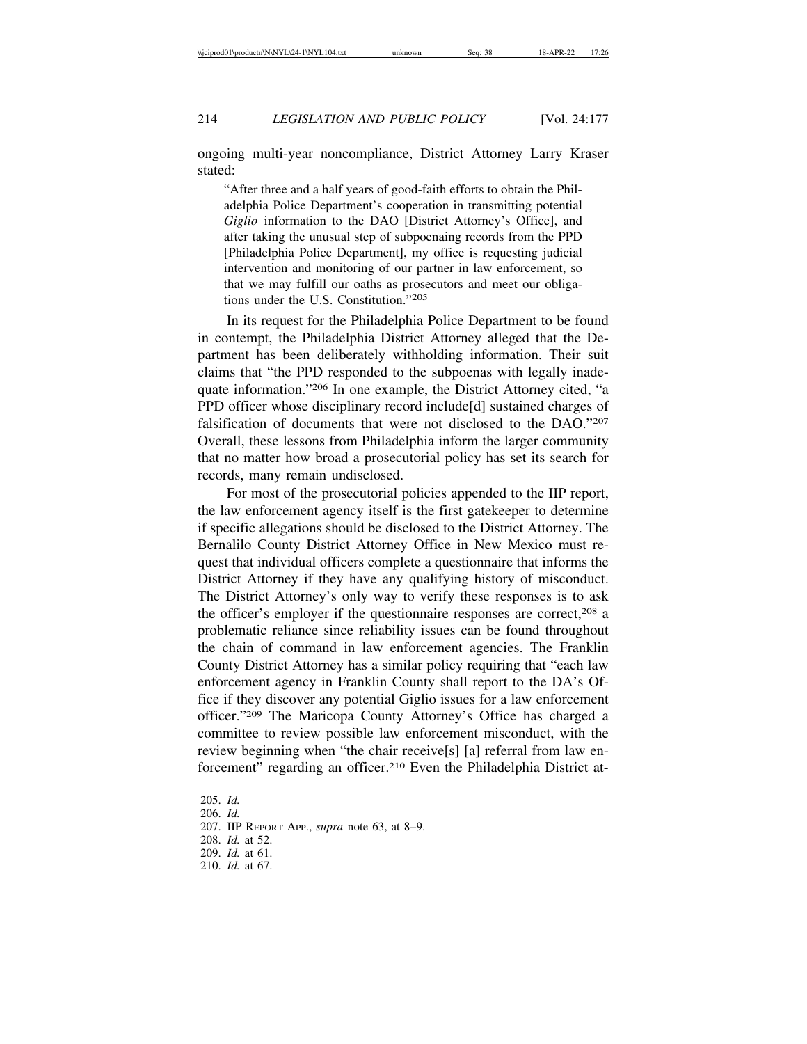ongoing multi-year noncompliance, District Attorney Larry Kraser stated:

> "After three and a half years of good-faith efforts to obtain the Philadelphia Police Department's cooperation in transmitting potential *Giglio* information to the DAO [District Attorney's Office], and after taking the unusual step of subpoenaing records from the PPD [Philadelphia Police Department], my office is requesting judicial intervention and monitoring of our partner in law enforcement, so that we may fulfill our oaths as prosecutors and meet our obligations under the U.S. Constitution."[205]

In its request for the Philadelphia Police Department to be found in contempt, the Philadelphia District Attorney alleged that the Department has been deliberately withholding information. Their suit claims that "the PPD responded to the subpoenas with legally inadequate information."[206] In one example, the District Attorney cited, "a PPD officer whose disciplinary record include[d] sustained charges of falsification of documents that were not disclosed to the DAO."[207] Overall, these lessons from Philadelphia inform the larger community that no matter how broad a prosecutorial policy has set its search for records, many remain undisclosed.

For most of the prosecutorial policies appended to the IIP report, the law enforcement agency itself is the first gatekeeper to determine if specific allegations should be disclosed to the District Attorney. The Bernalilo County District Attorney Office in New Mexico must request that individual officers complete a questionnaire that informs the District Attorney if they have any qualifying history of misconduct. The District Attorney's only way to verify these responses is to ask the officer's employer if the questionnaire responses are correct,[208] a problematic reliance since reliability issues can be found throughout the chain of command in law enforcement agencies. The Franklin County District Attorney has a similar policy requiring that "each law enforcement agency in Franklin County shall report to the DA's Office if they discover any potential Giglio issues for a law enforcement officer."[209] The Maricopa County Attorney's Office has charged a committee to review possible law enforcement misconduct, with the review beginning when "the chair receive[s] [a] referral from law enforcement" regarding an officer.[210] Even the Philadelphia District at-

---

205. *Id.*
206. *Id.*
207. IIP Report App., *supra* note 63, at 8–9.
208. *Id.* at 52.
209. *Id.* at 61.
210. *Id.* at 67.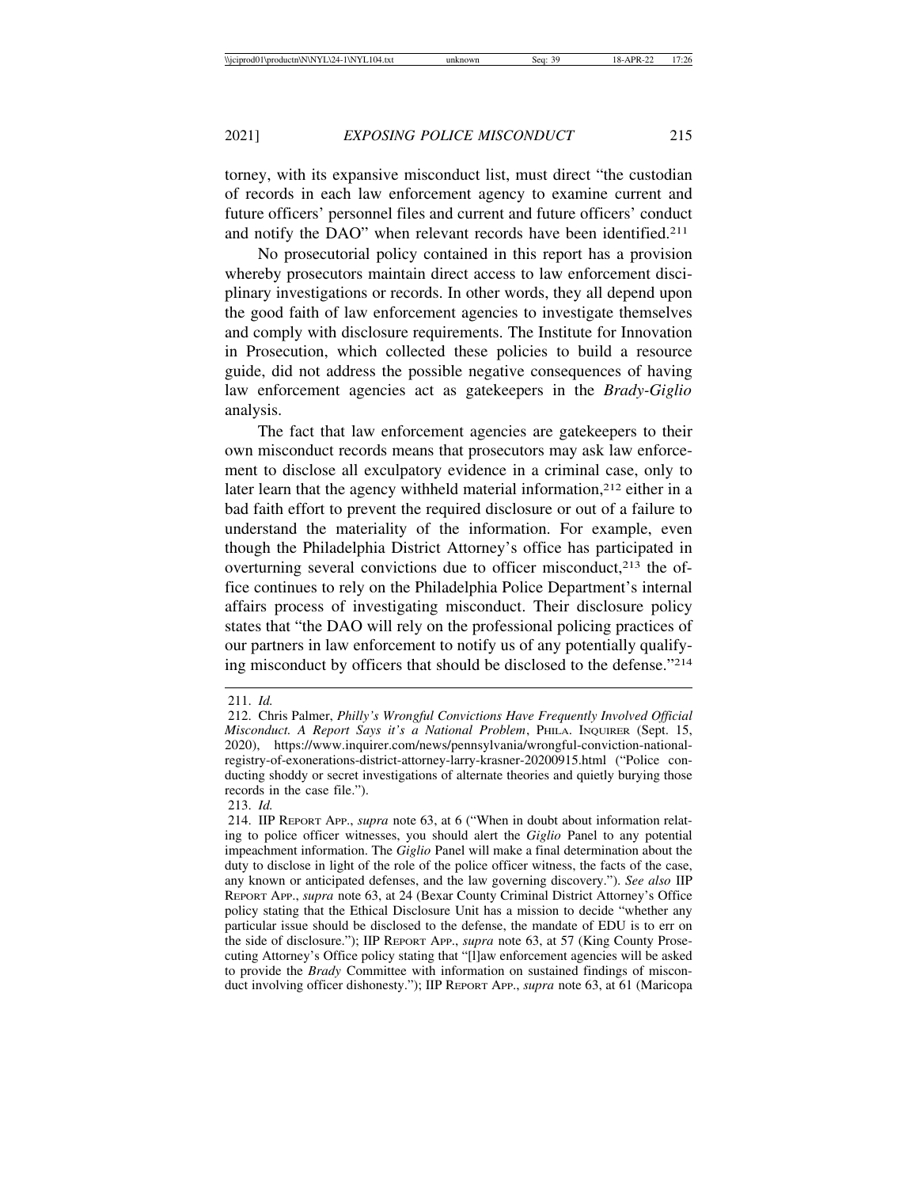torney, with its expansive misconduct list, must direct "the custodian of records in each law enforcement agency to examine current and future officers' personnel files and current and future officers' conduct and notify the DAO" when relevant records have been identified.[211]

No prosecutorial policy contained in this report has a provision whereby prosecutors maintain direct access to law enforcement disciplinary investigations or records. In other words, they all depend upon the good faith of law enforcement agencies to investigate themselves and comply with disclosure requirements. The Institute for Innovation in Prosecution, which collected these policies to build a resource guide, did not address the possible negative consequences of having law enforcement agencies act as gatekeepers in the *Brady-Giglio* analysis.

The fact that law enforcement agencies are gatekeepers to their own misconduct records means that prosecutors may ask law enforcement to disclose all exculpatory evidence in a criminal case, only to later learn that the agency withheld material information,[212] either in a bad faith effort to prevent the required disclosure or out of a failure to understand the materiality of the information. For example, even though the Philadelphia District Attorney's office has participated in overturning several convictions due to officer misconduct,[213] the office continues to rely on the Philadelphia Police Department's internal affairs process of investigating misconduct. Their disclosure policy states that "the DAO will rely on the professional policing practices of our partners in law enforcement to notify us of any potentially qualifying misconduct by officers that should be disclosed to the defense."[214]

---

211. *Id.*

212. Chris Palmer, *Philly's Wrongful Convictions Have Frequently Involved Official Misconduct. A Report Says it's a National Problem*, PHILA. INQUIRER (Sept. 15, 2020), https://www.inquirer.com/news/pennsylvania/wrongful-conviction-national-registry-of-exonerations-district-attorney-larry-krasner-20200915.html ("Police conducting shoddy or secret investigations of alternate theories and quietly burying those records in the case file.").

213. *Id.*

214. IIP REPORT APP., *supra* note 63, at 6 ("When in doubt about information relating to police officer witnesses, you should alert the *Giglio* Panel to any potential impeachment information. The *Giglio* Panel will make a final determination about the duty to disclose in light of the role of the police officer witness, the facts of the case, any known or anticipated defenses, and the law governing discovery."). *See also* IIP REPORT APP., *supra* note 63, at 24 (Bexar County Criminal District Attorney's Office policy stating that the Ethical Disclosure Unit has a mission to decide "whether any particular issue should be disclosed to the defense, the mandate of EDU is to err on the side of disclosure."); IIP REPORT APP., *supra* note 63, at 57 (King County Prosecuting Attorney's Office policy stating that "[l]aw enforcement agencies will be asked to provide the *Brady* Committee with information on sustained findings of misconduct involving officer dishonesty."); IIP REPORT APP., *supra* note 63, at 61 (Maricopa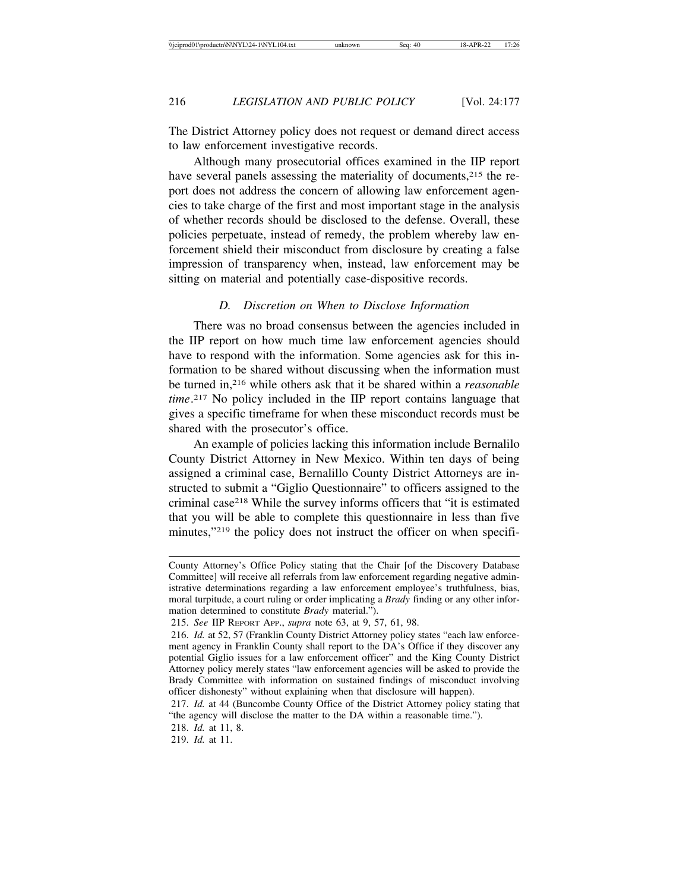The District Attorney policy does not request or demand direct access to law enforcement investigative records.

Although many prosecutorial offices examined in the IIP report have several panels assessing the materiality of documents,[215] the report does not address the concern of allowing law enforcement agencies to take charge of the first and most important stage in the analysis of whether records should be disclosed to the defense. Overall, these policies perpetuate, instead of remedy, the problem whereby law enforcement shield their misconduct from disclosure by creating a false impression of transparency when, instead, law enforcement may be sitting on material and potentially case-dispositive records.

### *D. Discretion on When to Disclose Information*

There was no broad consensus between the agencies included in the IIP report on how much time law enforcement agencies should have to respond with the information. Some agencies ask for this information to be shared without discussing when the information must be turned in,[216] while others ask that it be shared within a *reasonable time*.[217] No policy included in the IIP report contains language that gives a specific timeframe for when these misconduct records must be shared with the prosecutor's office.

An example of policies lacking this information include Bernalilo County District Attorney in New Mexico. Within ten days of being assigned a criminal case, Bernalillo County District Attorneys are instructed to submit a "Giglio Questionnaire" to officers assigned to the criminal case[218] While the survey informs officers that "it is estimated that you will be able to complete this questionnaire in less than five minutes,"[219] the policy does not instruct the officer on when specifi-

---

County Attorney's Office Policy stating that the Chair [of the Discovery Database Committee] will receive all referrals from law enforcement regarding negative administrative determinations regarding a law enforcement employee's truthfulness, bias, moral turpitude, a court ruling or order implicating a *Brady* finding or any other information determined to constitute *Brady* material.").

215. *See* IIP REPORT APP., *supra* note 63, at 9, 57, 61, 98.

216. *Id.* at 52, 57 (Franklin County District Attorney policy states "each law enforcement agency in Franklin County shall report to the DA's Office if they discover any potential Giglio issues for a law enforcement officer" and the King County District Attorney policy merely states "law enforcement agencies will be asked to provide the Brady Committee with information on sustained findings of misconduct involving officer dishonesty" without explaining when that disclosure will happen).

217. *Id.* at 44 (Buncombe County Office of the District Attorney policy stating that "the agency will disclose the matter to the DA within a reasonable time.").

218. *Id.* at 11, 8.

219. *Id.* at 11.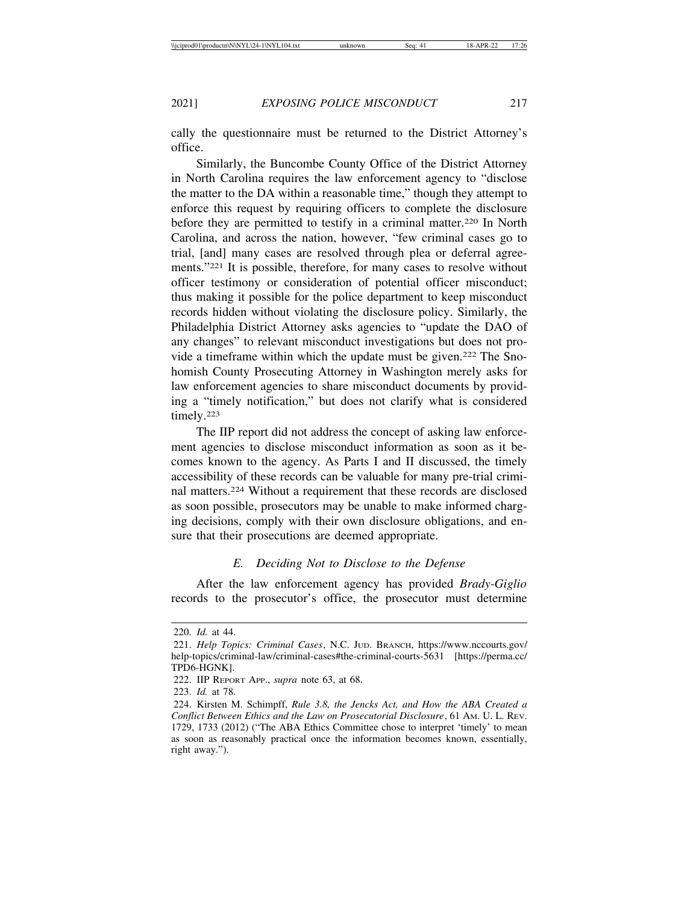cally the questionnaire must be returned to the District Attorney's office.

Similarly, the Buncombe County Office of the District Attorney in North Carolina requires the law enforcement agency to "disclose the matter to the DA within a reasonable time," though they attempt to enforce this request by requiring officers to complete the disclosure before they are permitted to testify in a criminal matter.[220] In North Carolina, and across the nation, however, "few criminal cases go to trial, [and] many cases are resolved through plea or deferral agreements."[221] It is possible, therefore, for many cases to resolve without officer testimony or consideration of potential officer misconduct; thus making it possible for the police department to keep misconduct records hidden without violating the disclosure policy. Similarly, the Philadelphia District Attorney asks agencies to "update the DAO of any changes" to relevant misconduct investigations but does not provide a timeframe within which the update must be given.[222] The Snohomish County Prosecuting Attorney in Washington merely asks for law enforcement agencies to share misconduct documents by providing a "timely notification," but does not clarify what is considered timely.[223]

The IIP report did not address the concept of asking law enforcement agencies to disclose misconduct information as soon as it becomes known to the agency. As Parts I and II discussed, the timely accessibility of these records can be valuable for many pre-trial criminal matters.[224] Without a requirement that these records are disclosed as soon possible, prosecutors may be unable to make informed charging decisions, comply with their own disclosure obligations, and ensure that their prosecutions are deemed appropriate.

### *E. Deciding Not to Disclose to the Defense*

After the law enforcement agency has provided *Brady-Giglio* records to the prosecutor's office, the prosecutor must determine

---

220. *Id.* at 44.

221. *Help Topics: Criminal Cases*, N.C. Jud. Branch, https://www.nccourts.gov/help-topics/criminal-law/criminal-cases#the-criminal-courts-5631 [https://perma.cc/TPD6-HGNK].

222. IIP Report App., *supra* note 63, at 68.

223. *Id.* at 78.

224. Kirsten M. Schimpff, *Rule 3.8, the Jencks Act, and How the ABA Created a Conflict Between Ethics and the Law on Prosecutorial Disclosure*, 61 Am. U. L. Rev. 1729, 1733 (2012) ("The ABA Ethics Committee chose to interpret 'timely' to mean as soon as reasonably practical once the information becomes known, essentially, right away.").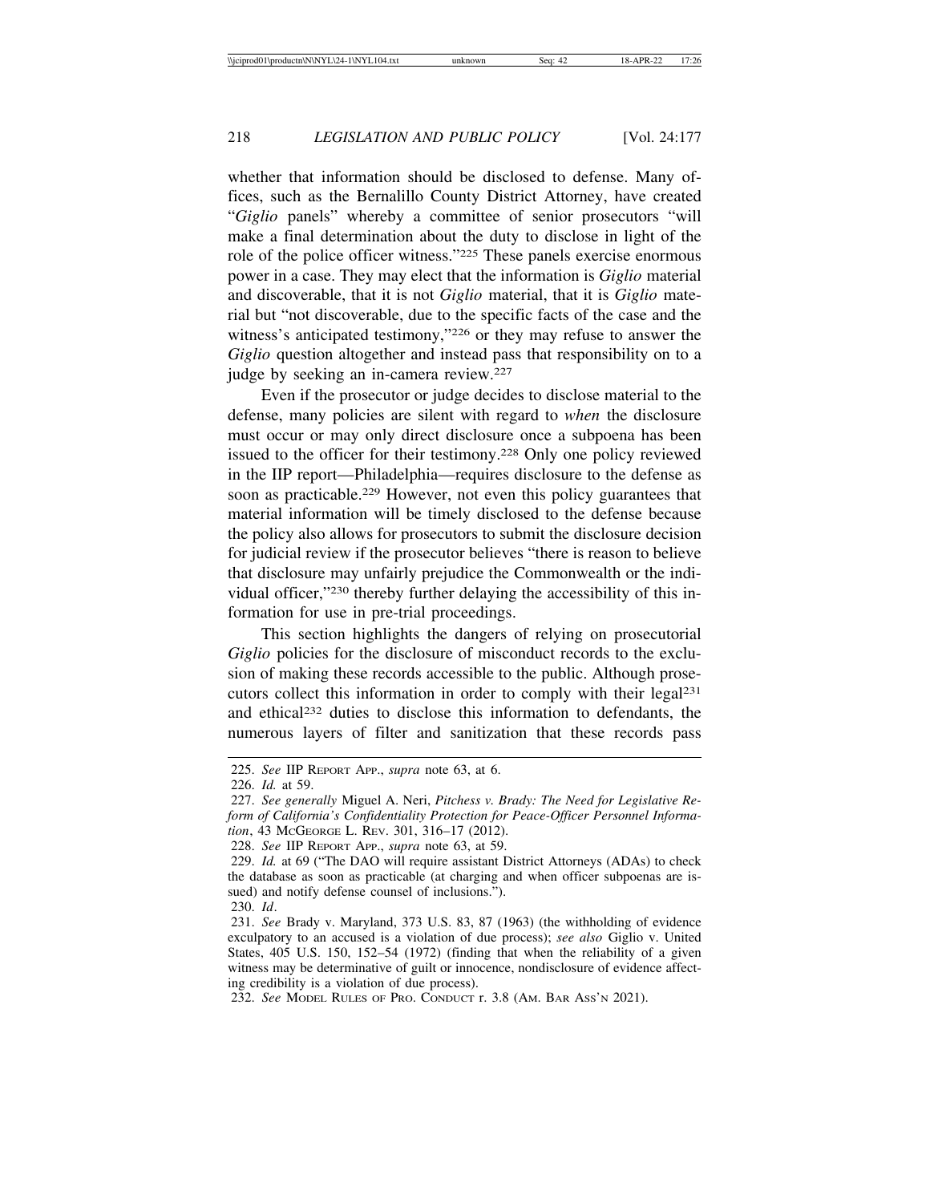whether that information should be disclosed to defense. Many offices, such as the Bernalillo County District Attorney, have created "*Giglio* panels" whereby a committee of senior prosecutors "will make a final determination about the duty to disclose in light of the role of the police officer witness."[225] These panels exercise enormous power in a case. They may elect that the information is *Giglio* material and discoverable, that it is not *Giglio* material, that it is *Giglio* material but "not discoverable, due to the specific facts of the case and the witness's anticipated testimony,"[226] or they may refuse to answer the *Giglio* question altogether and instead pass that responsibility on to a judge by seeking an in-camera review.[227]

Even if the prosecutor or judge decides to disclose material to the defense, many policies are silent with regard to *when* the disclosure must occur or may only direct disclosure once a subpoena has been issued to the officer for their testimony.[228] Only one policy reviewed in the IIP report—Philadelphia—requires disclosure to the defense as soon as practicable.[229] However, not even this policy guarantees that material information will be timely disclosed to the defense because the policy also allows for prosecutors to submit the disclosure decision for judicial review if the prosecutor believes "there is reason to believe that disclosure may unfairly prejudice the Commonwealth or the individual officer,"[230] thereby further delaying the accessibility of this information for use in pre-trial proceedings.

This section highlights the dangers of relying on prosecutorial *Giglio* policies for the disclosure of misconduct records to the exclusion of making these records accessible to the public. Although prosecutors collect this information in order to comply with their legal[231] and ethical[232] duties to disclose this information to defendants, the numerous layers of filter and sanitization that these records pass

---

225. *See* IIP Report App., *supra* note 63, at 6.

226. *Id.* at 59.

227. *See generally* Miguel A. Neri, *Pitchess v. Brady: The Need for Legislative Reform of California's Confidentiality Protection for Peace-Officer Personnel Information*, 43 McGeorge L. Rev. 301, 316–17 (2012).

228. *See* IIP Report App., *supra* note 63, at 59.

229. *Id.* at 69 ("The DAO will require assistant District Attorneys (ADAs) to check the database as soon as practicable (at charging and when officer subpoenas are issued) and notify defense counsel of inclusions.").

230. *Id*.

231. *See* Brady v. Maryland, 373 U.S. 83, 87 (1963) (the withholding of evidence exculpatory to an accused is a violation of due process); *see also* Giglio v. United States, 405 U.S. 150, 152–54 (1972) (finding that when the reliability of a given witness may be determinative of guilt or innocence, nondisclosure of evidence affecting credibility is a violation of due process).

232. *See* Model Rules of Pro. Conduct r. 3.8 (Am. Bar Ass'n 2021).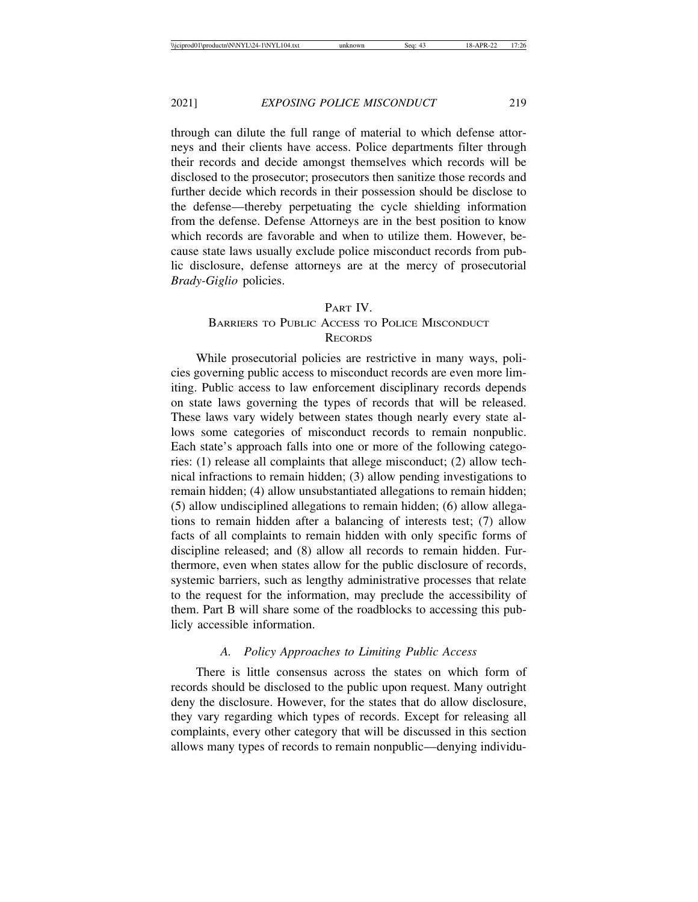through can dilute the full range of material to which defense attorneys and their clients have access. Police departments filter through their records and decide amongst themselves which records will be disclosed to the prosecutor; prosecutors then sanitize those records and further decide which records in their possession should be disclose to the defense—thereby perpetuating the cycle shielding information from the defense. Defense Attorneys are in the best position to know which records are favorable and when to utilize them. However, because state laws usually exclude police misconduct records from public disclosure, defense attorneys are at the mercy of prosecutorial *Brady-Giglio* policies.

## PART IV.
## BARRIERS TO PUBLIC ACCESS TO POLICE MISCONDUCT RECORDS

While prosecutorial policies are restrictive in many ways, policies governing public access to misconduct records are even more limiting. Public access to law enforcement disciplinary records depends on state laws governing the types of records that will be released. These laws vary widely between states though nearly every state allows some categories of misconduct records to remain nonpublic. Each state's approach falls into one or more of the following categories: (1) release all complaints that allege misconduct; (2) allow technical infractions to remain hidden; (3) allow pending investigations to remain hidden; (4) allow unsubstantiated allegations to remain hidden; (5) allow undisciplined allegations to remain hidden; (6) allow allegations to remain hidden after a balancing of interests test; (7) allow facts of all complaints to remain hidden with only specific forms of discipline released; and (8) allow all records to remain hidden. Furthermore, even when states allow for the public disclosure of records, systemic barriers, such as lengthy administrative processes that relate to the request for the information, may preclude the accessibility of them. Part B will share some of the roadblocks to accessing this publicly accessible information.

### *A. Policy Approaches to Limiting Public Access*

There is little consensus across the states on which form of records should be disclosed to the public upon request. Many outright deny the disclosure. However, for the states that do allow disclosure, they vary regarding which types of records. Except for releasing all complaints, every other category that will be discussed in this section allows many types of records to remain nonpublic—denying individu-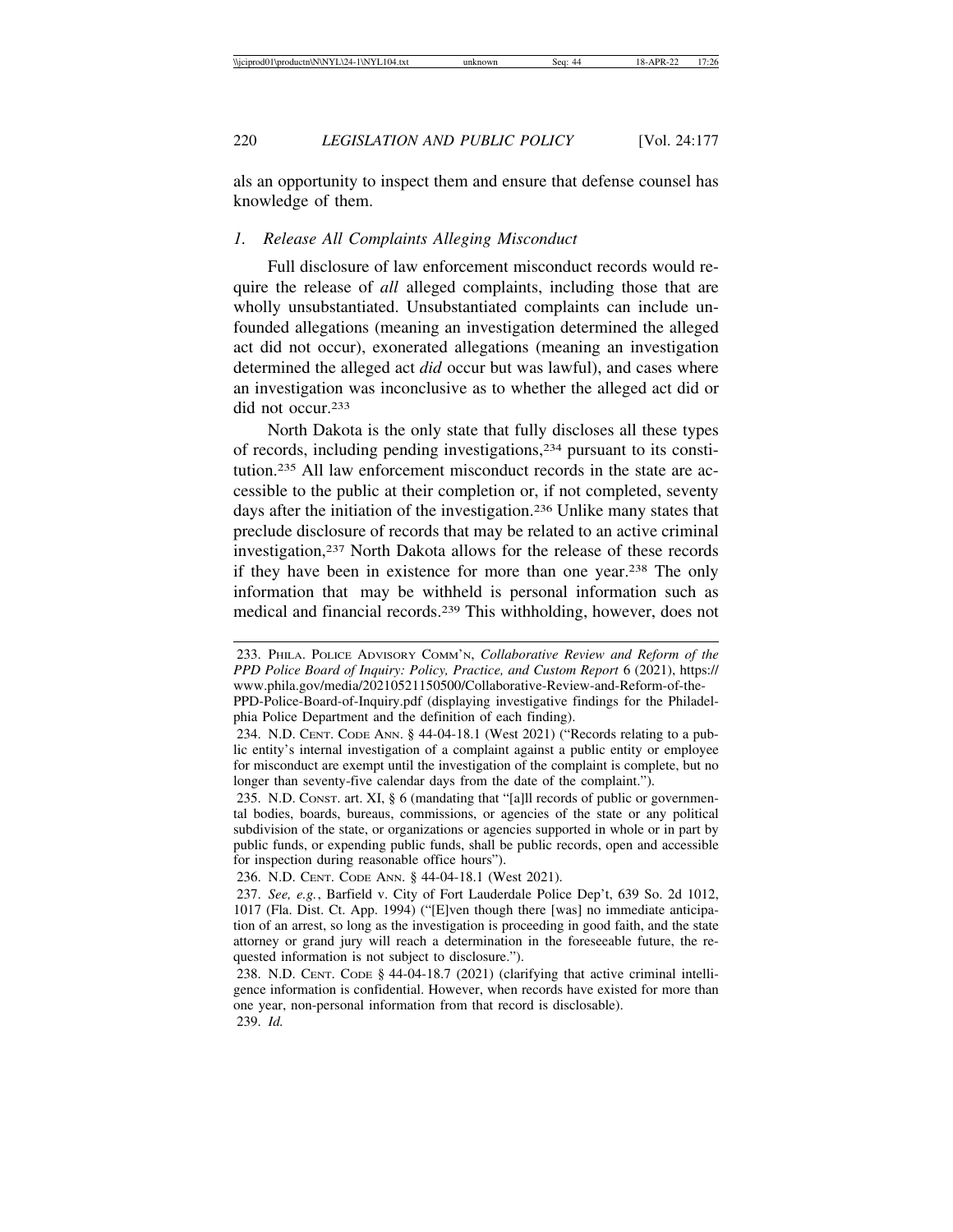als an opportunity to inspect them and ensure that defense counsel has knowledge of them.

### *1. Release All Complaints Alleging Misconduct*

Full disclosure of law enforcement misconduct records would require the release of *all* alleged complaints, including those that are wholly unsubstantiated. Unsubstantiated complaints can include unfounded allegations (meaning an investigation determined the alleged act did not occur), exonerated allegations (meaning an investigation determined the alleged act *did* occur but was lawful), and cases where an investigation was inconclusive as to whether the alleged act did or did not occur.[233]

North Dakota is the only state that fully discloses all these types of records, including pending investigations,[234] pursuant to its constitution.[235] All law enforcement misconduct records in the state are accessible to the public at their completion or, if not completed, seventy days after the initiation of the investigation.[236] Unlike many states that preclude disclosure of records that may be related to an active criminal investigation,[237] North Dakota allows for the release of these records if they have been in existence for more than one year.[238] The only information that may be withheld is personal information such as medical and financial records.[239] This withholding, however, does not

---

233. PHILA. POLICE ADVISORY COMM'N, *Collaborative Review and Reform of the PPD Police Board of Inquiry: Policy, Practice, and Custom Report* 6 (2021), https://www.phila.gov/media/20210521150500/Collaborative-Review-and-Reform-of-the-PPD-Police-Board-of-Inquiry.pdf (displaying investigative findings for the Philadelphia Police Department and the definition of each finding).

234. N.D. CENT. CODE ANN. § 44-04-18.1 (West 2021) ("Records relating to a public entity's internal investigation of a complaint against a public entity or employee for misconduct are exempt until the investigation of the complaint is complete, but no longer than seventy-five calendar days from the date of the complaint.").

235. N.D. CONST. art. XI, § 6 (mandating that "[a]ll records of public or governmental bodies, boards, bureaus, commissions, or agencies of the state or any political subdivision of the state, or organizations or agencies supported in whole or in part by public funds, or expending public funds, shall be public records, open and accessible for inspection during reasonable office hours").

236. N.D. CENT. CODE ANN. § 44-04-18.1 (West 2021).

237. *See, e.g.*, Barfield v. City of Fort Lauderdale Police Dep't, 639 So. 2d 1012, 1017 (Fla. Dist. Ct. App. 1994) ("[E]ven though there [was] no immediate anticipation of an arrest, so long as the investigation is proceeding in good faith, and the state attorney or grand jury will reach a determination in the foreseeable future, the requested information is not subject to disclosure.").

238. N.D. CENT. CODE § 44-04-18.7 (2021) (clarifying that active criminal intelligence information is confidential. However, when records have existed for more than one year, non-personal information from that record is disclosable).

239. *Id.*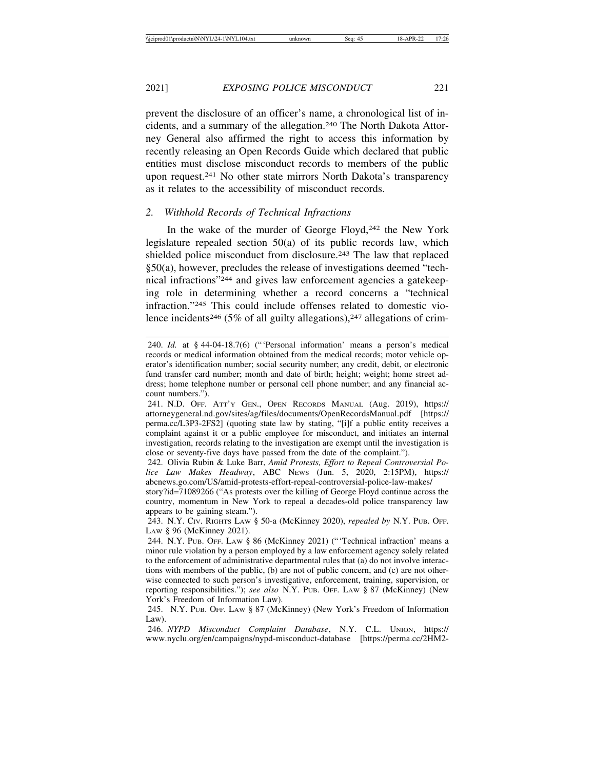prevent the disclosure of an officer's name, a chronological list of incidents, and a summary of the allegation.[240] The North Dakota Attorney General also affirmed the right to access this information by recently releasing an Open Records Guide which declared that public entities must disclose misconduct records to members of the public upon request.[241] No other state mirrors North Dakota's transparency as it relates to the accessibility of misconduct records.

### 2. *Withhold Records of Technical Infractions*

In the wake of the murder of George Floyd,[242] the New York legislature repealed section 50(a) of its public records law, which shielded police misconduct from disclosure.[243] The law that replaced §50(a), however, precludes the release of investigations deemed "technical infractions"[244] and gives law enforcement agencies a gatekeeping role in determining whether a record concerns a "technical infraction."[245] This could include offenses related to domestic violence incidents[246] (5% of all guilty allegations),[247] allegations of crim-

---

240. *Id.* at § 44-04-18.7(6) ("'Personal information' means a person's medical records or medical information obtained from the medical records; motor vehicle operator's identification number; social security number; any credit, debit, or electronic fund transfer card number; month and date of birth; height; weight; home street address; home telephone number or personal cell phone number; and any financial account numbers.").

241. N.D. Off. Att'y Gen., Open Records Manual (Aug. 2019), https://attorneygeneral.nd.gov/sites/ag/files/documents/OpenRecordsManual.pdf [https://perma.cc/L3P3-2FS2] (quoting state law by stating, "[i]f a public entity receives a complaint against it or a public employee for misconduct, and initiates an internal investigation, records relating to the investigation are exempt until the investigation is close or seventy-five days have passed from the date of the complaint.").

242. Olivia Rubin & Luke Barr, *Amid Protests, Effort to Repeal Controversial Police Law Makes Headway*, ABC News (Jun. 5, 2020, 2:15PM), https://abcnews.go.com/US/amid-protests-effort-repeal-controversial-police-law-makes/story?id=71089266 ("As protests over the killing of George Floyd continue across the country, momentum in New York to repeal a decades-old police transparency law appears to be gaining steam.").

243. N.Y. Civ. Rights Law § 50-a (McKinney 2020), *repealed by* N.Y. Pub. Off. Law § 96 (McKinney 2021).

244. N.Y. Pub. Off. Law § 86 (McKinney 2021) ("'Technical infraction' means a minor rule violation by a person employed by a law enforcement agency solely related to the enforcement of administrative departmental rules that (a) do not involve interactions with members of the public, (b) are not of public concern, and (c) are not otherwise connected to such person's investigative, enforcement, training, supervision, or reporting responsibilities."); *see also* N.Y. Pub. Off. Law § 87 (McKinney) (New York's Freedom of Information Law).

245. N.Y. Pub. Off. Law § 87 (McKinney) (New York's Freedom of Information Law).

246. *NYPD Misconduct Complaint Database*, N.Y. C.L. Union, https://www.nyclu.org/en/campaigns/nypd-misconduct-database [https://perma.cc/2HM2-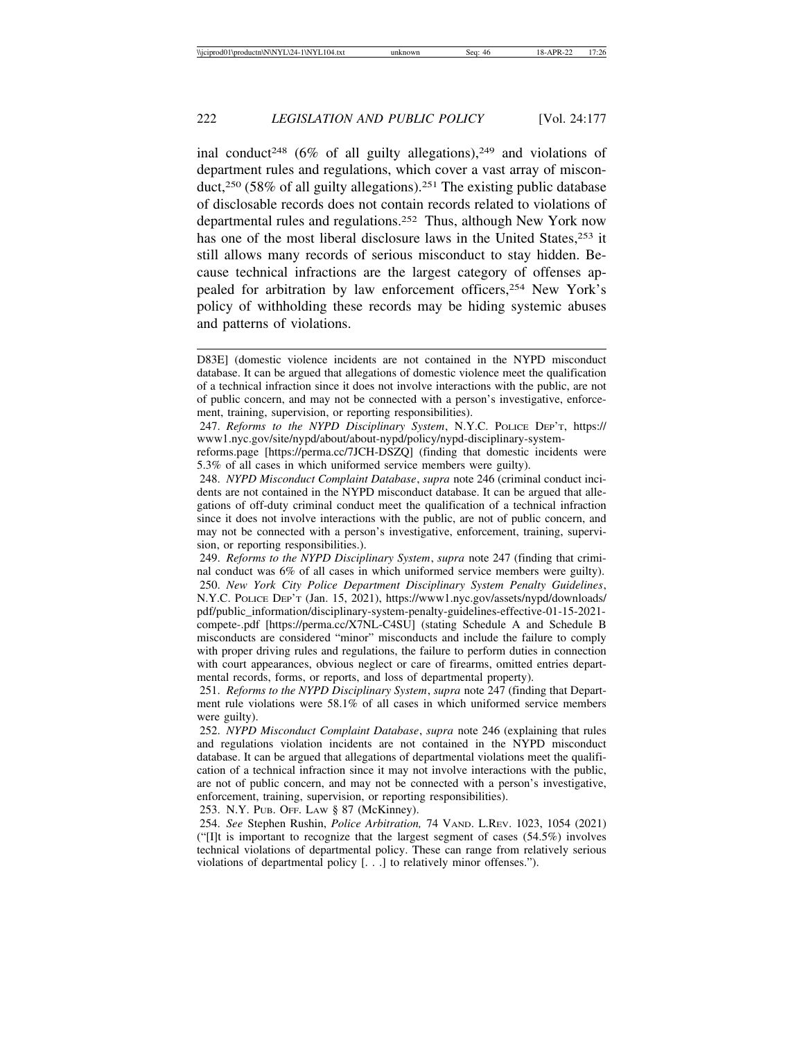inal conduct[248] (6% of all guilty allegations),[249] and violations of department rules and regulations, which cover a vast array of misconduct,[250] (58% of all guilty allegations).[251] The existing public database of disclosable records does not contain records related to violations of departmental rules and regulations.[252] Thus, although New York now has one of the most liberal disclosure laws in the United States,[253] it still allows many records of serious misconduct to stay hidden. Because technical infractions are the largest category of offenses appealed for arbitration by law enforcement officers,[254] New York's policy of withholding these records may be hiding systemic abuses and patterns of violations.

---

D83E] (domestic violence incidents are not contained in the NYPD misconduct database. It can be argued that allegations of domestic violence meet the qualification of a technical infraction since it does not involve interactions with the public, are not of public concern, and may not be connected with a person's investigative, enforcement, training, supervision, or reporting responsibilities).

247. *Reforms to the NYPD Disciplinary System*, N.Y.C. POLICE DEP'T, https://www1.nyc.gov/site/nypd/about/about-nypd/policy/nypd-disciplinary-system-reforms.page [https://perma.cc/7JCH-DSZQ] (finding that domestic incidents were 5.3% of all cases in which uniformed service members were guilty).

248. *NYPD Misconduct Complaint Database*, *supra* note 246 (criminal conduct incidents are not contained in the NYPD misconduct database. It can be argued that allegations of off-duty criminal conduct meet the qualification of a technical infraction since it does not involve interactions with the public, are not of public concern, and may not be connected with a person's investigative, enforcement, training, supervision, or reporting responsibilities.).

249. *Reforms to the NYPD Disciplinary System*, *supra* note 247 (finding that criminal conduct was 6% of all cases in which uniformed service members were guilty).

250. *New York City Police Department Disciplinary System Penalty Guidelines*, N.Y.C. POLICE DEP'T (Jan. 15, 2021), https://www1.nyc.gov/assets/nypd/downloads/pdf/public_information/disciplinary-system-penalty-guidelines-effective-01-15-2021-compete-.pdf [https://perma.cc/X7NL-C4SU] (stating Schedule A and Schedule B misconducts are considered "minor" misconducts and include the failure to comply with proper driving rules and regulations, the failure to perform duties in connection with court appearances, obvious neglect or care of firearms, omitted entries departmental records, forms, or reports, and loss of departmental property).

251. *Reforms to the NYPD Disciplinary System*, *supra* note 247 (finding that Department rule violations were 58.1% of all cases in which uniformed service members were guilty).

252. *NYPD Misconduct Complaint Database*, *supra* note 246 (explaining that rules and regulations violation incidents are not contained in the NYPD misconduct database. It can be argued that allegations of departmental violations meet the qualification of a technical infraction since it may not involve interactions with the public, are not of public concern, and may not be connected with a person's investigative, enforcement, training, supervision, or reporting responsibilities).

253. N.Y. PUB. OFF. LAW § 87 (McKinney).

254. *See* Stephen Rushin, *Police Arbitration,* 74 VAND. L.REV. 1023, 1054 (2021) ("[I]t is important to recognize that the largest segment of cases (54.5%) involves technical violations of departmental policy. These can range from relatively serious violations of departmental policy [. . .] to relatively minor offenses.").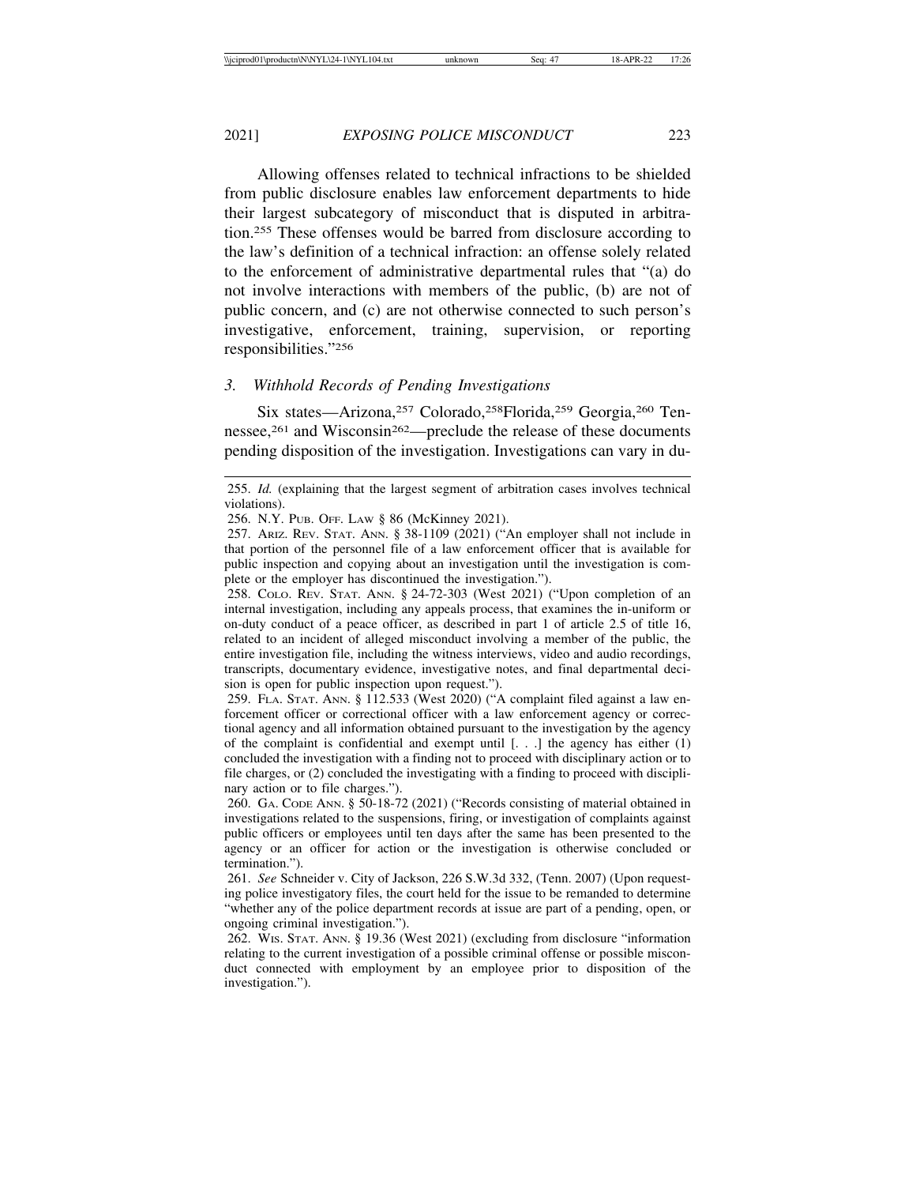Allowing offenses related to technical infractions to be shielded from public disclosure enables law enforcement departments to hide their largest subcategory of misconduct that is disputed in arbitration.[255] These offenses would be barred from disclosure according to the law's definition of a technical infraction: an offense solely related to the enforcement of administrative departmental rules that "(a) do not involve interactions with members of the public, (b) are not of public concern, and (c) are not otherwise connected to such person's investigative, enforcement, training, supervision, or reporting responsibilities."[256]

### 3. *Withhold Records of Pending Investigations*

Six states—Arizona,[257] Colorado,[258]Florida,[259] Georgia,[260] Tennessee,[261] and Wisconsin[262]—preclude the release of these documents pending disposition of the investigation. Investigations can vary in du-

---

255. *Id.* (explaining that the largest segment of arbitration cases involves technical violations).

256. N.Y. Pub. Off. Law § 86 (McKinney 2021).

257. Ariz. Rev. Stat. Ann. § 38-1109 (2021) ("An employer shall not include in that portion of the personnel file of a law enforcement officer that is available for public inspection and copying about an investigation until the investigation is complete or the employer has discontinued the investigation.").

258. Colo. Rev. Stat. Ann. § 24-72-303 (West 2021) ("Upon completion of an internal investigation, including any appeals process, that examines the in-uniform or on-duty conduct of a peace officer, as described in part 1 of article 2.5 of title 16, related to an incident of alleged misconduct involving a member of the public, the entire investigation file, including the witness interviews, video and audio recordings, transcripts, documentary evidence, investigative notes, and final departmental decision is open for public inspection upon request.").

259. Fla. Stat. Ann. § 112.533 (West 2020) ("A complaint filed against a law enforcement officer or correctional officer with a law enforcement agency or correctional agency and all information obtained pursuant to the investigation by the agency of the complaint is confidential and exempt until [. . .] the agency has either (1) concluded the investigation with a finding not to proceed with disciplinary action or to file charges, or (2) concluded the investigating with a finding to proceed with disciplinary action or to file charges.").

260. Ga. Code Ann. § 50-18-72 (2021) ("Records consisting of material obtained in investigations related to the suspensions, firing, or investigation of complaints against public officers or employees until ten days after the same has been presented to the agency or an officer for action or the investigation is otherwise concluded or termination.").

261. *See* Schneider v. City of Jackson, 226 S.W.3d 332, (Tenn. 2007) (Upon requesting police investigatory files, the court held for the issue to be remanded to determine "whether any of the police department records at issue are part of a pending, open, or ongoing criminal investigation.").

262. Wis. Stat. Ann. § 19.36 (West 2021) (excluding from disclosure "information relating to the current investigation of a possible criminal offense or possible misconduct connected with employment by an employee prior to disposition of the investigation.").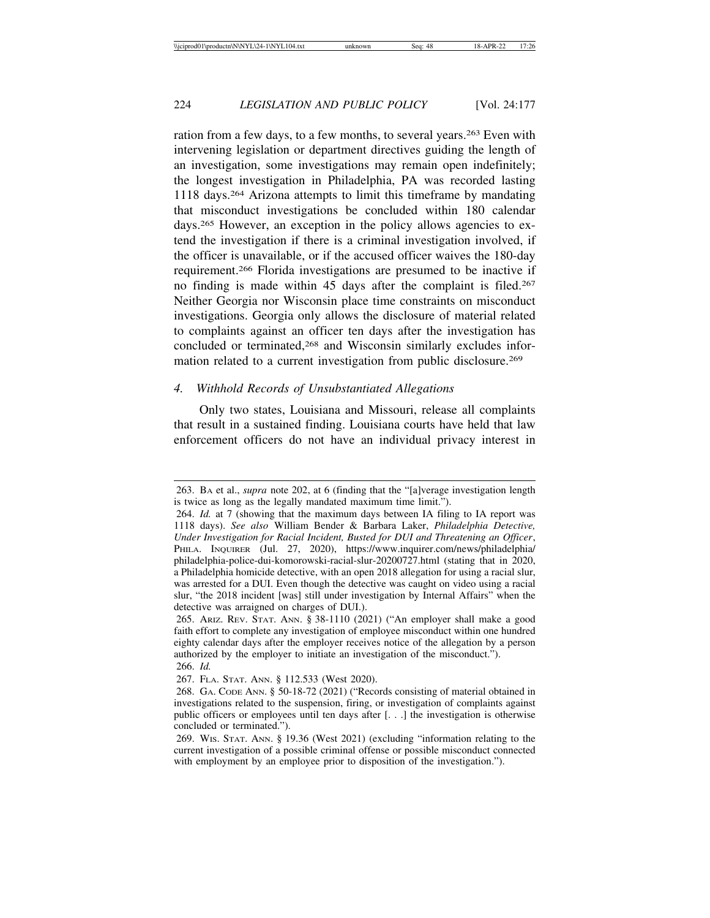ration from a few days, to a few months, to several years.[263] Even with intervening legislation or department directives guiding the length of an investigation, some investigations may remain open indefinitely; the longest investigation in Philadelphia, PA was recorded lasting 1118 days.[264] Arizona attempts to limit this timeframe by mandating that misconduct investigations be concluded within 180 calendar days.[265] However, an exception in the policy allows agencies to extend the investigation if there is a criminal investigation involved, if the officer is unavailable, or if the accused officer waives the 180-day requirement.[266] Florida investigations are presumed to be inactive if no finding is made within 45 days after the complaint is filed.[267] Neither Georgia nor Wisconsin place time constraints on misconduct investigations. Georgia only allows the disclosure of material related to complaints against an officer ten days after the investigation has concluded or terminated,[268] and Wisconsin similarly excludes information related to a current investigation from public disclosure.[269]

#### *4. Withhold Records of Unsubstantiated Allegations*

Only two states, Louisiana and Missouri, release all complaints that result in a sustained finding. Louisiana courts have held that law enforcement officers do not have an individual privacy interest in

---

263. BA et al., *supra* note 202, at 6 (finding that the "[a]verage investigation length is twice as long as the legally mandated maximum time limit.").

264. *Id.* at 7 (showing that the maximum days between IA filing to IA report was 1118 days). *See also* William Bender & Barbara Laker, *Philadelphia Detective, Under Investigation for Racial Incident, Busted for DUI and Threatening an Officer*, PHILA. INQUIRER (Jul. 27, 2020), https://www.inquirer.com/news/philadelphia/philadelphia-police-dui-komorowski-racial-slur-20200727.html (stating that in 2020, a Philadelphia homicide detective, with an open 2018 allegation for using a racial slur, was arrested for a DUI. Even though the detective was caught on video using a racial slur, "the 2018 incident [was] still under investigation by Internal Affairs" when the detective was arraigned on charges of DUI.).

265. ARIZ. REV. STAT. ANN. § 38-1110 (2021) ("An employer shall make a good faith effort to complete any investigation of employee misconduct within one hundred eighty calendar days after the employer receives notice of the allegation by a person authorized by the employer to initiate an investigation of the misconduct.").

266. *Id.*

267. FLA. STAT. ANN. § 112.533 (West 2020).

268. GA. CODE ANN. § 50-18-72 (2021) ("Records consisting of material obtained in investigations related to the suspension, firing, or investigation of complaints against public officers or employees until ten days after [. . .] the investigation is otherwise concluded or terminated.").

269. WIS. STAT. ANN. § 19.36 (West 2021) (excluding "information relating to the current investigation of a possible criminal offense or possible misconduct connected with employment by an employee prior to disposition of the investigation.").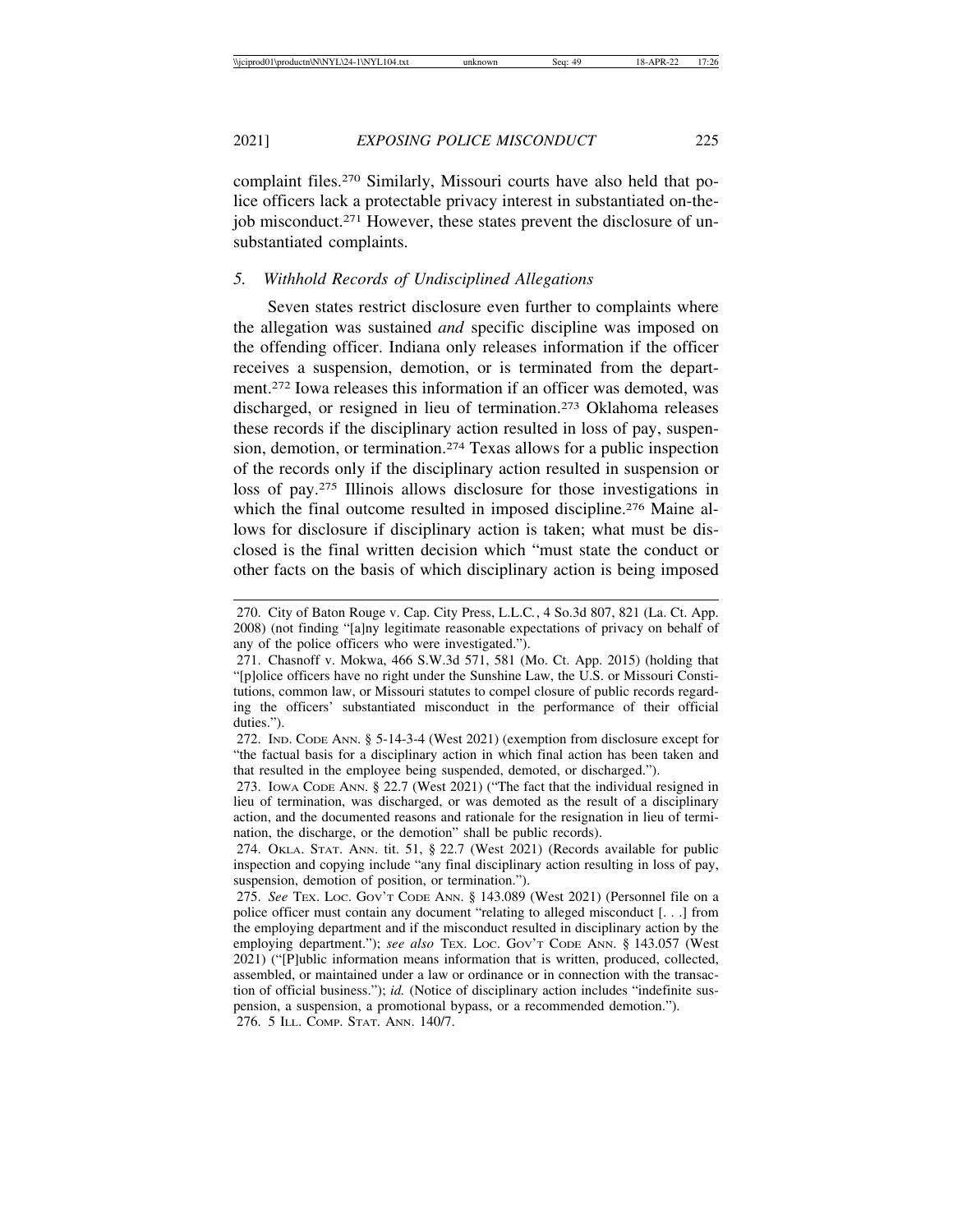complaint files.[270] Similarly, Missouri courts have also held that police officers lack a protectable privacy interest in substantiated on-the-job misconduct.[271] However, these states prevent the disclosure of unsubstantiated complaints.

### 5. *Withhold Records of Undisciplined Allegations*

Seven states restrict disclosure even further to complaints where the allegation was sustained *and* specific discipline was imposed on the offending officer. Indiana only releases information if the officer receives a suspension, demotion, or is terminated from the department.[272] Iowa releases this information if an officer was demoted, was discharged, or resigned in lieu of termination.[273] Oklahoma releases these records if the disciplinary action resulted in loss of pay, suspension, demotion, or termination.[274] Texas allows for a public inspection of the records only if the disciplinary action resulted in suspension or loss of pay.[275] Illinois allows disclosure for those investigations in which the final outcome resulted in imposed discipline.[276] Maine allows for disclosure if disciplinary action is taken; what must be disclosed is the final written decision which "must state the conduct or other facts on the basis of which disciplinary action is being imposed

---

270. City of Baton Rouge v. Cap. City Press, L.L.C., 4 So.3d 807, 821 (La. Ct. App. 2008) (not finding "[a]ny legitimate reasonable expectations of privacy on behalf of any of the police officers who were investigated.").

271. Chasnoff v. Mokwa, 466 S.W.3d 571, 581 (Mo. Ct. App. 2015) (holding that "[p]olice officers have no right under the Sunshine Law, the U.S. or Missouri Constitutions, common law, or Missouri statutes to compel closure of public records regarding the officers' substantiated misconduct in the performance of their official duties.").

272. Ind. Code Ann. § 5-14-3-4 (West 2021) (exemption from disclosure except for "the factual basis for a disciplinary action in which final action has been taken and that resulted in the employee being suspended, demoted, or discharged.").

273. Iowa Code Ann. § 22.7 (West 2021) ("The fact that the individual resigned in lieu of termination, was discharged, or was demoted as the result of a disciplinary action, and the documented reasons and rationale for the resignation in lieu of termination, the discharge, or the demotion" shall be public records).

274. Okla. Stat. Ann. tit. 51, § 22.7 (West 2021) (Records available for public inspection and copying include "any final disciplinary action resulting in loss of pay, suspension, demotion of position, or termination.").

275. *See* Tex. Loc. Gov't Code Ann. § 143.089 (West 2021) (Personnel file on a police officer must contain any document "relating to alleged misconduct [. . .] from the employing department and if the misconduct resulted in disciplinary action by the employing department."); *see also* Tex. Loc. Gov't Code Ann. § 143.057 (West 2021) ("[P]ublic information means information that is written, produced, collected, assembled, or maintained under a law or ordinance or in connection with the transaction of official business."); *id.* (Notice of disciplinary action includes "indefinite suspension, a suspension, a promotional bypass, or a recommended demotion.").

276. 5 Ill. Comp. Stat. Ann. 140/7.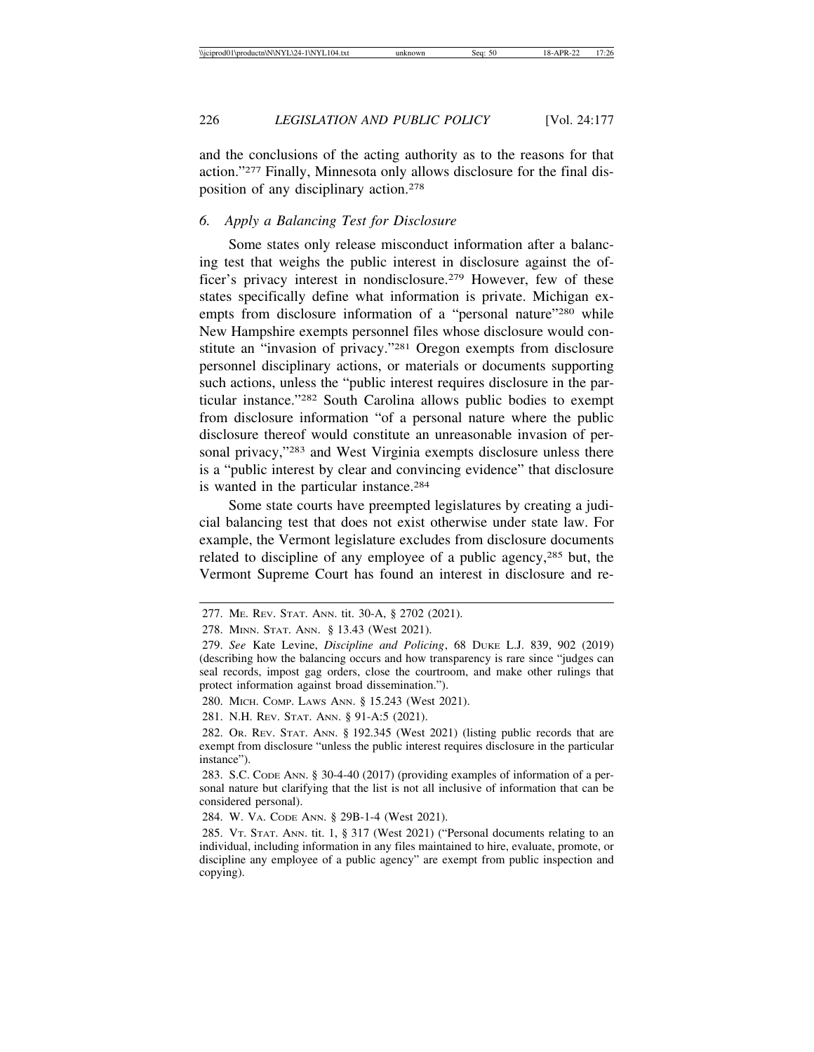and the conclusions of the acting authority as to the reasons for that action."[277] Finally, Minnesota only allows disclosure for the final disposition of any disciplinary action.[278]

### 6. *Apply a Balancing Test for Disclosure*

Some states only release misconduct information after a balancing test that weighs the public interest in disclosure against the officer's privacy interest in nondisclosure.[279] However, few of these states specifically define what information is private. Michigan exempts from disclosure information of a "personal nature"[280] while New Hampshire exempts personnel files whose disclosure would constitute an "invasion of privacy."[281] Oregon exempts from disclosure personnel disciplinary actions, or materials or documents supporting such actions, unless the "public interest requires disclosure in the particular instance."[282] South Carolina allows public bodies to exempt from disclosure information "of a personal nature where the public disclosure thereof would constitute an unreasonable invasion of personal privacy,"[283] and West Virginia exempts disclosure unless there is a "public interest by clear and convincing evidence" that disclosure is wanted in the particular instance.[284]

Some state courts have preempted legislatures by creating a judicial balancing test that does not exist otherwise under state law. For example, the Vermont legislature excludes from disclosure documents related to discipline of any employee of a public agency,[285] but, the Vermont Supreme Court has found an interest in disclosure and re-

---

277. ME. REV. STAT. ANN. tit. 30-A, § 2702 (2021).

278. MINN. STAT. ANN. § 13.43 (West 2021).

279. *See* Kate Levine, *Discipline and Policing*, 68 DUKE L.J. 839, 902 (2019) (describing how the balancing occurs and how transparency is rare since "judges can seal records, impost gag orders, close the courtroom, and make other rulings that protect information against broad dissemination.").

280. MICH. COMP. LAWS ANN. § 15.243 (West 2021).

281. N.H. REV. STAT. ANN. § 91-A:5 (2021).

282. OR. REV. STAT. ANN. § 192.345 (West 2021) (listing public records that are exempt from disclosure "unless the public interest requires disclosure in the particular instance").

283. S.C. CODE ANN. § 30-4-40 (2017) (providing examples of information of a personal nature but clarifying that the list is not all inclusive of information that can be considered personal).

284. W. VA. CODE ANN. § 29B-1-4 (West 2021).

285. VT. STAT. ANN. tit. 1, § 317 (West 2021) ("Personal documents relating to an individual, including information in any files maintained to hire, evaluate, promote, or discipline any employee of a public agency" are exempt from public inspection and copying).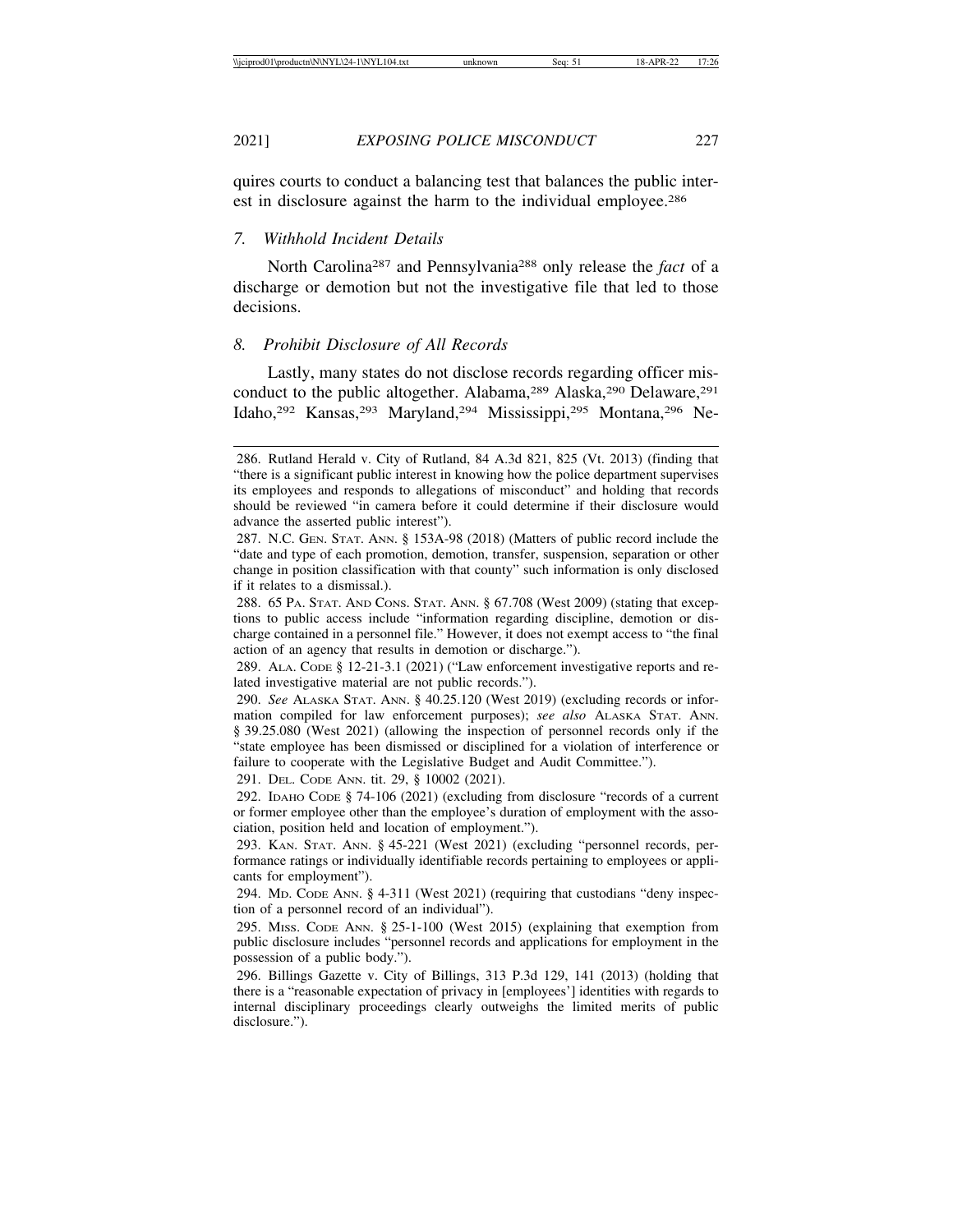quires courts to conduct a balancing test that balances the public interest in disclosure against the harm to the individual employee.[286]

### 7. Withhold Incident Details

North Carolina[287] and Pennsylvania[288] only release the *fact* of a discharge or demotion but not the investigative file that led to those decisions.

### 8. Prohibit Disclosure of All Records

Lastly, many states do not disclose records regarding officer misconduct to the public altogether. Alabama,[289] Alaska,[290] Delaware,[291] Idaho,[292] Kansas,[293] Maryland,[294] Mississippi,[295] Montana,[296] Ne-

---

286. Rutland Herald v. City of Rutland, 84 A.3d 821, 825 (Vt. 2013) (finding that "there is a significant public interest in knowing how the police department supervises its employees and responds to allegations of misconduct" and holding that records should be reviewed "in camera before it could determine if their disclosure would advance the asserted public interest").

287. N.C. GEN. STAT. ANN. § 153A-98 (2018) (Matters of public record include the "date and type of each promotion, demotion, transfer, suspension, separation or other change in position classification with that county" such information is only disclosed if it relates to a dismissal.).

288. 65 PA. STAT. AND CONS. STAT. ANN. § 67.708 (West 2009) (stating that exceptions to public access include "information regarding discipline, demotion or discharge contained in a personnel file." However, it does not exempt access to "the final action of an agency that results in demotion or discharge.").

289. ALA. CODE § 12-21-3.1 (2021) ("Law enforcement investigative reports and related investigative material are not public records.").

290. *See* ALASKA STAT. ANN. § 40.25.120 (West 2019) (excluding records or information compiled for law enforcement purposes); *see also* ALASKA STAT. ANN. § 39.25.080 (West 2021) (allowing the inspection of personnel records only if the "state employee has been dismissed or disciplined for a violation of interference or failure to cooperate with the Legislative Budget and Audit Committee.").

291. DEL. CODE ANN. tit. 29, § 10002 (2021).

292. IDAHO CODE § 74-106 (2021) (excluding from disclosure "records of a current or former employee other than the employee's duration of employment with the association, position held and location of employment.").

293. KAN. STAT. ANN. § 45-221 (West 2021) (excluding "personnel records, performance ratings or individually identifiable records pertaining to employees or applicants for employment").

294. MD. CODE ANN. § 4-311 (West 2021) (requiring that custodians "deny inspection of a personnel record of an individual").

295. MISS. CODE ANN. § 25-1-100 (West 2015) (explaining that exemption from public disclosure includes "personnel records and applications for employment in the possession of a public body.").

296. Billings Gazette v. City of Billings, 313 P.3d 129, 141 (2013) (holding that there is a "reasonable expectation of privacy in [employees'] identities with regards to internal disciplinary proceedings clearly outweighs the limited merits of public disclosure.").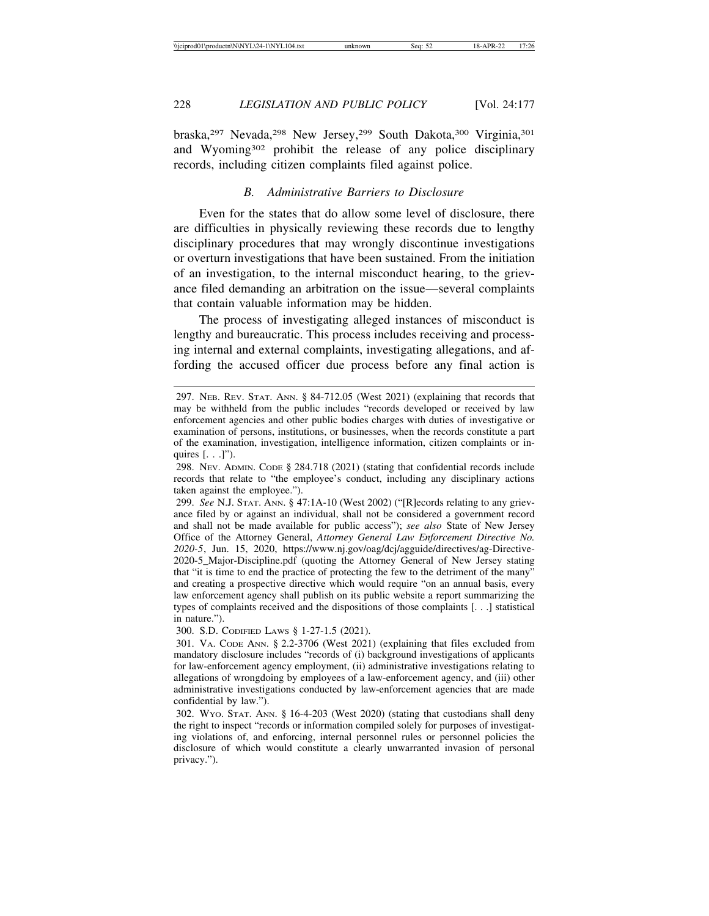braska,[297] Nevada,[298] New Jersey,[299] South Dakota,[300] Virginia,[301] and Wyoming[302] prohibit the release of any police disciplinary records, including citizen complaints filed against police.

### *B. Administrative Barriers to Disclosure*

Even for the states that do allow some level of disclosure, there are difficulties in physically reviewing these records due to lengthy disciplinary procedures that may wrongly discontinue investigations or overturn investigations that have been sustained. From the initiation of an investigation, to the internal misconduct hearing, to the grievance filed demanding an arbitration on the issue—several complaints that contain valuable information may be hidden.

The process of investigating alleged instances of misconduct is lengthy and bureaucratic. This process includes receiving and processing internal and external complaints, investigating allegations, and affording the accused officer due process before any final action is

---

297. NEB. REV. STAT. ANN. § 84-712.05 (West 2021) (explaining that records that may be withheld from the public includes "records developed or received by law enforcement agencies and other public bodies charges with duties of investigative or examination of persons, institutions, or businesses, when the records constitute a part of the examination, investigation, intelligence information, citizen complaints or inquires [. . .]").

298. NEV. ADMIN. CODE § 284.718 (2021) (stating that confidential records include records that relate to "the employee's conduct, including any disciplinary actions taken against the employee.").

299. *See* N.J. STAT. ANN. § 47:1A-10 (West 2002) ("[R]ecords relating to any grievance filed by or against an individual, shall not be considered a government record and shall not be made available for public access"); *see also* State of New Jersey Office of the Attorney General, *Attorney General Law Enforcement Directive No. 2020-5*, Jun. 15, 2020, https://www.nj.gov/oag/dcj/agguide/directives/ag-Directive-2020-5_Major-Discipline.pdf (quoting the Attorney General of New Jersey stating that "it is time to end the practice of protecting the few to the detriment of the many" and creating a prospective directive which would require "on an annual basis, every law enforcement agency shall publish on its public website a report summarizing the types of complaints received and the dispositions of those complaints [. . .] statistical in nature.").

300. S.D. CODIFIED LAWS § 1-27-1.5 (2021).

301. VA. CODE ANN. § 2.2-3706 (West 2021) (explaining that files excluded from mandatory disclosure includes "records of (i) background investigations of applicants for law-enforcement agency employment, (ii) administrative investigations relating to allegations of wrongdoing by employees of a law-enforcement agency, and (iii) other administrative investigations conducted by law-enforcement agencies that are made confidential by law.").

302. WYO. STAT. ANN. § 16-4-203 (West 2020) (stating that custodians shall deny the right to inspect "records or information compiled solely for purposes of investigating violations of, and enforcing, internal personnel rules or personnel policies the disclosure of which would constitute a clearly unwarranted invasion of personal privacy.").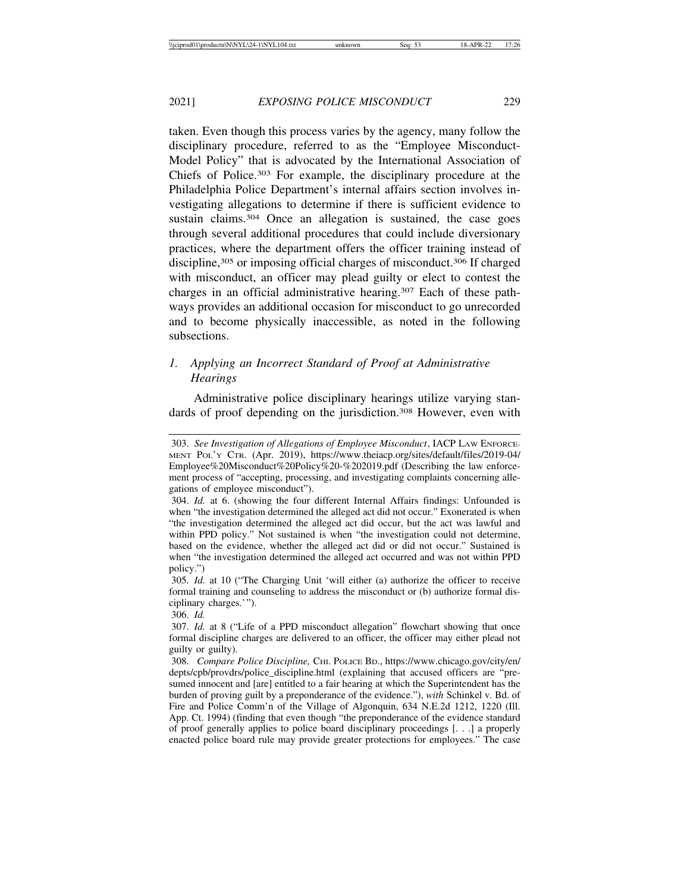taken. Even though this process varies by the agency, many follow the disciplinary procedure, referred to as the "Employee Misconduct-Model Policy" that is advocated by the International Association of Chiefs of Police.[303] For example, the disciplinary procedure at the Philadelphia Police Department's internal affairs section involves investigating allegations to determine if there is sufficient evidence to sustain claims.[304] Once an allegation is sustained, the case goes through several additional procedures that could include diversionary practices, where the department offers the officer training instead of discipline,[305] or imposing official charges of misconduct.[306] If charged with misconduct, an officer may plead guilty or elect to contest the charges in an official administrative hearing.[307] Each of these pathways provides an additional occasion for misconduct to go unrecorded and to become physically inaccessible, as noted in the following subsections.

### 1. *Applying an Incorrect Standard of Proof at Administrative Hearings*

Administrative police disciplinary hearings utilize varying standards of proof depending on the jurisdiction.[308] However, even with

---

303. *See Investigation of Allegations of Employee Misconduct*, IACP LAW ENFORCEMENT POL'Y CTR. (Apr. 2019), https://www.theiacp.org/sites/default/files/2019-04/Employee%20Misconduct%20Policy%20-%202019.pdf (Describing the law enforcement process of "accepting, processing, and investigating complaints concerning allegations of employee misconduct").

304. *Id.* at 6. (showing the four different Internal Affairs findings: Unfounded is when "the investigation determined the alleged act did not occur." Exonerated is when "the investigation determined the alleged act did occur, but the act was lawful and within PPD policy." Not sustained is when "the investigation could not determine, based on the evidence, whether the alleged act did or did not occur." Sustained is when "the investigation determined the alleged act occurred and was not within PPD policy.")

305. *Id.* at 10 ("The Charging Unit 'will either (a) authorize the officer to receive formal training and counseling to address the misconduct or (b) authorize formal disciplinary charges.'").

306. *Id.*

307. *Id.* at 8 ("Life of a PPD misconduct allegation" flowchart showing that once formal discipline charges are delivered to an officer, the officer may either plead not guilty or guilty).

308. *Compare Police Discipline,* CHI. POLICE BD., https://www.chicago.gov/city/en/depts/cpb/provdrs/police_discipline.html (explaining that accused officers are "presumed innocent and [are] entitled to a fair hearing at which the Superintendent has the burden of proving guilt by a preponderance of the evidence."), *with* Schinkel v. Bd. of Fire and Police Comm'n of the Village of Algonquin, 634 N.E.2d 1212, 1220 (Ill. App. Ct. 1994) (finding that even though "the preponderance of the evidence standard of proof generally applies to police board disciplinary proceedings [. . .] a properly enacted police board rule may provide greater protections for employees." The case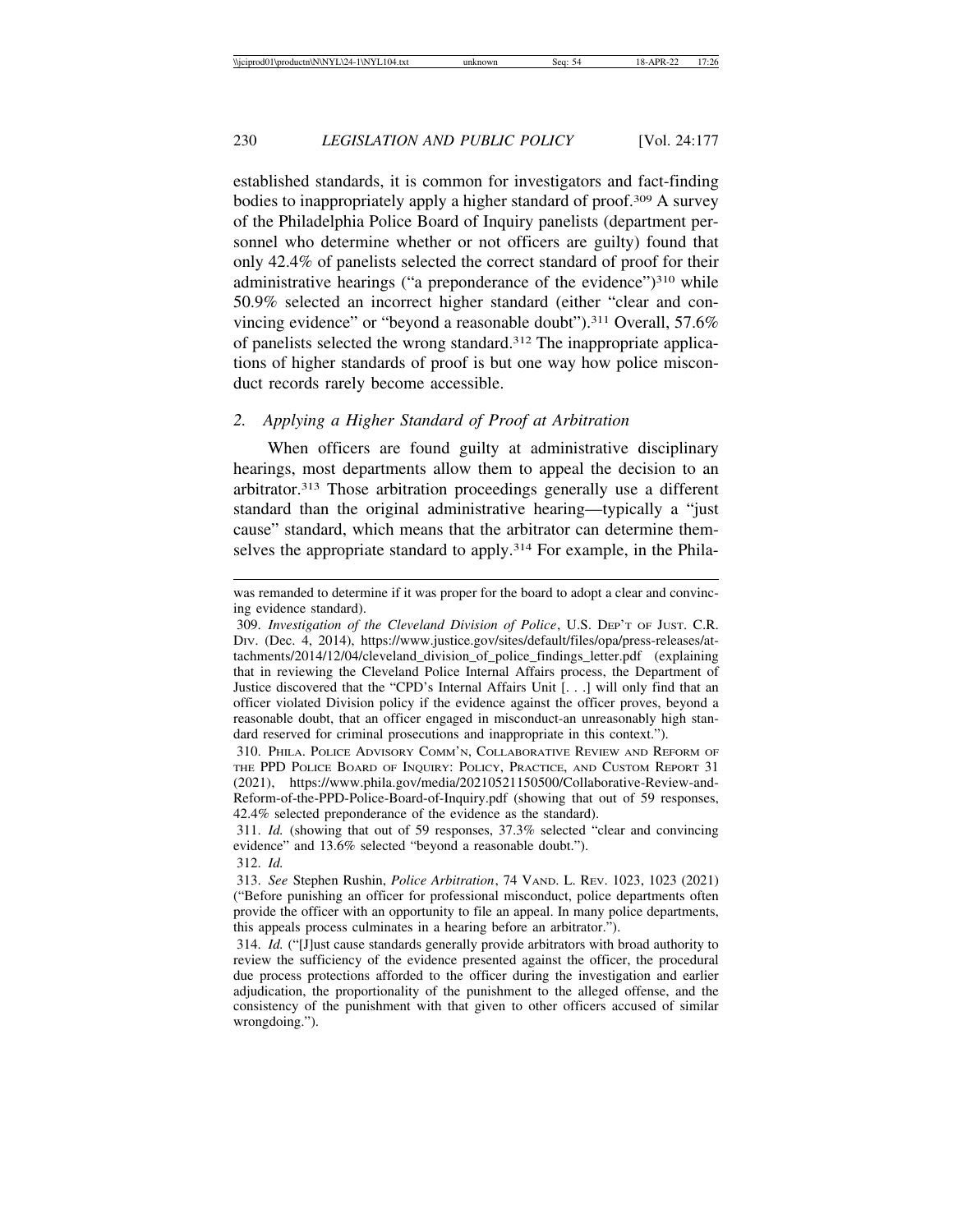established standards, it is common for investigators and fact-finding bodies to inappropriately apply a higher standard of proof.[309] A survey of the Philadelphia Police Board of Inquiry panelists (department personnel who determine whether or not officers are guilty) found that only 42.4% of panelists selected the correct standard of proof for their administrative hearings ("a preponderance of the evidence")[310] while 50.9% selected an incorrect higher standard (either "clear and convincing evidence" or "beyond a reasonable doubt").[311] Overall, 57.6% of panelists selected the wrong standard.[312] The inappropriate applications of higher standards of proof is but one way how police misconduct records rarely become accessible.

### 2. *Applying a Higher Standard of Proof at Arbitration*

When officers are found guilty at administrative disciplinary hearings, most departments allow them to appeal the decision to an arbitrator.[313] Those arbitration proceedings generally use a different standard than the original administrative hearing—typically a "just cause" standard, which means that the arbitrator can determine themselves the appropriate standard to apply.[314] For example, in the Phila-

---

was remanded to determine if it was proper for the board to adopt a clear and convincing evidence standard).

309. *Investigation of the Cleveland Division of Police*, U.S. DEP'T OF JUST. C.R. DIV. (Dec. 4, 2014), https://www.justice.gov/sites/default/files/opa/press-releases/attachments/2014/12/04/cleveland_division_of_police_findings_letter.pdf (explaining that in reviewing the Cleveland Police Internal Affairs process, the Department of Justice discovered that the "CPD's Internal Affairs Unit [. . .] will only find that an officer violated Division policy if the evidence against the officer proves, beyond a reasonable doubt, that an officer engaged in misconduct-an unreasonably high standard reserved for criminal prosecutions and inappropriate in this context.").

310. PHILA. POLICE ADVISORY COMM'N, COLLABORATIVE REVIEW AND REFORM OF THE PPD POLICE BOARD OF INQUIRY: POLICY, PRACTICE, AND CUSTOM REPORT 31 (2021), https://www.phila.gov/media/20210521150500/Collaborative-Review-and-Reform-of-the-PPD-Police-Board-of-Inquiry.pdf (showing that out of 59 responses, 42.4% selected preponderance of the evidence as the standard).

311. *Id.* (showing that out of 59 responses, 37.3% selected "clear and convincing evidence" and 13.6% selected "beyond a reasonable doubt.").

312. *Id.*

313. *See* Stephen Rushin, *Police Arbitration*, 74 VAND. L. REV. 1023, 1023 (2021) ("Before punishing an officer for professional misconduct, police departments often provide the officer with an opportunity to file an appeal. In many police departments, this appeals process culminates in a hearing before an arbitrator.").

314. *Id.* ("[J]ust cause standards generally provide arbitrators with broad authority to review the sufficiency of the evidence presented against the officer, the procedural due process protections afforded to the officer during the investigation and earlier adjudication, the proportionality of the punishment to the alleged offense, and the consistency of the punishment with that given to other officers accused of similar wrongdoing.").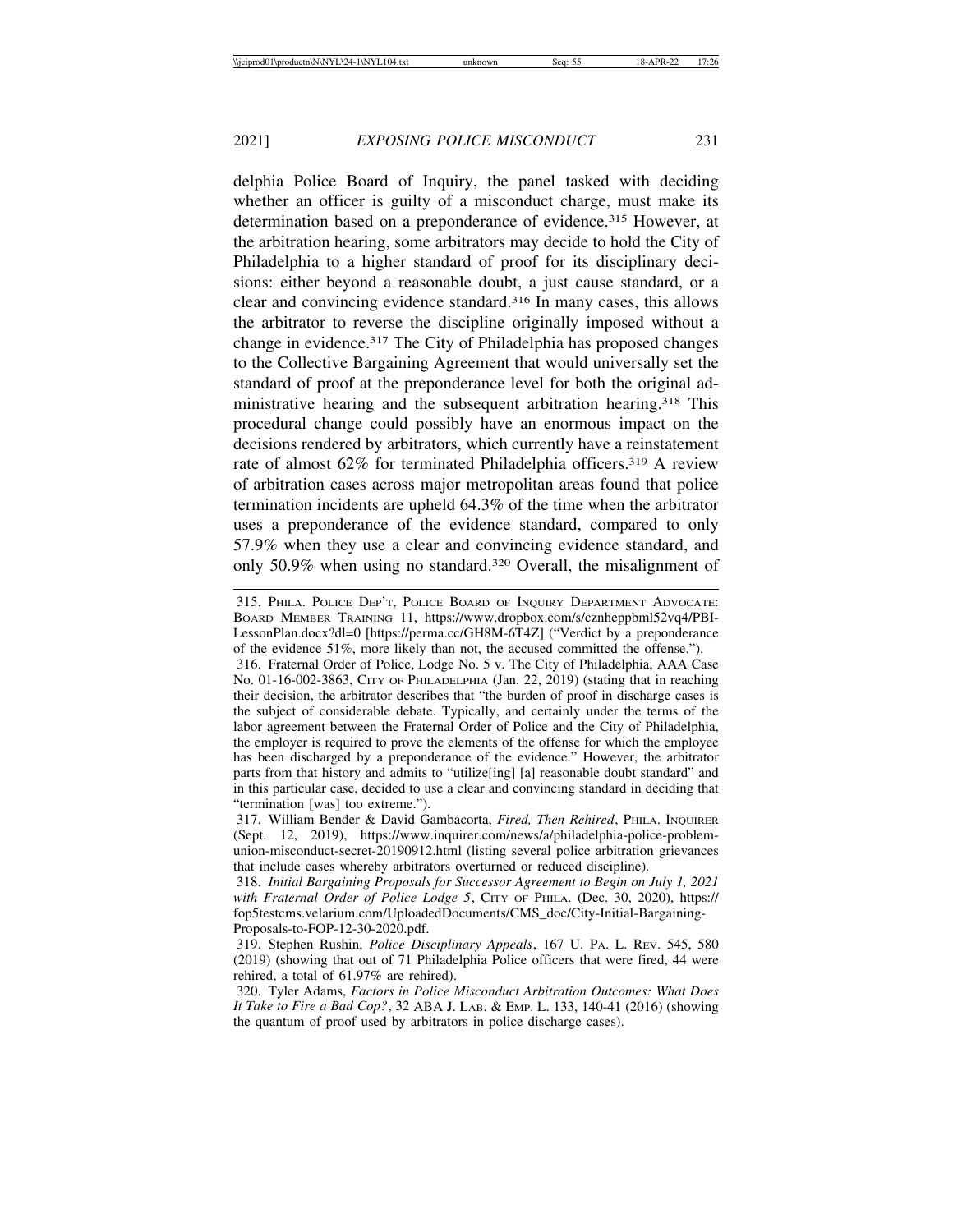delphia Police Board of Inquiry, the panel tasked with deciding whether an officer is guilty of a misconduct charge, must make its determination based on a preponderance of evidence.[315] However, at the arbitration hearing, some arbitrators may decide to hold the City of Philadelphia to a higher standard of proof for its disciplinary decisions: either beyond a reasonable doubt, a just cause standard, or a clear and convincing evidence standard.[316] In many cases, this allows the arbitrator to reverse the discipline originally imposed without a change in evidence.[317] The City of Philadelphia has proposed changes to the Collective Bargaining Agreement that would universally set the standard of proof at the preponderance level for both the original administrative hearing and the subsequent arbitration hearing.[318] This procedural change could possibly have an enormous impact on the decisions rendered by arbitrators, which currently have a reinstatement rate of almost 62% for terminated Philadelphia officers.[319] A review of arbitration cases across major metropolitan areas found that police termination incidents are upheld 64.3% of the time when the arbitrator uses a preponderance of the evidence standard, compared to only 57.9% when they use a clear and convincing evidence standard, and only 50.9% when using no standard.[320] Overall, the misalignment of

---

315. PHILA. POLICE DEP'T, POLICE BOARD OF INQUIRY DEPARTMENT ADVOCATE: BOARD MEMBER TRAINING 11, https://www.dropbox.com/s/cznheppbml52vq4/PBI-LessonPlan.docx?dl=0 [https://perma.cc/GH8M-6T4Z] ("Verdict by a preponderance of the evidence 51%, more likely than not, the accused committed the offense.").

316. Fraternal Order of Police, Lodge No. 5 v. The City of Philadelphia, AAA Case No. 01-16-002-3863, CITY OF PHILADELPHIA (Jan. 22, 2019) (stating that in reaching their decision, the arbitrator describes that "the burden of proof in discharge cases is the subject of considerable debate. Typically, and certainly under the terms of the labor agreement between the Fraternal Order of Police and the City of Philadelphia, the employer is required to prove the elements of the offense for which the employee has been discharged by a preponderance of the evidence." However, the arbitrator parts from that history and admits to "utilize[ing] [a] reasonable doubt standard" and in this particular case, decided to use a clear and convincing standard in deciding that "termination [was] too extreme.").

317. William Bender & David Gambacorta, *Fired, Then Rehired*, PHILA. INQUIRER (Sept. 12, 2019), https://www.inquirer.com/news/a/philadelphia-police-problem-union-misconduct-secret-20190912.html (listing several police arbitration grievances that include cases whereby arbitrators overturned or reduced discipline).

318. *Initial Bargaining Proposals for Successor Agreement to Begin on July 1, 2021 with Fraternal Order of Police Lodge 5*, CITY OF PHILA. (Dec. 30, 2020), https://fop5testcms.velarium.com/UploadedDocuments/CMS_doc/City-Initial-Bargaining-Proposals-to-FOP-12-30-2020.pdf.

319. Stephen Rushin, *Police Disciplinary Appeals*, 167 U. PA. L. REV. 545, 580 (2019) (showing that out of 71 Philadelphia Police officers that were fired, 44 were rehired, a total of 61.97% are rehired).

320. Tyler Adams, *Factors in Police Misconduct Arbitration Outcomes: What Does It Take to Fire a Bad Cop?*, 32 ABA J. LAB. & EMP. L. 133, 140-41 (2016) (showing the quantum of proof used by arbitrators in police discharge cases).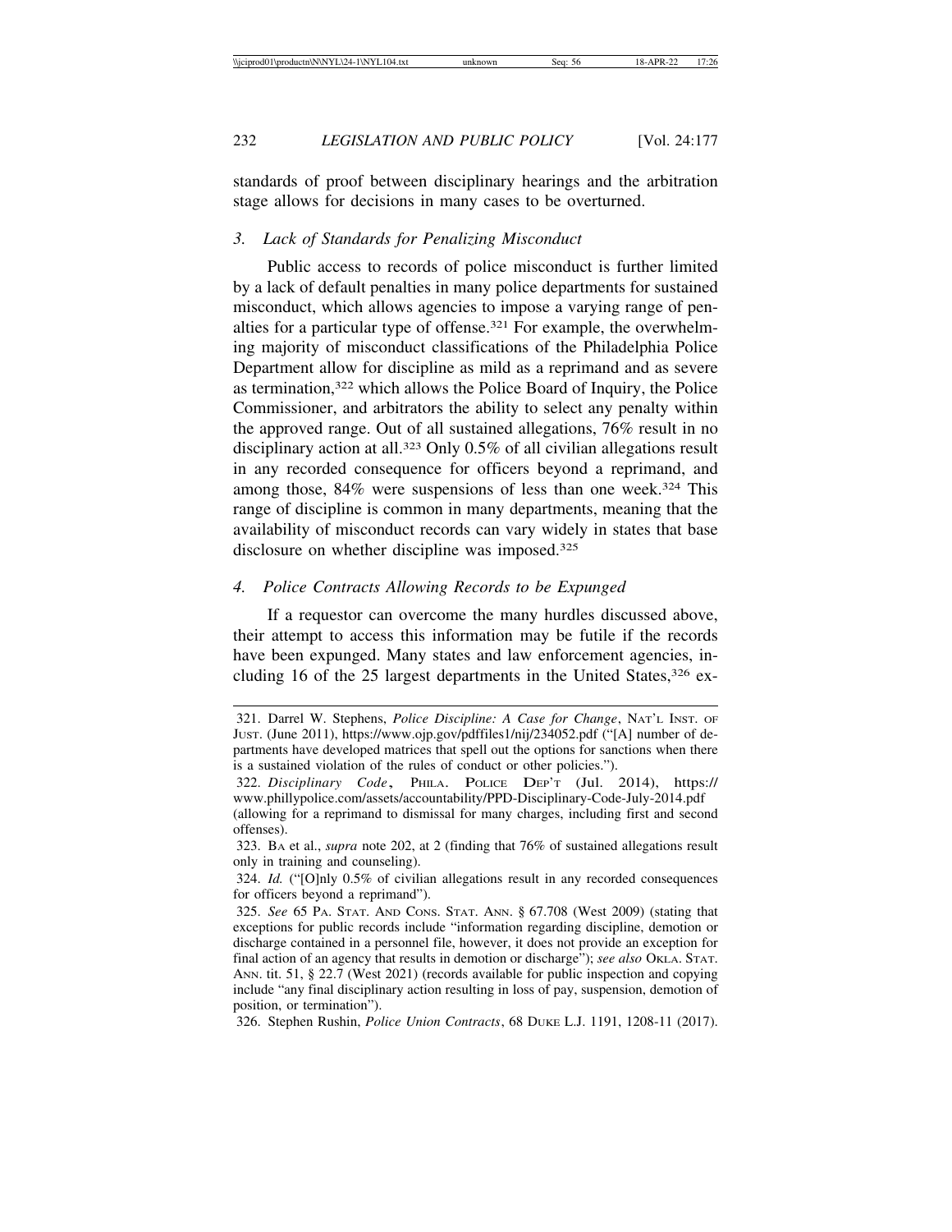standards of proof between disciplinary hearings and the arbitration stage allows for decisions in many cases to be overturned.

### 3. *Lack of Standards for Penalizing Misconduct*

Public access to records of police misconduct is further limited by a lack of default penalties in many police departments for sustained misconduct, which allows agencies to impose a varying range of penalties for a particular type of offense.[321] For example, the overwhelming majority of misconduct classifications of the Philadelphia Police Department allow for discipline as mild as a reprimand and as severe as termination,[322] which allows the Police Board of Inquiry, the Police Commissioner, and arbitrators the ability to select any penalty within the approved range. Out of all sustained allegations, 76% result in no disciplinary action at all.[323] Only 0.5% of all civilian allegations result in any recorded consequence for officers beyond a reprimand, and among those, 84% were suspensions of less than one week.[324] This range of discipline is common in many departments, meaning that the availability of misconduct records can vary widely in states that base disclosure on whether discipline was imposed.[325]

### 4. *Police Contracts Allowing Records to be Expunged*

If a requestor can overcome the many hurdles discussed above, their attempt to access this information may be futile if the records have been expunged. Many states and law enforcement agencies, including 16 of the 25 largest departments in the United States,[326] ex-

---

321. Darrel W. Stephens, *Police Discipline: A Case for Change*, NAT'L INST. OF JUST. (June 2011), https://www.ojp.gov/pdffiles1/nij/234052.pdf ("[A] number of departments have developed matrices that spell out the options for sanctions when there is a sustained violation of the rules of conduct or other policies.").

322. *Disciplinary Code*, PHILA. POLICE DEP'T (Jul. 2014), https://www.phillypolice.com/assets/accountability/PPD-Disciplinary-Code-July-2014.pdf (allowing for a reprimand to dismissal for many charges, including first and second offenses).

323. BA et al., *supra* note 202, at 2 (finding that 76% of sustained allegations result only in training and counseling).

324. *Id.* ("[O]nly 0.5% of civilian allegations result in any recorded consequences for officers beyond a reprimand").

325. *See* 65 PA. STAT. AND CONS. STAT. ANN. § 67.708 (West 2009) (stating that exceptions for public records include "information regarding discipline, demotion or discharge contained in a personnel file, however, it does not provide an exception for final action of an agency that results in demotion or discharge"); *see also* OKLA. STAT. ANN. tit. 51, § 22.7 (West 2021) (records available for public inspection and copying include "any final disciplinary action resulting in loss of pay, suspension, demotion of position, or termination").

326. Stephen Rushin, *Police Union Contracts*, 68 DUKE L.J. 1191, 1208-11 (2017).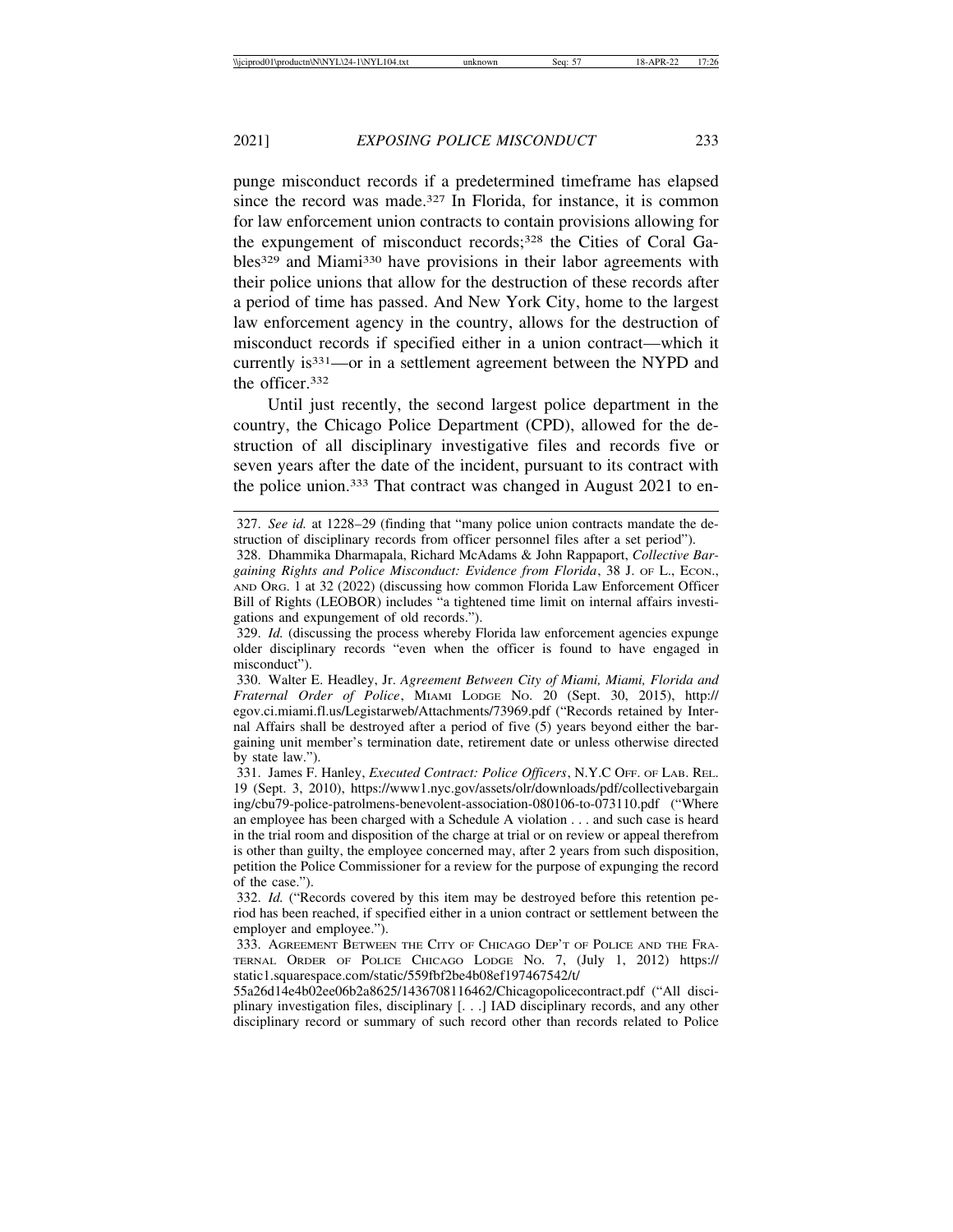punge misconduct records if a predetermined timeframe has elapsed since the record was made.[327] In Florida, for instance, it is common for law enforcement union contracts to contain provisions allowing for the expungement of misconduct records;[328] the Cities of Coral Gables[329] and Miami[330] have provisions in their labor agreements with their police unions that allow for the destruction of these records after a period of time has passed. And New York City, home to the largest law enforcement agency in the country, allows for the destruction of misconduct records if specified either in a union contract—which it currently is[331]—or in a settlement agreement between the NYPD and the officer.[332]

Until just recently, the second largest police department in the country, the Chicago Police Department (CPD), allowed for the destruction of all disciplinary investigative files and records five or seven years after the date of the incident, pursuant to its contract with the police union.[333] That contract was changed in August 2021 to en-

---

327. *See id.* at 1228–29 (finding that "many police union contracts mandate the destruction of disciplinary records from officer personnel files after a set period").

328. Dhammika Dharmapala, Richard McAdams & John Rappaport, *Collective Bargaining Rights and Police Misconduct: Evidence from Florida*, 38 J. OF L., ECON., AND ORG. 1 at 32 (2022) (discussing how common Florida Law Enforcement Officer Bill of Rights (LEOBOR) includes "a tightened time limit on internal affairs investigations and expungement of old records.").

329. *Id.* (discussing the process whereby Florida law enforcement agencies expunge older disciplinary records "even when the officer is found to have engaged in misconduct").

330. Walter E. Headley, Jr. *Agreement Between City of Miami, Miami, Florida and Fraternal Order of Police*, MIAMI LODGE NO. 20 (Sept. 30, 2015), http://egov.ci.miami.fl.us/Legistarweb/Attachments/73969.pdf ("Records retained by Internal Affairs shall be destroyed after a period of five (5) years beyond either the bargaining unit member's termination date, retirement date or unless otherwise directed by state law.").

331. James F. Hanley, *Executed Contract: Police Officers*, N.Y.C OFF. OF LAB. REL. 19 (Sept. 3, 2010), https://www1.nyc.gov/assets/olr/downloads/pdf/collectivebargaining/cbu79-police-patrolmens-benevolent-association-080106-to-073110.pdf ("Where an employee has been charged with a Schedule A violation . . . and such case is heard in the trial room and disposition of the charge at trial or on review or appeal therefrom is other than guilty, the employee concerned may, after 2 years from such disposition, petition the Police Commissioner for a review for the purpose of expunging the record of the case.").

332. *Id.* ("Records covered by this item may be destroyed before this retention period has been reached, if specified either in a union contract or settlement between the employer and employee.").

333. AGREEMENT BETWEEN THE CITY OF CHICAGO DEP'T OF POLICE AND THE FRATERNAL ORDER OF POLICE CHICAGO LODGE NO. 7, (July 1, 2012) https://static1.squarespace.com/static/559fbf2be4b08ef197467542/t/55a26d14e4b02ee06b2a8625/1436708116462/Chicagopolicecontract.pdf ("All disciplinary investigation files, disciplinary [. . .] IAD disciplinary records, and any other disciplinary record or summary of such record other than records related to Police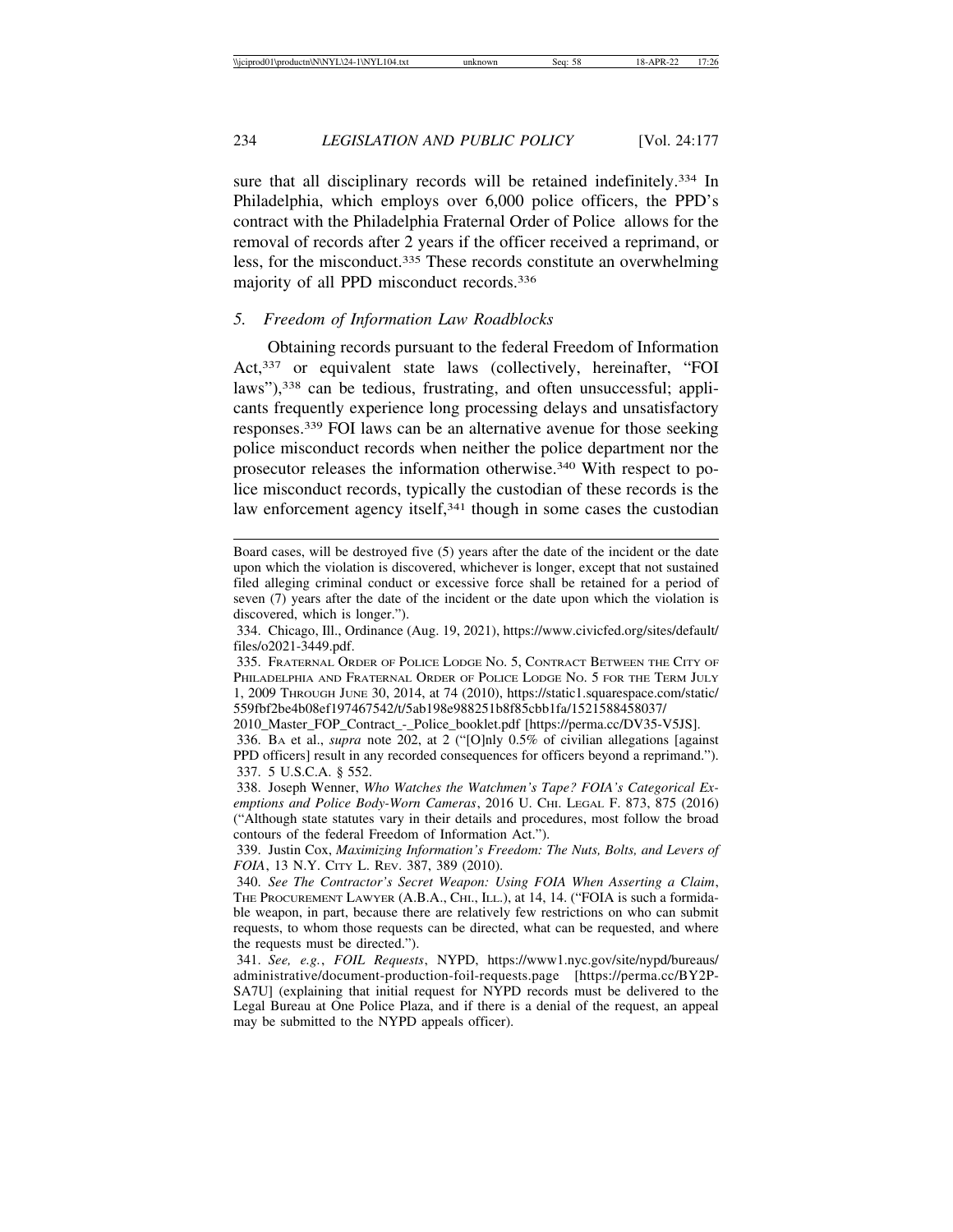sure that all disciplinary records will be retained indefinitely.[334] In Philadelphia, which employs over 6,000 police officers, the PPD's contract with the Philadelphia Fraternal Order of Police allows for the removal of records after 2 years if the officer received a reprimand, or less, for the misconduct.[335] These records constitute an overwhelming majority of all PPD misconduct records.[336]

### 5. *Freedom of Information Law Roadblocks*

Obtaining records pursuant to the federal Freedom of Information Act,[337] or equivalent state laws (collectively, hereinafter, "FOI laws"),[338] can be tedious, frustrating, and often unsuccessful; applicants frequently experience long processing delays and unsatisfactory responses.[339] FOI laws can be an alternative avenue for those seeking police misconduct records when neither the police department nor the prosecutor releases the information otherwise.[340] With respect to police misconduct records, typically the custodian of these records is the law enforcement agency itself,[341] though in some cases the custodian

---

Board cases, will be destroyed five (5) years after the date of the incident or the date upon which the violation is discovered, whichever is longer, except that not sustained filed alleging criminal conduct or excessive force shall be retained for a period of seven (7) years after the date of the incident or the date upon which the violation is discovered, which is longer.").

334. Chicago, Ill., Ordinance (Aug. 19, 2021), https://www.civicfed.org/sites/default/files/o2021-3449.pdf.

335. Fraternal Order of Police Lodge No. 5, Contract Between the City of Philadelphia and Fraternal Order of Police Lodge No. 5 for the Term July 1, 2009 Through June 30, 2014, at 74 (2010), https://static1.squarespace.com/static/559fbf2be4b08ef197467542/t/5ab198e988251b8f85cbb1fa/1521588458037/2010_Master_FOP_Contract_-_Police_booklet.pdf [https://perma.cc/DV35-V5JS].

336. Ba et al., *supra* note 202, at 2 ("[O]nly 0.5% of civilian allegations [against PPD officers] result in any recorded consequences for officers beyond a reprimand.").

337. 5 U.S.C.A. § 552.

338. Joseph Wenner, *Who Watches the Watchmen's Tape? FOIA's Categorical Exemptions and Police Body-Worn Cameras*, 2016 U. Chi. Legal F. 873, 875 (2016) ("Although state statutes vary in their details and procedures, most follow the broad contours of the federal Freedom of Information Act.").

339. Justin Cox, *Maximizing Information's Freedom: The Nuts, Bolts, and Levers of FOIA*, 13 N.Y. City L. Rev. 387, 389 (2010).

340. *See The Contractor's Secret Weapon: Using FOIA When Asserting a Claim*, The Procurement Lawyer (A.B.A., Chi., Ill.), at 14, 14. ("FOIA is such a formidable weapon, in part, because there are relatively few restrictions on who can submit requests, to whom those requests can be directed, what can be requested, and where the requests must be directed.").

341. *See, e.g.*, *FOIL Requests*, NYPD, https://www1.nyc.gov/site/nypd/bureaus/administrative/document-production-foil-requests.page [https://perma.cc/BY2P-SA7U] (explaining that initial request for NYPD records must be delivered to the Legal Bureau at One Police Plaza, and if there is a denial of the request, an appeal may be submitted to the NYPD appeals officer).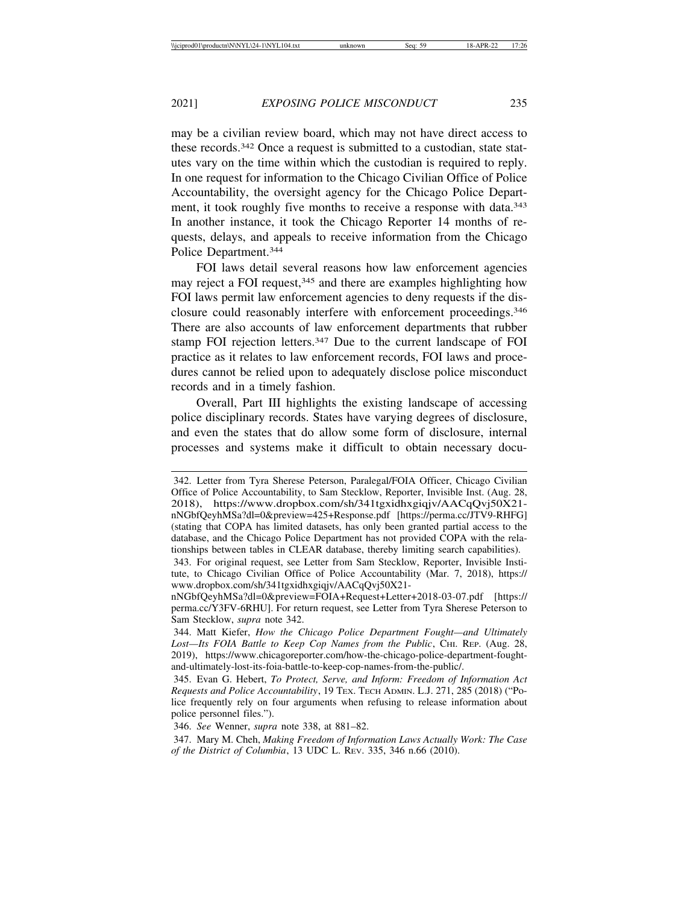may be a civilian review board, which may not have direct access to these records.[342] Once a request is submitted to a custodian, state statutes vary on the time within which the custodian is required to reply. In one request for information to the Chicago Civilian Office of Police Accountability, the oversight agency for the Chicago Police Department, it took roughly five months to receive a response with data.[343] In another instance, it took the Chicago Reporter 14 months of requests, delays, and appeals to receive information from the Chicago Police Department.[344]

FOI laws detail several reasons how law enforcement agencies may reject a FOI request,[345] and there are examples highlighting how FOI laws permit law enforcement agencies to deny requests if the disclosure could reasonably interfere with enforcement proceedings.[346] There are also accounts of law enforcement departments that rubber stamp FOI rejection letters.[347] Due to the current landscape of FOI practice as it relates to law enforcement records, FOI laws and procedures cannot be relied upon to adequately disclose police misconduct records and in a timely fashion.

Overall, Part III highlights the existing landscape of accessing police disciplinary records. States have varying degrees of disclosure, and even the states that do allow some form of disclosure, internal processes and systems make it difficult to obtain necessary docu-

---

342. Letter from Tyra Sherese Peterson, Paralegal/FOIA Officer, Chicago Civilian Office of Police Accountability, to Sam Stecklow, Reporter, Invisible Inst. (Aug. 28, 2018), https://www.dropbox.com/sh/341tgxidhxgiqjv/AACqQvj50X21-nNGbfQeyhMSa?dl=0&preview=425+Response.pdf [https://perma.cc/JTV9-RHFG] (stating that COPA has limited datasets, has only been granted partial access to the database, and the Chicago Police Department has not provided COPA with the relationships between tables in CLEAR database, thereby limiting search capabilities).

343. For original request, see Letter from Sam Stecklow, Reporter, Invisible Institute, to Chicago Civilian Office of Police Accountability (Mar. 7, 2018), https://www.dropbox.com/sh/341tgxidhxgiqjv/AACqQvj50X21-nNGbfQeyhMSa?dl=0&preview=FOIA+Request+Letter+2018-03-07.pdf [https://perma.cc/Y3FV-6RHU]. For return request, see Letter from Tyra Sherese Peterson to Sam Stecklow, *supra* note 342.

344. Matt Kiefer, *How the Chicago Police Department Fought—and Ultimately Lost—Its FOIA Battle to Keep Cop Names from the Public*, CHI. REP. (Aug. 28, 2019), https://www.chicagoreporter.com/how-the-chicago-police-department-fought-and-ultimately-lost-its-foia-battle-to-keep-cop-names-from-the-public/.

345. Evan G. Hebert, *To Protect, Serve, and Inform: Freedom of Information Act Requests and Police Accountability*, 19 TEX. TECH ADMIN. L.J. 271, 285 (2018) ("Police frequently rely on four arguments when refusing to release information about police personnel files.").

346. *See* Wenner, *supra* note 338, at 881–82.

347. Mary M. Cheh, *Making Freedom of Information Laws Actually Work: The Case of the District of Columbia*, 13 UDC L. REV. 335, 346 n.66 (2010).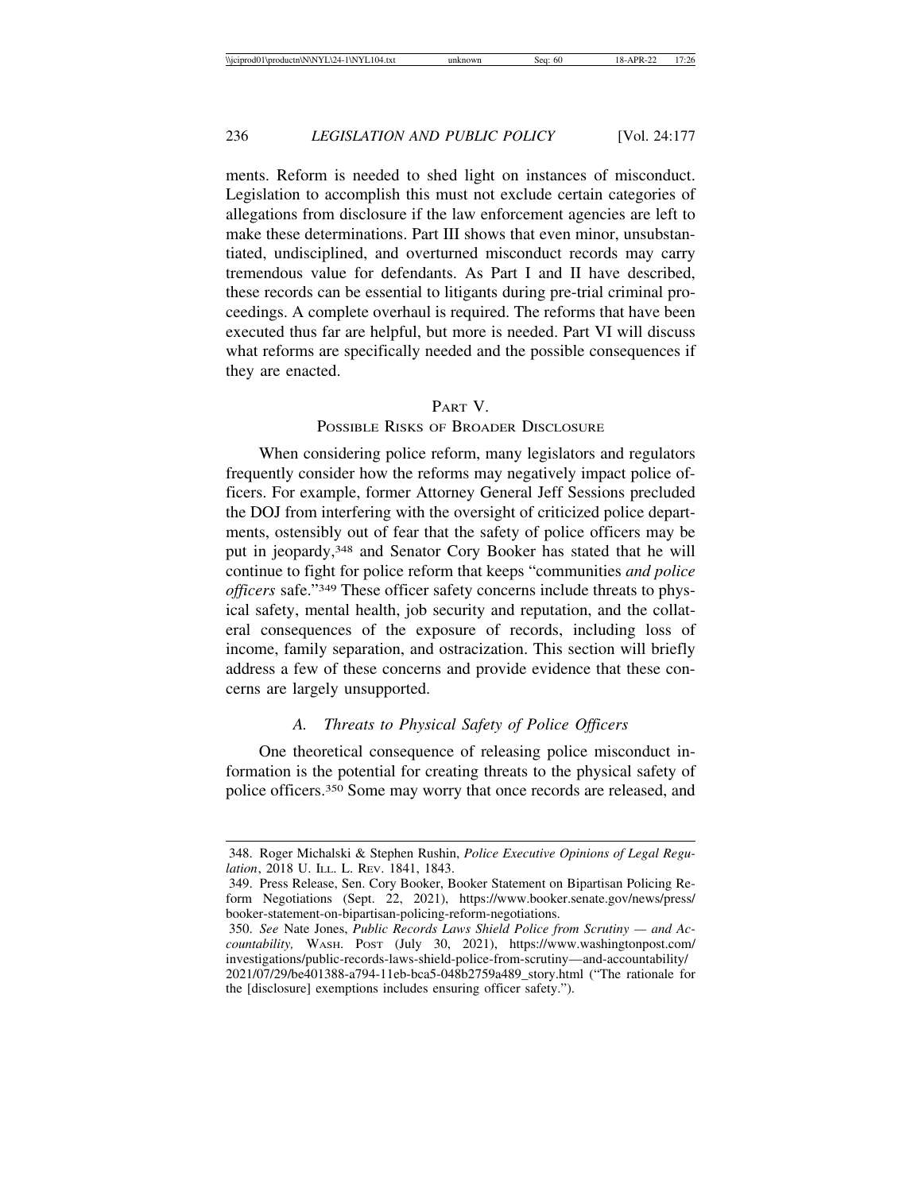ments. Reform is needed to shed light on instances of misconduct. Legislation to accomplish this must not exclude certain categories of allegations from disclosure if the law enforcement agencies are left to make these determinations. Part III shows that even minor, unsubstantiated, undisciplined, and overturned misconduct records may carry tremendous value for defendants. As Part I and II have described, these records can be essential to litigants during pre-trial criminal proceedings. A complete overhaul is required. The reforms that have been executed thus far are helpful, but more is needed. Part VI will discuss what reforms are specifically needed and the possible consequences if they are enacted.

## PART V.
## POSSIBLE RISKS OF BROADER DISCLOSURE

When considering police reform, many legislators and regulators frequently consider how the reforms may negatively impact police officers. For example, former Attorney General Jeff Sessions precluded the DOJ from interfering with the oversight of criticized police departments, ostensibly out of fear that the safety of police officers may be put in jeopardy,[348] and Senator Cory Booker has stated that he will continue to fight for police reform that keeps "communities *and police officers* safe."[349] These officer safety concerns include threats to physical safety, mental health, job security and reputation, and the collateral consequences of the exposure of records, including loss of income, family separation, and ostracization. This section will briefly address a few of these concerns and provide evidence that these concerns are largely unsupported.

### *A. Threats to Physical Safety of Police Officers*

One theoretical consequence of releasing police misconduct information is the potential for creating threats to the physical safety of police officers.[350] Some may worry that once records are released, and

---

348. Roger Michalski & Stephen Rushin, *Police Executive Opinions of Legal Regulation*, 2018 U. ILL. L. REV. 1841, 1843.

349. Press Release, Sen. Cory Booker, Booker Statement on Bipartisan Policing Reform Negotiations (Sept. 22, 2021), https://www.booker.senate.gov/news/press/booker-statement-on-bipartisan-policing-reform-negotiations.

350. *See* Nate Jones, *Public Records Laws Shield Police from Scrutiny — and Accountability,* WASH. POST (July 30, 2021), https://www.washingtonpost.com/investigations/public-records-laws-shield-police-from-scrutiny—and-accountability/2021/07/29/be401388-a794-11eb-bca5-048b2759a489_story.html ("The rationale for the [disclosure] exemptions includes ensuring officer safety.").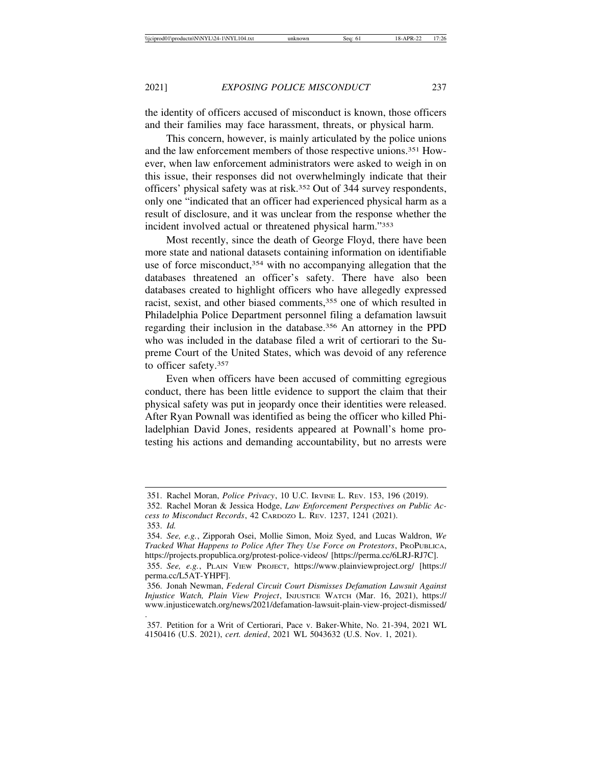the identity of officers accused of misconduct is known, those officers and their families may face harassment, threats, or physical harm.

This concern, however, is mainly articulated by the police unions and the law enforcement members of those respective unions.[351] However, when law enforcement administrators were asked to weigh in on this issue, their responses did not overwhelmingly indicate that their officers' physical safety was at risk.[352] Out of 344 survey respondents, only one "indicated that an officer had experienced physical harm as a result of disclosure, and it was unclear from the response whether the incident involved actual or threatened physical harm."[353]

Most recently, since the death of George Floyd, there have been more state and national datasets containing information on identifiable use of force misconduct,[354] with no accompanying allegation that the databases threatened an officer's safety. There have also been databases created to highlight officers who have allegedly expressed racist, sexist, and other biased comments,[355] one of which resulted in Philadelphia Police Department personnel filing a defamation lawsuit regarding their inclusion in the database.[356] An attorney in the PPD who was included in the database filed a writ of certiorari to the Supreme Court of the United States, which was devoid of any reference to officer safety.[357]

Even when officers have been accused of committing egregious conduct, there has been little evidence to support the claim that their physical safety was put in jeopardy once their identities were released. After Ryan Pownall was identified as being the officer who killed Philadelphian David Jones, residents appeared at Pownall's home protesting his actions and demanding accountability, but no arrests were

---

351. Rachel Moran, *Police Privacy*, 10 U.C. Irvine L. Rev. 153, 196 (2019).

352. Rachel Moran & Jessica Hodge, *Law Enforcement Perspectives on Public Access to Misconduct Records*, 42 Cardozo L. Rev. 1237, 1241 (2021).

353. *Id.*

354. *See, e.g.*, Zipporah Osei, Mollie Simon, Moiz Syed, and Lucas Waldron, *We Tracked What Happens to Police After They Use Force on Protestors*, ProPublica, https://projects.propublica.org/protest-police-videos/ [https://perma.cc/6LRJ-RJ7C].

355. *See, e.g.*, Plain View Project, https://www.plainviewproject.org/ [https://perma.cc/L5AT-YHPF].

356. Jonah Newman, *Federal Circuit Court Dismisses Defamation Lawsuit Against Injustice Watch, Plain View Project*, Injustice Watch (Mar. 16, 2021), https://www.injusticewatch.org/news/2021/defamation-lawsuit-plain-view-project-dismissed/.

357. Petition for a Writ of Certiorari, Pace v. Baker-White, No. 21-394, 2021 WL 4150416 (U.S. 2021), *cert. denied*, 2021 WL 5043632 (U.S. Nov. 1, 2021).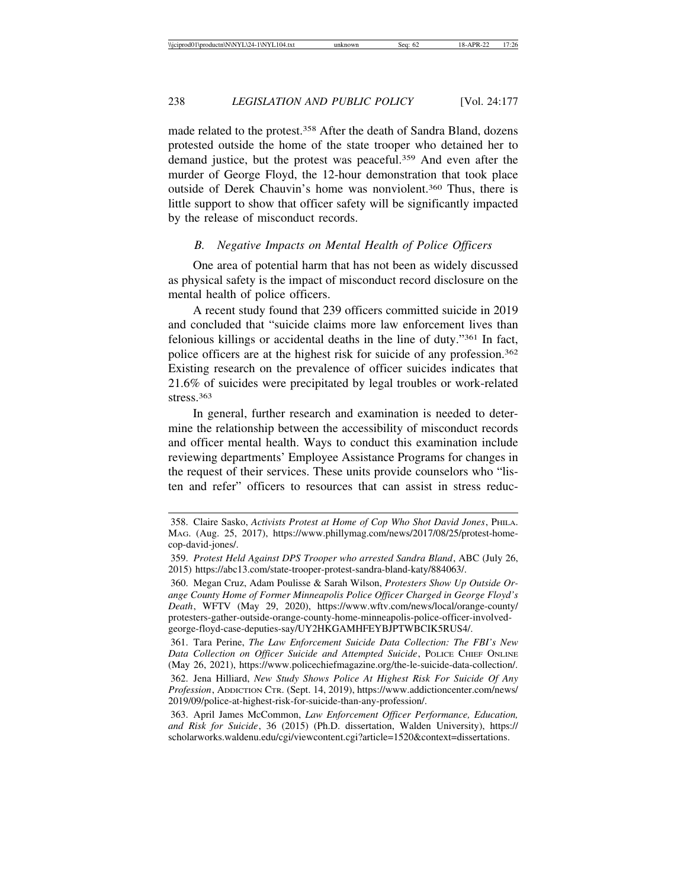made related to the protest.[358] After the death of Sandra Bland, dozens protested outside the home of the state trooper who detained her to demand justice, but the protest was peaceful.[359] And even after the murder of George Floyd, the 12-hour demonstration that took place outside of Derek Chauvin's home was nonviolent.[360] Thus, there is little support to show that officer safety will be significantly impacted by the release of misconduct records.

### *B. Negative Impacts on Mental Health of Police Officers*

One area of potential harm that has not been as widely discussed as physical safety is the impact of misconduct record disclosure on the mental health of police officers.

A recent study found that 239 officers committed suicide in 2019 and concluded that "suicide claims more law enforcement lives than felonious killings or accidental deaths in the line of duty."[361] In fact, police officers are at the highest risk for suicide of any profession.[362] Existing research on the prevalence of officer suicides indicates that 21.6% of suicides were precipitated by legal troubles or work-related stress.[363]

In general, further research and examination is needed to determine the relationship between the accessibility of misconduct records and officer mental health. Ways to conduct this examination include reviewing departments' Employee Assistance Programs for changes in the request of their services. These units provide counselors who "listen and refer" officers to resources that can assist in stress reduc-

---

358. Claire Sasko, *Activists Protest at Home of Cop Who Shot David Jones*, PHILA. MAG. (Aug. 25, 2017), https://www.phillymag.com/news/2017/08/25/protest-home-cop-david-jones/.

359. *Protest Held Against DPS Trooper who arrested Sandra Bland*, ABC (July 26, 2015) https://abc13.com/state-trooper-protest-sandra-bland-katy/884063/.

360. Megan Cruz, Adam Poulisse & Sarah Wilson, *Protesters Show Up Outside Orange County Home of Former Minneapolis Police Officer Charged in George Floyd's Death*, WFTV (May 29, 2020), https://www.wftv.com/news/local/orange-county/protesters-gather-outside-orange-county-home-minneapolis-police-officer-involved-george-floyd-case-deputies-say/UY2HKGAMHFEYBJPTWBCIK5RUS4/.

361. Tara Perine, *The Law Enforcement Suicide Data Collection: The FBI's New Data Collection on Officer Suicide and Attempted Suicide*, POLICE CHIEF ONLINE (May 26, 2021), https://www.policechiefmagazine.org/the-le-suicide-data-collection/.

362. Jena Hilliard, *New Study Shows Police At Highest Risk For Suicide Of Any Profession*, ADDICTION CTR. (Sept. 14, 2019), https://www.addictioncenter.com/news/2019/09/police-at-highest-risk-for-suicide-than-any-profession/.

363. April James McCommon, *Law Enforcement Officer Performance, Education, and Risk for Suicide*, 36 (2015) (Ph.D. dissertation, Walden University), https://scholarworks.waldenu.edu/cgi/viewcontent.cgi?article=1520&context=dissertations.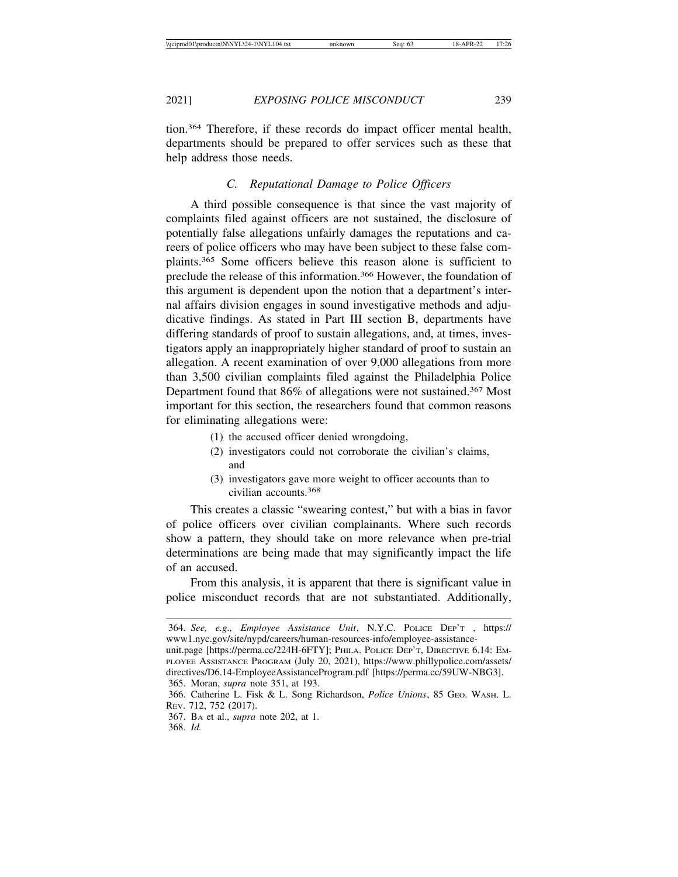tion.[364] Therefore, if these records do impact officer mental health, departments should be prepared to offer services such as these that help address those needs.

### *C. Reputational Damage to Police Officers*

A third possible consequence is that since the vast majority of complaints filed against officers are not sustained, the disclosure of potentially false allegations unfairly damages the reputations and careers of police officers who may have been subject to these false complaints.[365] Some officers believe this reason alone is sufficient to preclude the release of this information.[366] However, the foundation of this argument is dependent upon the notion that a department's internal affairs division engages in sound investigative methods and adjudicative findings. As stated in Part III section B, departments have differing standards of proof to sustain allegations, and, at times, investigators apply an inappropriately higher standard of proof to sustain an allegation. A recent examination of over 9,000 allegations from more than 3,500 civilian complaints filed against the Philadelphia Police Department found that 86% of allegations were not sustained.[367] Most important for this section, the researchers found that common reasons for eliminating allegations were:

(1) the accused officer denied wrongdoing,
(2) investigators could not corroborate the civilian's claims, and
(3) investigators gave more weight to officer accounts than to civilian accounts.[368]

This creates a classic "swearing contest," but with a bias in favor of police officers over civilian complainants. Where such records show a pattern, they should take on more relevance when pre-trial determinations are being made that may significantly impact the life of an accused.

From this analysis, it is apparent that there is significant value in police misconduct records that are not substantiated. Additionally,

---

364. *See, e.g., Employee Assistance Unit*, N.Y.C. POLICE DEP'T , https://www1.nyc.gov/site/nypd/careers/human-resources-info/employee-assistance-unit.page [https://perma.cc/224H-6FTY]; PHILA. POLICE DEP'T, DIRECTIVE 6.14: EMPLOYEE ASSISTANCE PROGRAM (July 20, 2021), https://www.phillypolice.com/assets/directives/D6.14-EmployeeAssistanceProgram.pdf [https://perma.cc/59UW-NBG3].

365. Moran, *supra* note 351, at 193.

366. Catherine L. Fisk & L. Song Richardson, *Police Unions*, 85 GEO. WASH. L. REV. 712, 752 (2017).

367. BA et al., *supra* note 202, at 1.

368. *Id.*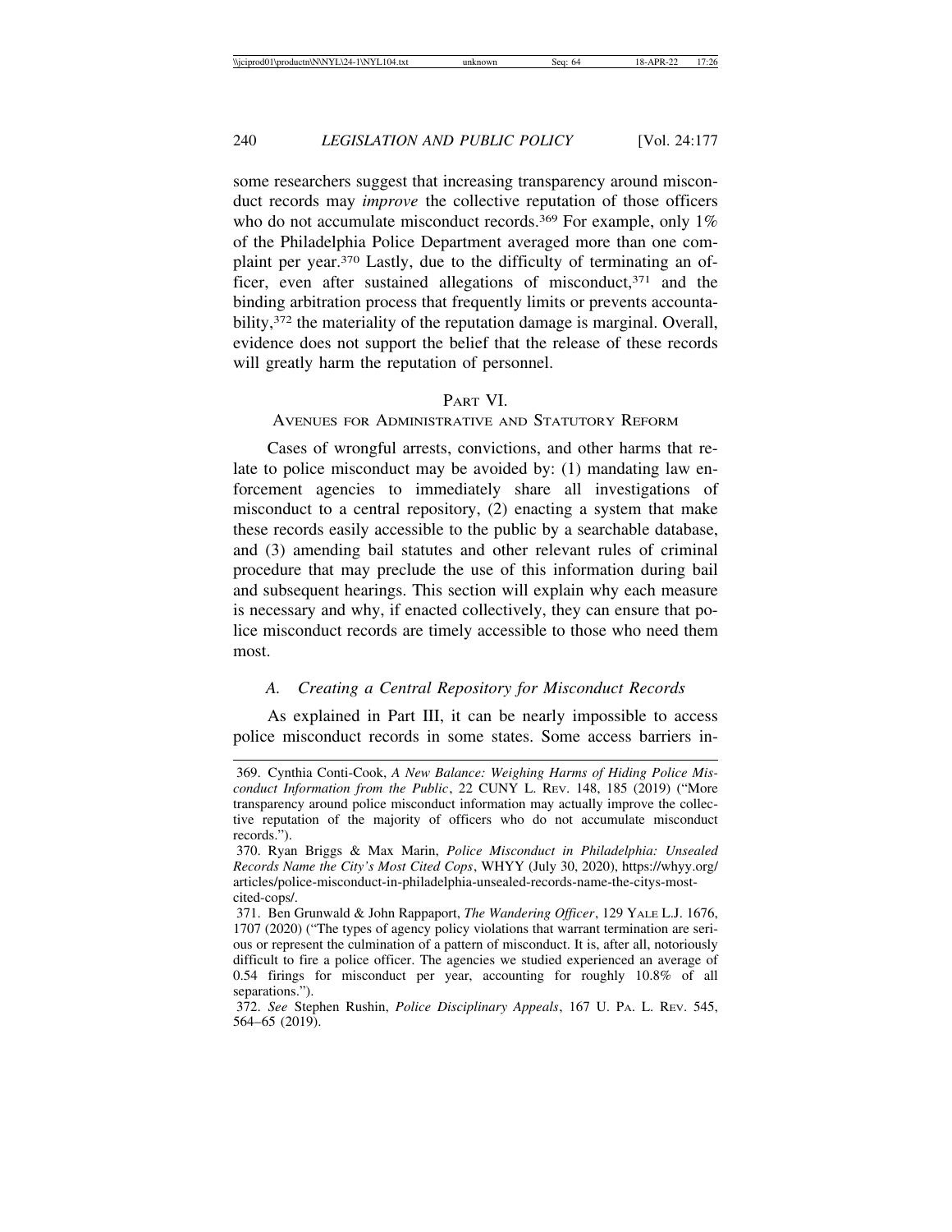some researchers suggest that increasing transparency around misconduct records may *improve* the collective reputation of those officers who do not accumulate misconduct records.[369] For example, only 1% of the Philadelphia Police Department averaged more than one complaint per year.[370] Lastly, due to the difficulty of terminating an officer, even after sustained allegations of misconduct,[371] and the binding arbitration process that frequently limits or prevents accountability,[372] the materiality of the reputation damage is marginal. Overall, evidence does not support the belief that the release of these records will greatly harm the reputation of personnel.

## PART VI.
## AVENUES FOR ADMINISTRATIVE AND STATUTORY REFORM

Cases of wrongful arrests, convictions, and other harms that relate to police misconduct may be avoided by: (1) mandating law enforcement agencies to immediately share all investigations of misconduct to a central repository, (2) enacting a system that make these records easily accessible to the public by a searchable database, and (3) amending bail statutes and other relevant rules of criminal procedure that may preclude the use of this information during bail and subsequent hearings. This section will explain why each measure is necessary and why, if enacted collectively, they can ensure that police misconduct records are timely accessible to those who need them most.

### *A. Creating a Central Repository for Misconduct Records*

As explained in Part III, it can be nearly impossible to access police misconduct records in some states. Some access barriers in-

---

369. Cynthia Conti-Cook, *A New Balance: Weighing Harms of Hiding Police Misconduct Information from the Public*, 22 CUNY L. REV. 148, 185 (2019) ("More transparency around police misconduct information may actually improve the collective reputation of the majority of officers who do not accumulate misconduct records.").

370. Ryan Briggs & Max Marin, *Police Misconduct in Philadelphia: Unsealed Records Name the City's Most Cited Cops*, WHYY (July 30, 2020), https://whyy.org/articles/police-misconduct-in-philadelphia-unsealed-records-name-the-citys-most-cited-cops/.

371. Ben Grunwald & John Rappaport, *The Wandering Officer*, 129 YALE L.J. 1676, 1707 (2020) ("The types of agency policy violations that warrant termination are serious or represent the culmination of a pattern of misconduct. It is, after all, notoriously difficult to fire a police officer. The agencies we studied experienced an average of 0.54 firings for misconduct per year, accounting for roughly 10.8% of all separations.").

372. *See* Stephen Rushin, *Police Disciplinary Appeals*, 167 U. PA. L. REV. 545, 564–65 (2019).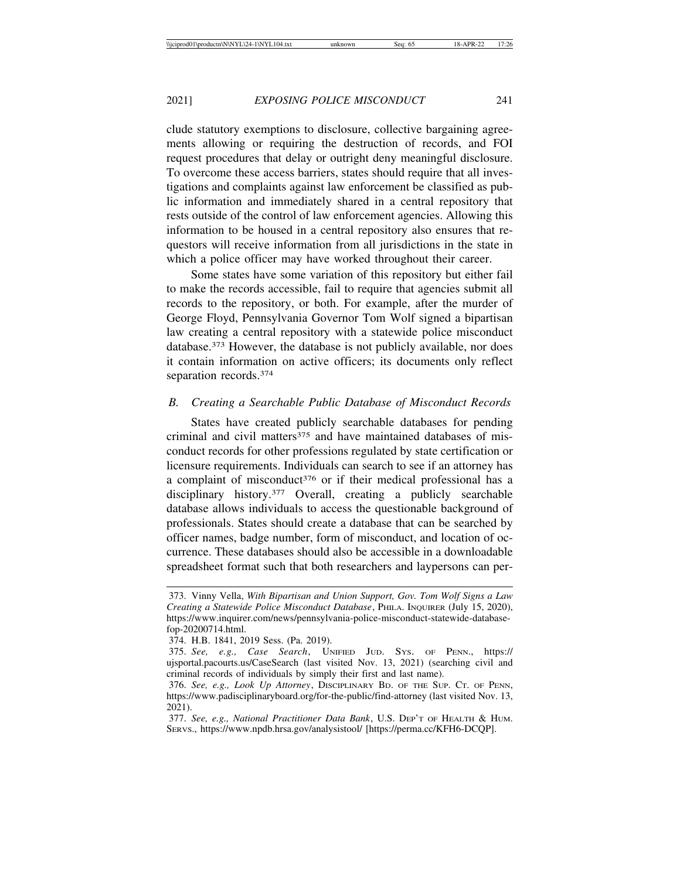clude statutory exemptions to disclosure, collective bargaining agreements allowing or requiring the destruction of records, and FOI request procedures that delay or outright deny meaningful disclosure. To overcome these access barriers, states should require that all investigations and complaints against law enforcement be classified as public information and immediately shared in a central repository that rests outside of the control of law enforcement agencies. Allowing this information to be housed in a central repository also ensures that requestors will receive information from all jurisdictions in the state in which a police officer may have worked throughout their career.

Some states have some variation of this repository but either fail to make the records accessible, fail to require that agencies submit all records to the repository, or both. For example, after the murder of George Floyd, Pennsylvania Governor Tom Wolf signed a bipartisan law creating a central repository with a statewide police misconduct database.[373] However, the database is not publicly available, nor does it contain information on active officers; its documents only reflect separation records.[374]

### *B. Creating a Searchable Public Database of Misconduct Records*

States have created publicly searchable databases for pending criminal and civil matters[375] and have maintained databases of misconduct records for other professions regulated by state certification or licensure requirements. Individuals can search to see if an attorney has a complaint of misconduct[376] or if their medical professional has a disciplinary history.[377] Overall, creating a publicly searchable database allows individuals to access the questionable background of professionals. States should create a database that can be searched by officer names, badge number, form of misconduct, and location of occurrence. These databases should also be accessible in a downloadable spreadsheet format such that both researchers and laypersons can per-

---

373. Vinny Vella, *With Bipartisan and Union Support, Gov. Tom Wolf Signs a Law Creating a Statewide Police Misconduct Database*, PHILA. INQUIRER (July 15, 2020), https://www.inquirer.com/news/pennsylvania-police-misconduct-statewide-database-fop-20200714.html.

374. H.B. 1841, 2019 Sess. (Pa. 2019).

375. *See, e.g., Case Search*, UNIFIED JUD. SYS. OF PENN., https://ujsportal.pacourts.us/CaseSearch (last visited Nov. 13, 2021) (searching civil and criminal records of individuals by simply their first and last name).

376. *See, e.g., Look Up Attorney*, DISCIPLINARY BD. OF THE SUP. CT. OF PENN, https://www.padisciplinaryboard.org/for-the-public/find-attorney (last visited Nov. 13, 2021).

377. *See, e.g., National Practitioner Data Bank*, U.S. DEP'T OF HEALTH & HUM. SERVS., https://www.npdb.hrsa.gov/analysistool/ [https://perma.cc/KFH6-DCQP].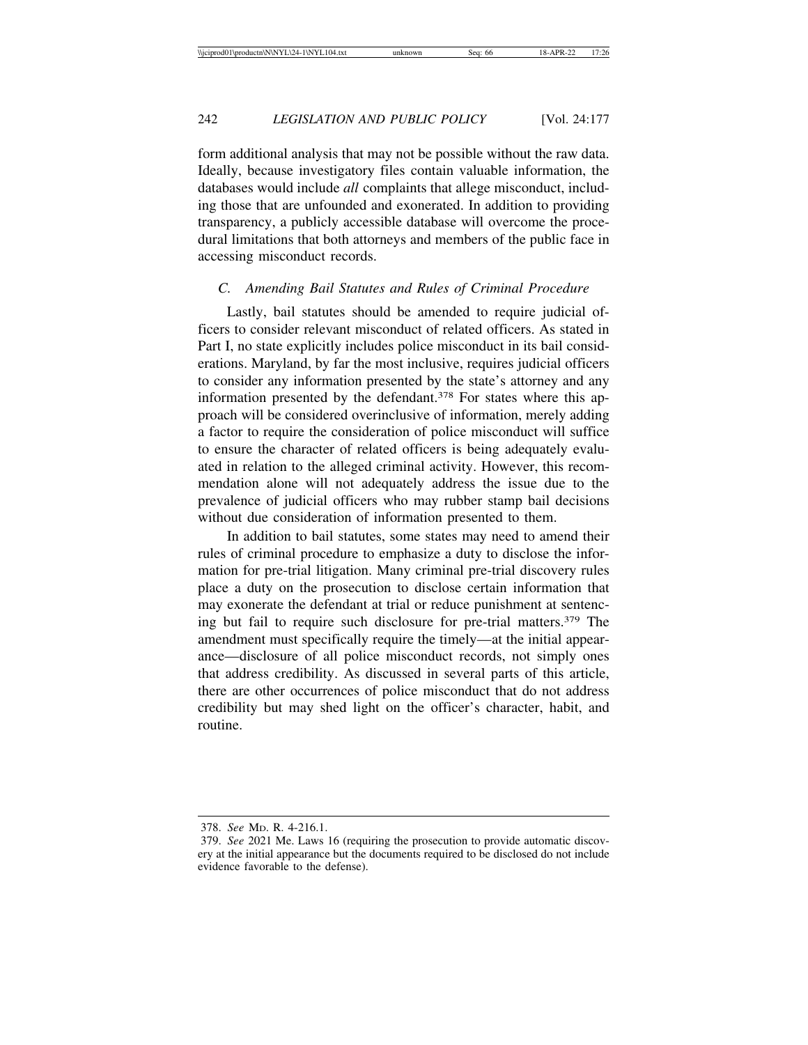form additional analysis that may not be possible without the raw data. Ideally, because investigatory files contain valuable information, the databases would include *all* complaints that allege misconduct, including those that are unfounded and exonerated. In addition to providing transparency, a publicly accessible database will overcome the procedural limitations that both attorneys and members of the public face in accessing misconduct records.

### *C. Amending Bail Statutes and Rules of Criminal Procedure*

Lastly, bail statutes should be amended to require judicial officers to consider relevant misconduct of related officers. As stated in Part I, no state explicitly includes police misconduct in its bail considerations. Maryland, by far the most inclusive, requires judicial officers to consider any information presented by the state's attorney and any information presented by the defendant.[378] For states where this approach will be considered overinclusive of information, merely adding a factor to require the consideration of police misconduct will suffice to ensure the character of related officers is being adequately evaluated in relation to the alleged criminal activity. However, this recommendation alone will not adequately address the issue due to the prevalence of judicial officers who may rubber stamp bail decisions without due consideration of information presented to them.

In addition to bail statutes, some states may need to amend their rules of criminal procedure to emphasize a duty to disclose the information for pre-trial litigation. Many criminal pre-trial discovery rules place a duty on the prosecution to disclose certain information that may exonerate the defendant at trial or reduce punishment at sentencing but fail to require such disclosure for pre-trial matters.[379] The amendment must specifically require the timely—at the initial appearance—disclosure of all police misconduct records, not simply ones that address credibility. As discussed in several parts of this article, there are other occurrences of police misconduct that do not address credibility but may shed light on the officer's character, habit, and routine.

---

378. *See* Md. R. 4-216.1.

379. *See* 2021 Me. Laws 16 (requiring the prosecution to provide automatic discovery at the initial appearance but the documents required to be disclosed do not include evidence favorable to the defense).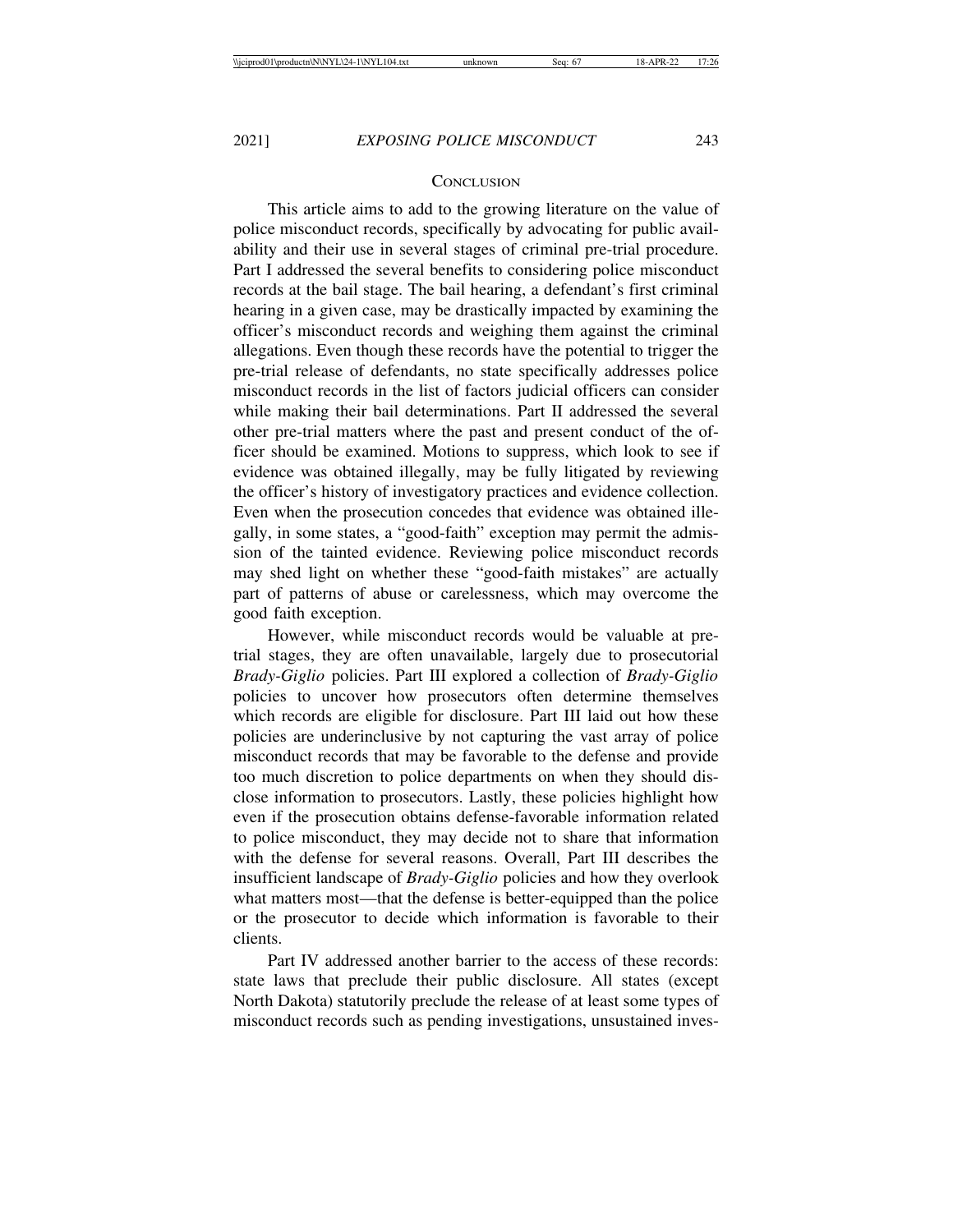## CONCLUSION

This article aims to add to the growing literature on the value of police misconduct records, specifically by advocating for public availability and their use in several stages of criminal pre-trial procedure. Part I addressed the several benefits to considering police misconduct records at the bail stage. The bail hearing, a defendant's first criminal hearing in a given case, may be drastically impacted by examining the officer's misconduct records and weighing them against the criminal allegations. Even though these records have the potential to trigger the pre-trial release of defendants, no state specifically addresses police misconduct records in the list of factors judicial officers can consider while making their bail determinations. Part II addressed the several other pre-trial matters where the past and present conduct of the officer should be examined. Motions to suppress, which look to see if evidence was obtained illegally, may be fully litigated by reviewing the officer's history of investigatory practices and evidence collection. Even when the prosecution concedes that evidence was obtained illegally, in some states, a "good-faith" exception may permit the admission of the tainted evidence. Reviewing police misconduct records may shed light on whether these "good-faith mistakes" are actually part of patterns of abuse or carelessness, which may overcome the good faith exception.

However, while misconduct records would be valuable at pre-trial stages, they are often unavailable, largely due to prosecutorial *Brady-Giglio* policies. Part III explored a collection of *Brady-Giglio* policies to uncover how prosecutors often determine themselves which records are eligible for disclosure. Part III laid out how these policies are underinclusive by not capturing the vast array of police misconduct records that may be favorable to the defense and provide too much discretion to police departments on when they should disclose information to prosecutors. Lastly, these policies highlight how even if the prosecution obtains defense-favorable information related to police misconduct, they may decide not to share that information with the defense for several reasons. Overall, Part III describes the insufficient landscape of *Brady-Giglio* policies and how they overlook what matters most—that the defense is better-equipped than the police or the prosecutor to decide which information is favorable to their clients.

Part IV addressed another barrier to the access of these records: state laws that preclude their public disclosure. All states (except North Dakota) statutorily preclude the release of at least some types of misconduct records such as pending investigations, unsustained inves-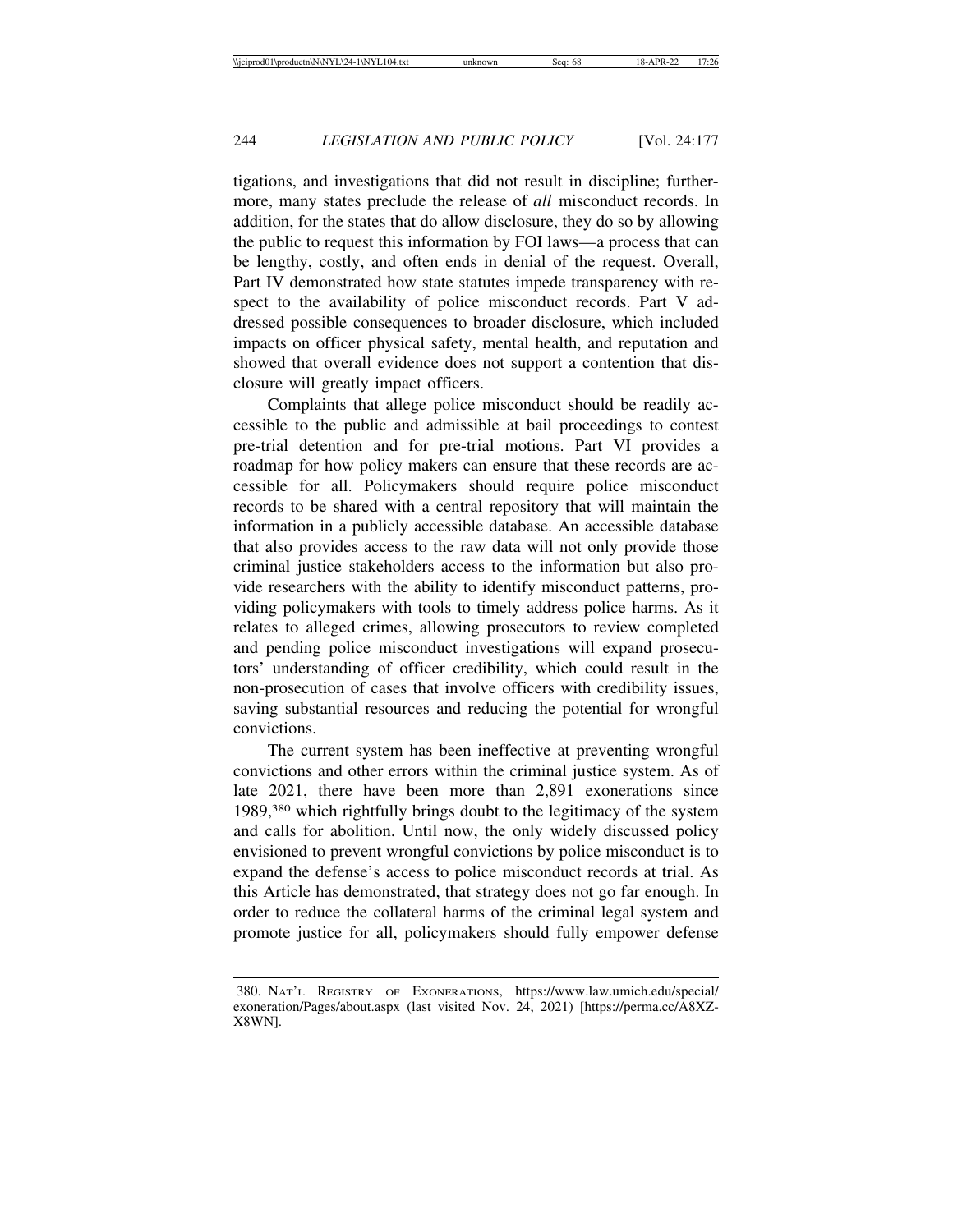tigations, and investigations that did not result in discipline; furthermore, many states preclude the release of *all* misconduct records. In addition, for the states that do allow disclosure, they do so by allowing the public to request this information by FOI laws—a process that can be lengthy, costly, and often ends in denial of the request. Overall, Part IV demonstrated how state statutes impede transparency with respect to the availability of police misconduct records. Part V addressed possible consequences to broader disclosure, which included impacts on officer physical safety, mental health, and reputation and showed that overall evidence does not support a contention that disclosure will greatly impact officers.

Complaints that allege police misconduct should be readily accessible to the public and admissible at bail proceedings to contest pre-trial detention and for pre-trial motions. Part VI provides a roadmap for how policy makers can ensure that these records are accessible for all. Policymakers should require police misconduct records to be shared with a central repository that will maintain the information in a publicly accessible database. An accessible database that also provides access to the raw data will not only provide those criminal justice stakeholders access to the information but also provide researchers with the ability to identify misconduct patterns, providing policymakers with tools to timely address police harms. As it relates to alleged crimes, allowing prosecutors to review completed and pending police misconduct investigations will expand prosecutors' understanding of officer credibility, which could result in the non-prosecution of cases that involve officers with credibility issues, saving substantial resources and reducing the potential for wrongful convictions.

The current system has been ineffective at preventing wrongful convictions and other errors within the criminal justice system. As of late 2021, there have been more than 2,891 exonerations since 1989,[380] which rightfully brings doubt to the legitimacy of the system and calls for abolition. Until now, the only widely discussed policy envisioned to prevent wrongful convictions by police misconduct is to expand the defense's access to police misconduct records at trial. As this Article has demonstrated, that strategy does not go far enough. In order to reduce the collateral harms of the criminal legal system and promote justice for all, policymakers should fully empower defense

380. NAT'L REGISTRY OF EXONERATIONS, https://www.law.umich.edu/special/exoneration/Pages/about.aspx (last visited Nov. 24, 2021) [https://perma.cc/A8XZ-X8WN].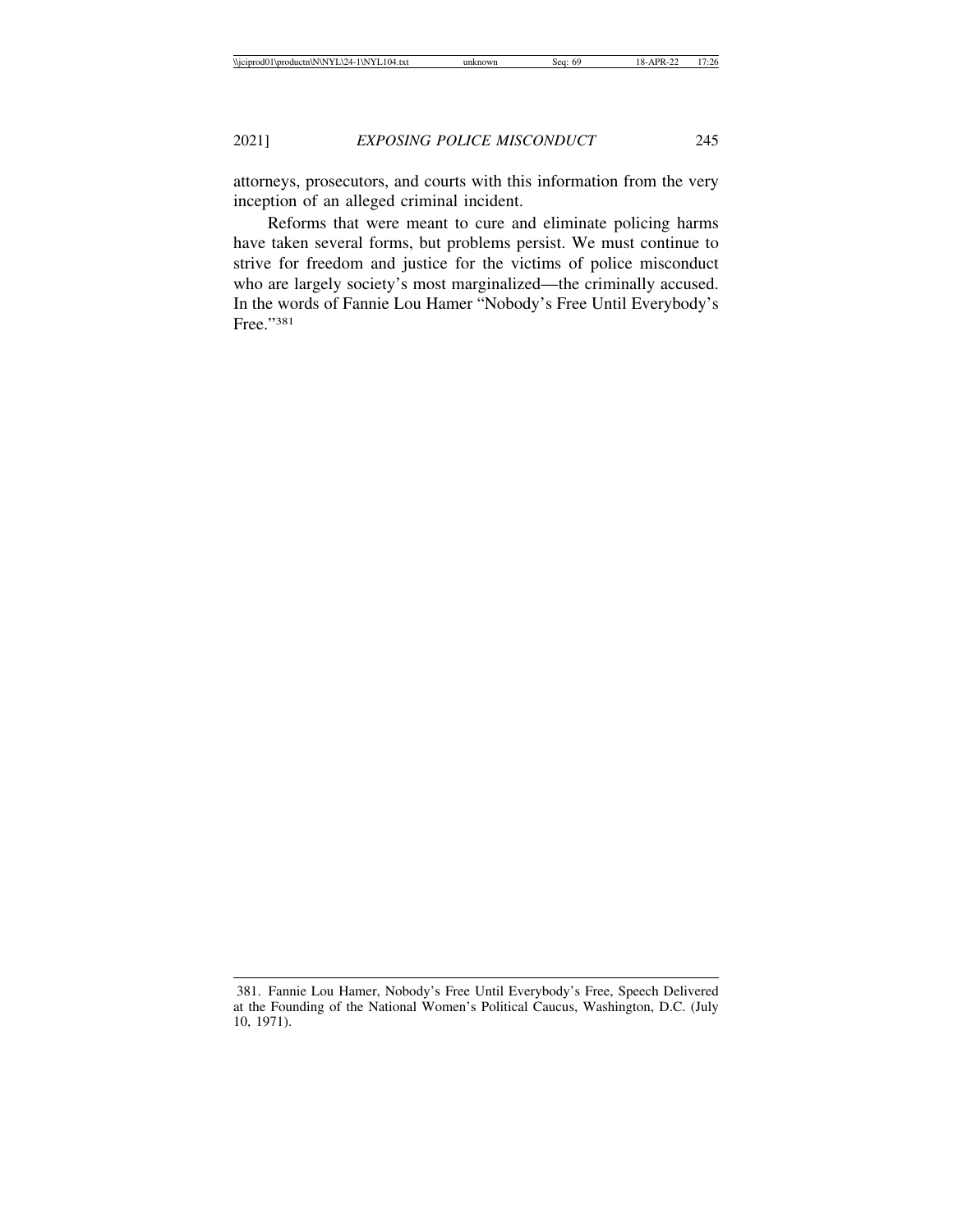attorneys, prosecutors, and courts with this information from the very inception of an alleged criminal incident.

Reforms that were meant to cure and eliminate policing harms have taken several forms, but problems persist. We must continue to strive for freedom and justice for the victims of police misconduct who are largely society's most marginalized—the criminally accused. In the words of Fannie Lou Hamer "Nobody's Free Until Everybody's Free."[381]

381. Fannie Lou Hamer, Nobody's Free Until Everybody's Free, Speech Delivered at the Founding of the National Women's Political Caucus, Washington, D.C. (July 10, 1971).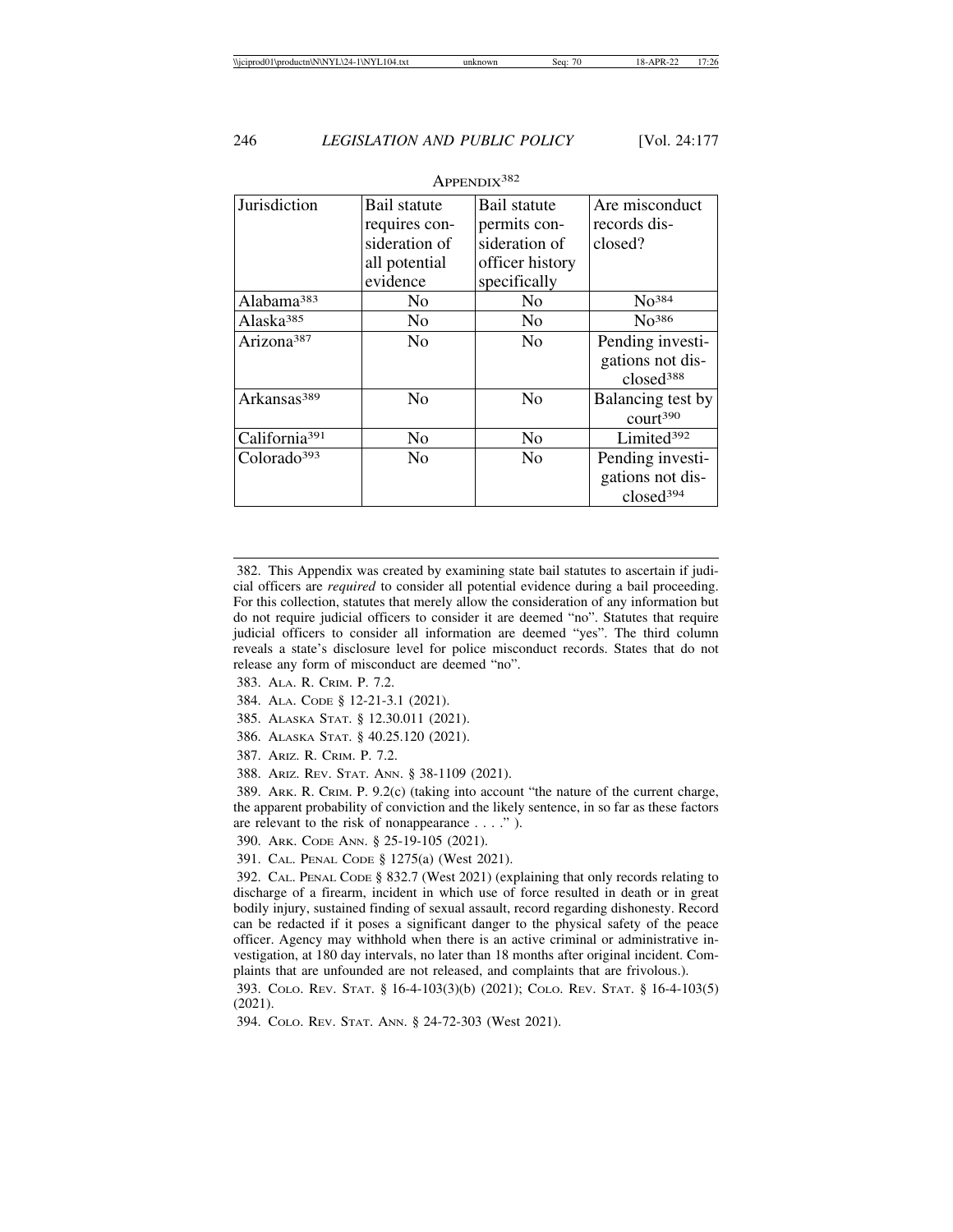APPENDIX[382]

| Jurisdiction | Bail statute requires consideration of all potential evidence | Bail statute permits consideration of officer history specifically | Are misconduct records disclosed? |
|---|---|---|---|
| Alabama[383] | No | No | No[384] |
| Alaska[385] | No | No | No[386] |
| Arizona[387] | No | No | Pending investigations not disclosed[388] |
| Arkansas[389] | No | No | Balancing test by court[390] |
| California[391] | No | No | Limited[392] |
| Colorado[393] | No | No | Pending investigations not disclosed[394] |

382. This Appendix was created by examining state bail statutes to ascertain if judicial officers are *required* to consider all potential evidence during a bail proceeding. For this collection, statutes that merely allow the consideration of any information but do not require judicial officers to consider it are deemed "no". Statutes that require judicial officers to consider all information are deemed "yes". The third column reveals a state's disclosure level for police misconduct records. States that do not release any form of misconduct are deemed "no".

383. ALA. R. CRIM. P. 7.2.

384. ALA. CODE § 12-21-3.1 (2021).

385. ALASKA STAT. § 12.30.011 (2021).

386. ALASKA STAT. § 40.25.120 (2021).

387. ARIZ. R. CRIM. P. 7.2.

388. ARIZ. REV. STAT. ANN. § 38-1109 (2021).

389. ARK. R. CRIM. P. 9.2(c) (taking into account "the nature of the current charge, the apparent probability of conviction and the likely sentence, in so far as these factors are relevant to the risk of nonappearance . . . ." ).

390. ARK. CODE ANN. § 25-19-105 (2021).

391. CAL. PENAL CODE § 1275(a) (West 2021).

392. CAL. PENAL CODE § 832.7 (West 2021) (explaining that only records relating to discharge of a firearm, incident in which use of force resulted in death or in great bodily injury, sustained finding of sexual assault, record regarding dishonesty. Record can be redacted if it poses a significant danger to the physical safety of the peace officer. Agency may withhold when there is an active criminal or administrative investigation, at 180 day intervals, no later than 18 months after original incident. Complaints that are unfounded are not released, and complaints that are frivolous.).

393. COLO. REV. STAT. § 16-4-103(3)(b) (2021); COLO. REV. STAT. § 16-4-103(5) (2021).

394. COLO. REV. STAT. ANN. § 24-72-303 (West 2021).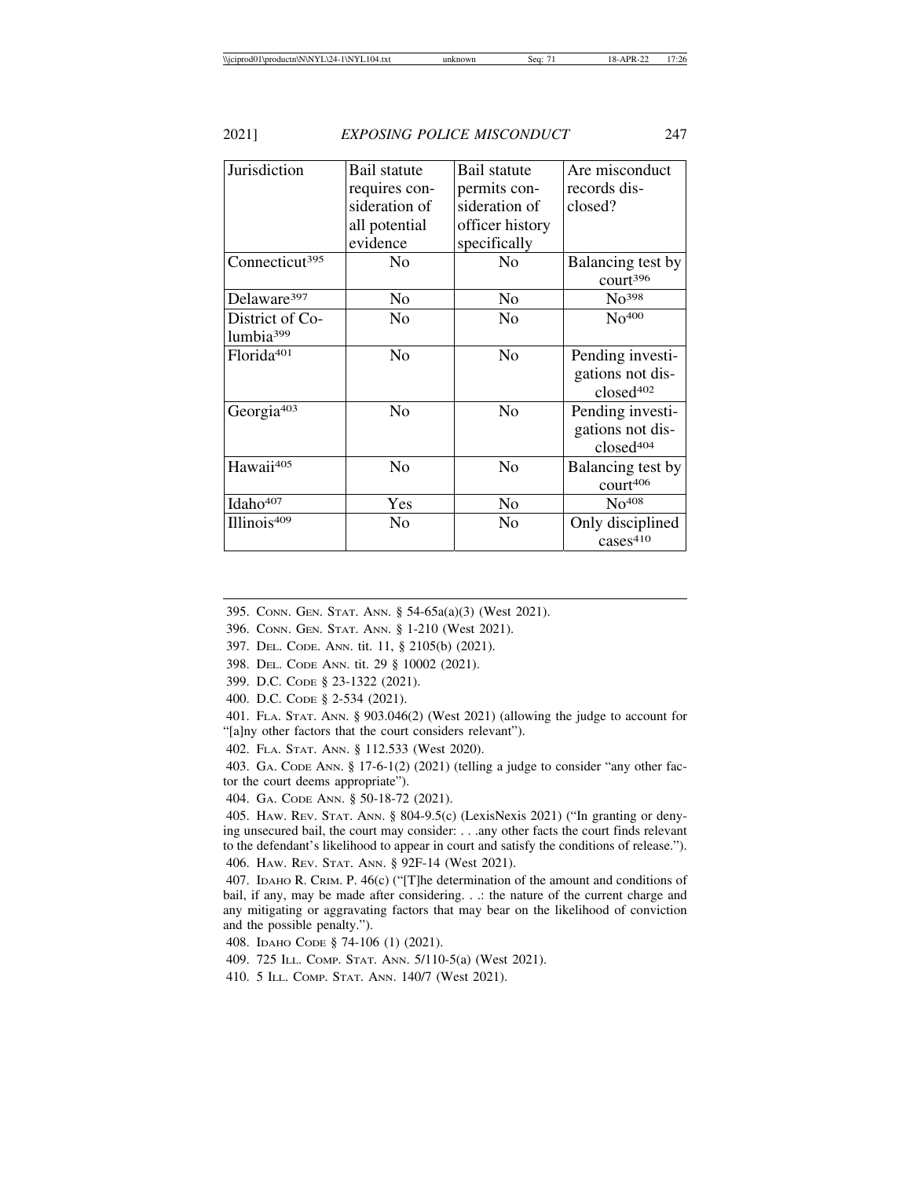| Jurisdiction | Bail statute requires consideration of all potential evidence | Bail statute permits consideration of officer history specifically | Are misconduct records disclosed? |
|---|---|---|---|
| Connecticut[395] | No | No | Balancing test by court[396] |
| Delaware[397] | No | No | No[398] |
| District of Columbia[399] | No | No | No[400] |
| Florida[401] | No | No | Pending investigations not disclosed[402] |
| Georgia[403] | No | No | Pending investigations not disclosed[404] |
| Hawaii[405] | No | No | Balancing test by court[406] |
| Idaho[407] | Yes | No | No[408] |
| Illinois[409] | No | No | Only disciplined cases[410] |

395. Conn. Gen. Stat. Ann. § 54-65a(a)(3) (West 2021).

396. Conn. Gen. Stat. Ann. § 1-210 (West 2021).

397. Del. Code. Ann. tit. 11, § 2105(b) (2021).

398. Del. Code Ann. tit. 29 § 10002 (2021).

399. D.C. Code § 23-1322 (2021).

400. D.C. Code § 2-534 (2021).

401. Fla. Stat. Ann. § 903.046(2) (West 2021) (allowing the judge to account for "[a]ny other factors that the court considers relevant").

402. Fla. Stat. Ann. § 112.533 (West 2020).

403. Ga. Code Ann. § 17-6-1(2) (2021) (telling a judge to consider "any other factor the court deems appropriate").

404. Ga. Code Ann. § 50-18-72 (2021).

405. Haw. Rev. Stat. Ann. § 804-9.5(c) (LexisNexis 2021) ("In granting or denying unsecured bail, the court may consider: . . .any other facts the court finds relevant to the defendant's likelihood to appear in court and satisfy the conditions of release.").

406. Haw. Rev. Stat. Ann. § 92F-14 (West 2021).

407. Idaho R. Crim. P. 46(c) ("[T]he determination of the amount and conditions of bail, if any, may be made after considering. . .: the nature of the current charge and any mitigating or aggravating factors that may bear on the likelihood of conviction and the possible penalty.").

408. Idaho Code § 74-106 (1) (2021).

409. 725 Ill. Comp. Stat. Ann. 5/110-5(a) (West 2021).

410. 5 Ill. Comp. Stat. Ann. 140/7 (West 2021).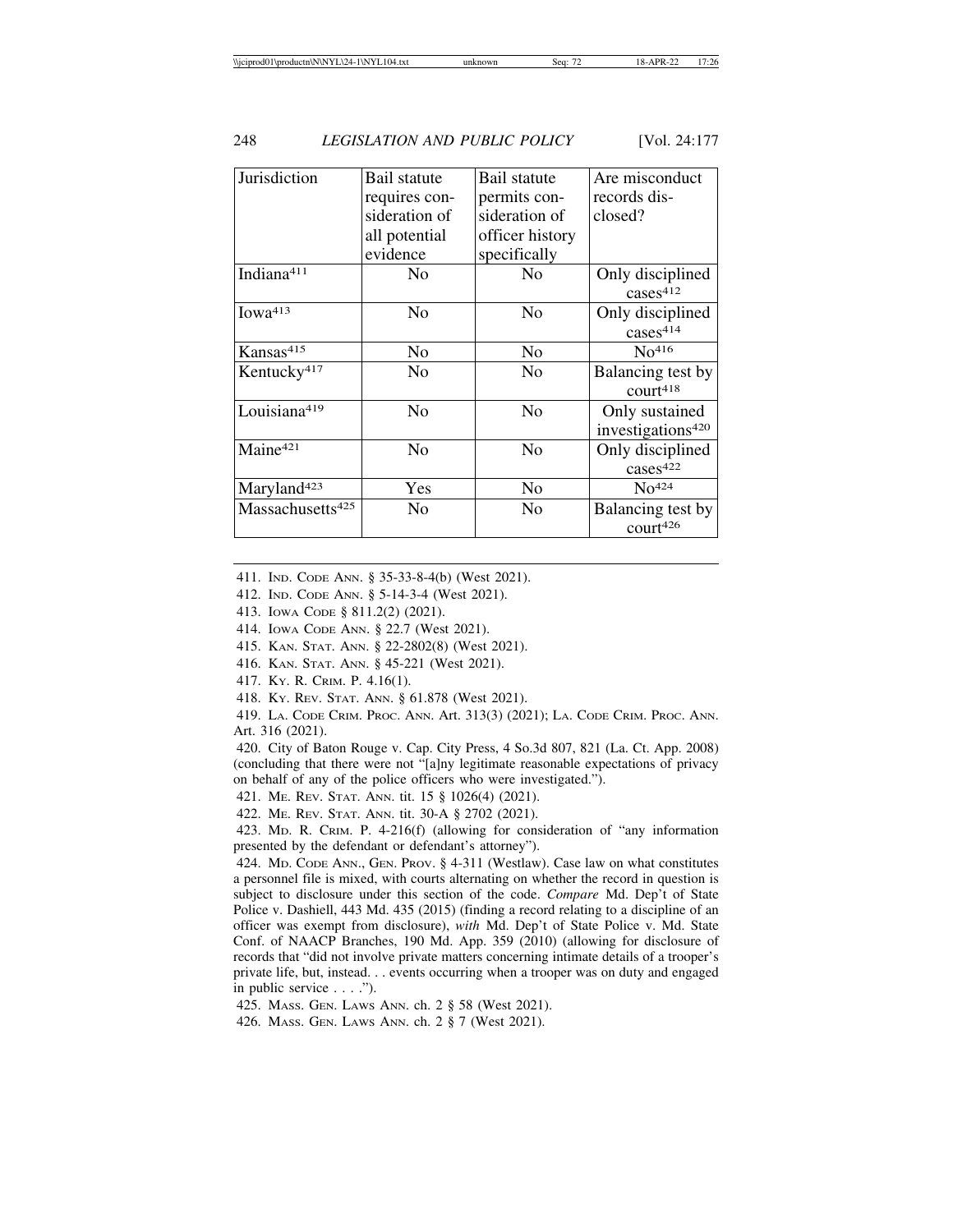| Jurisdiction | Bail statute requires consideration of all potential evidence | Bail statute permits consideration of officer history specifically | Are misconduct records disclosed? |
|---|---|---|---|
| Indiana[411] | No | No | Only disciplined cases[412] |
| Iowa[413] | No | No | Only disciplined cases[414] |
| Kansas[415] | No | No | No[416] |
| Kentucky[417] | No | No | Balancing test by court[418] |
| Louisiana[419] | No | No | Only sustained investigations[420] |
| Maine[421] | No | No | Only disciplined cases[422] |
| Maryland[423] | Yes | No | No[424] |
| Massachusetts[425] | No | No | Balancing test by court[426] |

411. IND. CODE ANN. § 35-33-8-4(b) (West 2021).

412. IND. CODE ANN. § 5-14-3-4 (West 2021).

413. IOWA CODE § 811.2(2) (2021).

414. IOWA CODE ANN. § 22.7 (West 2021).

415. KAN. STAT. ANN. § 22-2802(8) (West 2021).

416. KAN. STAT. ANN. § 45-221 (West 2021).

417. KY. R. CRIM. P. 4.16(1).

418. KY. REV. STAT. ANN. § 61.878 (West 2021).

419. LA. CODE CRIM. PROC. ANN. Art. 313(3) (2021); LA. CODE CRIM. PROC. ANN. Art. 316 (2021).

420. City of Baton Rouge v. Cap. City Press, 4 So.3d 807, 821 (La. Ct. App. 2008) (concluding that there were not "[a]ny legitimate reasonable expectations of privacy on behalf of any of the police officers who were investigated.").

421. ME. REV. STAT. ANN. tit. 15 § 1026(4) (2021).

422. ME. REV. STAT. ANN. tit. 30-A § 2702 (2021).

423. MD. R. CRIM. P. 4-216(f) (allowing for consideration of "any information presented by the defendant or defendant's attorney").

424. MD. CODE ANN., GEN. PROV. § 4-311 (Westlaw). Case law on what constitutes a personnel file is mixed, with courts alternating on whether the record in question is subject to disclosure under this section of the code. *Compare* Md. Dep't of State Police v. Dashiell, 443 Md. 435 (2015) (finding a record relating to a discipline of an officer was exempt from disclosure), *with* Md. Dep't of State Police v. Md. State Conf. of NAACP Branches, 190 Md. App. 359 (2010) (allowing for disclosure of records that "did not involve private matters concerning intimate details of a trooper's private life, but, instead. . . events occurring when a trooper was on duty and engaged in public service . . . .").

425. MASS. GEN. LAWS ANN. ch. 2 § 58 (West 2021).

426. MASS. GEN. LAWS ANN. ch. 2 § 7 (West 2021).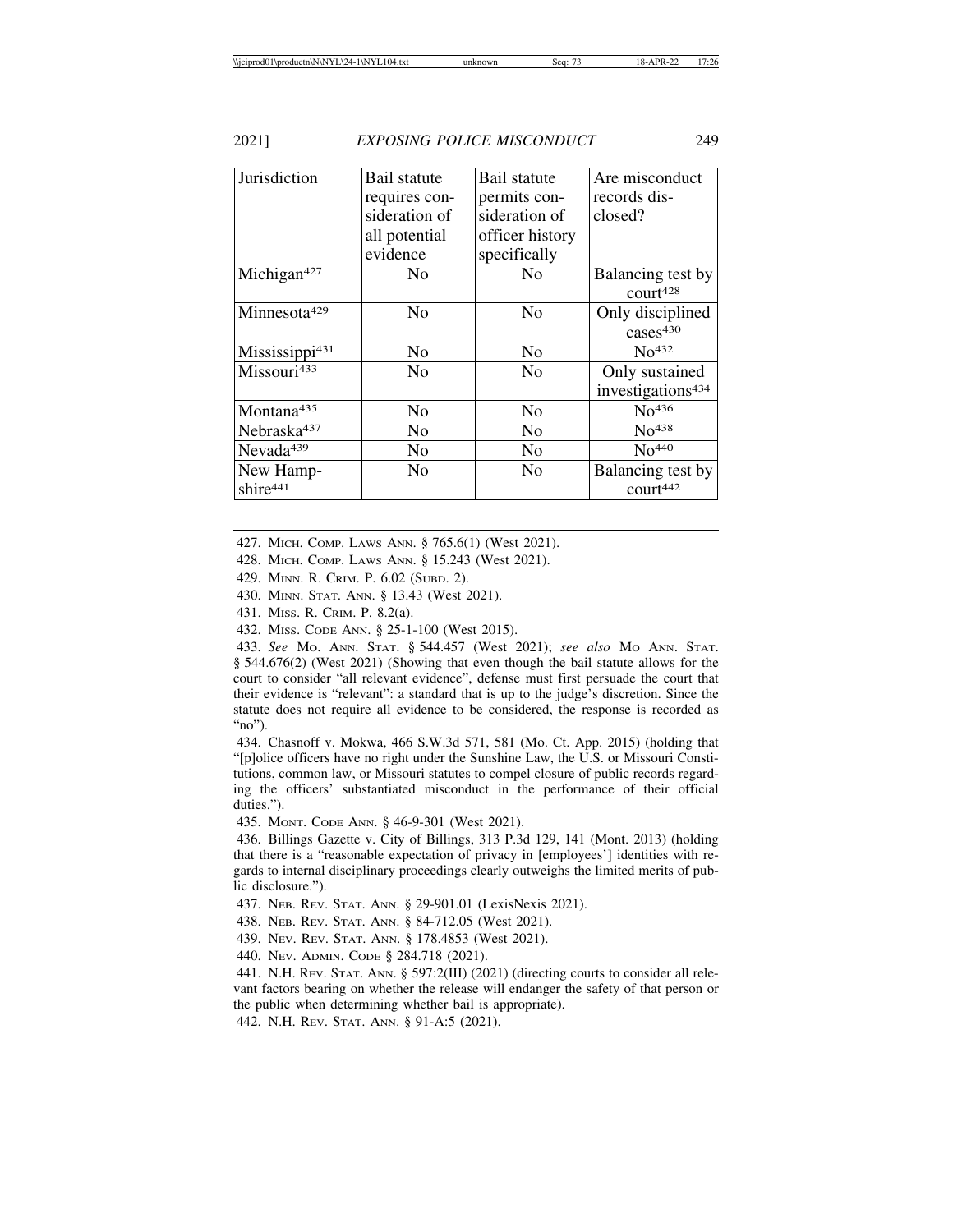| Jurisdiction | Bail statute requires consideration of all potential evidence | Bail statute permits consideration of officer history specifically | Are misconduct records disclosed? |
|---|---|---|---|
| Michigan[427] | No | No | Balancing test by court[428] |
| Minnesota[429] | No | No | Only disciplined cases[430] |
| Mississippi[431] | No | No | No[432] |
| Missouri[433] | No | No | Only sustained investigations[434] |
| Montana[435] | No | No | No[436] |
| Nebraska[437] | No | No | No[438] |
| Nevada[439] | No | No | No[440] |
| New Hampshire[441] | No | No | Balancing test by court[442] |

427. MICH. COMP. LAWS ANN. § 765.6(1) (West 2021).

428. MICH. COMP. LAWS ANN. § 15.243 (West 2021).

429. MINN. R. CRIM. P. 6.02 (SUBD. 2).

430. MINN. STAT. ANN. § 13.43 (West 2021).

431. MISS. R. CRIM. P. 8.2(a).

432. MISS. CODE ANN. § 25-1-100 (West 2015).

433. *See* MO. ANN. STAT. § 544.457 (West 2021); *see also* MO ANN. STAT. § 544.676(2) (West 2021) (Showing that even though the bail statute allows for the court to consider "all relevant evidence", defense must first persuade the court that their evidence is "relevant": a standard that is up to the judge's discretion. Since the statute does not require all evidence to be considered, the response is recorded as "no").

434. Chasnoff v. Mokwa, 466 S.W.3d 571, 581 (Mo. Ct. App. 2015) (holding that "[p]olice officers have no right under the Sunshine Law, the U.S. or Missouri Constitutions, common law, or Missouri statutes to compel closure of public records regarding the officers' substantiated misconduct in the performance of their official duties.").

435. MONT. CODE ANN. § 46-9-301 (West 2021).

436. Billings Gazette v. City of Billings, 313 P.3d 129, 141 (Mont. 2013) (holding that there is a "reasonable expectation of privacy in [employees'] identities with regards to internal disciplinary proceedings clearly outweighs the limited merits of public disclosure.").

437. NEB. REV. STAT. ANN. § 29-901.01 (LexisNexis 2021).

438. NEB. REV. STAT. ANN. § 84-712.05 (West 2021).

439. NEV. REV. STAT. ANN. § 178.4853 (West 2021).

440. NEV. ADMIN. CODE § 284.718 (2021).

441. N.H. REV. STAT. ANN. § 597:2(III) (2021) (directing courts to consider all relevant factors bearing on whether the release will endanger the safety of that person or the public when determining whether bail is appropriate).

442. N.H. REV. STAT. ANN. § 91-A:5 (2021).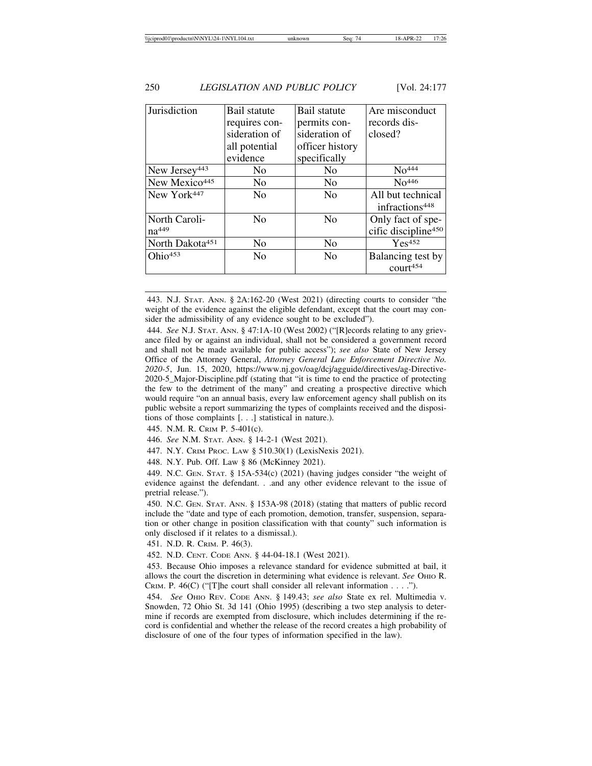| Jurisdiction | Bail statute requires consideration of all potential evidence | Bail statute permits consideration of officer history specifically | Are misconduct records disclosed? |
|---|---|---|---|
| New Jersey[443] | No | No | No[444] |
| New Mexico[445] | No | No | No[446] |
| New York[447] | No | No | All but technical infractions[448] |
| North Carolina[449] | No | No | Only fact of specific discipline[450] |
| North Dakota[451] | No | No | Yes[452] |
| Ohio[453] | No | No | Balancing test by court[454] |

443. N.J. Stat. Ann. § 2A:162-20 (West 2021) (directing courts to consider "the weight of the evidence against the eligible defendant, except that the court may consider the admissibility of any evidence sought to be excluded").

444. *See* N.J. Stat. Ann. § 47:1A-10 (West 2002) ("[R]ecords relating to any grievance filed by or against an individual, shall not be considered a government record and shall not be made available for public access"); *see also* State of New Jersey Office of the Attorney General, *Attorney General Law Enforcement Directive No. 2020-5*, Jun. 15, 2020, https://www.nj.gov/oag/dcj/agguide/directives/ag-Directive-2020-5_Major-Discipline.pdf (stating that "it is time to end the practice of protecting the few to the detriment of the many" and creating a prospective directive which would require "on an annual basis, every law enforcement agency shall publish on its public website a report summarizing the types of complaints received and the dispositions of those complaints [. . .] statistical in nature.).

445. N.M. R. Crim P. 5-401(c).

446. *See* N.M. Stat. Ann. § 14-2-1 (West 2021).

447. N.Y. Crim Proc. Law § 510.30(1) (LexisNexis 2021).

448. N.Y. Pub. Off. Law § 86 (McKinney 2021).

449. N.C. Gen. Stat. § 15A-534(c) (2021) (having judges consider "the weight of evidence against the defendant. . .and any other evidence relevant to the issue of pretrial release.").

450. N.C. Gen. Stat. Ann. § 153A-98 (2018) (stating that matters of public record include the "date and type of each promotion, demotion, transfer, suspension, separation or other change in position classification with that county" such information is only disclosed if it relates to a dismissal.).

451. N.D. R. Crim. P. 46(3).

452. N.D. Cent. Code Ann. § 44-04-18.1 (West 2021).

453. Because Ohio imposes a relevance standard for evidence submitted at bail, it allows the court the discretion in determining what evidence is relevant. *See* Ohio R. Crim. P. 46(C) ("[T]he court shall consider all relevant information . . . .").

454. *See* Ohio Rev. Code Ann. § 149.43; *see also* State ex rel. Multimedia v. Snowden, 72 Ohio St. 3d 141 (Ohio 1995) (describing a two step analysis to determine if records are exempted from disclosure, which includes determining if the record is confidential and whether the release of the record creates a high probability of disclosure of one of the four types of information specified in the law).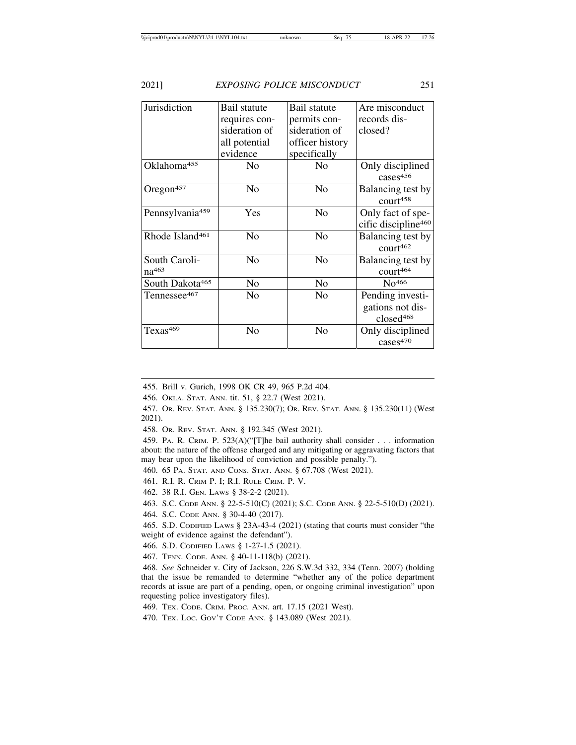| Jurisdiction | Bail statute requires consideration of all potential evidence | Bail statute permits consideration of officer history specifically | Are misconduct records disclosed? |
|---|---|---|---|
| Oklahoma[455] | No | No | Only disciplined cases[456] |
| Oregon[457] | No | No | Balancing test by court[458] |
| Pennsylvania[459] | Yes | No | Only fact of specific discipline[460] |
| Rhode Island[461] | No | No | Balancing test by court[462] |
| South Carolina[463] | No | No | Balancing test by court[464] |
| South Dakota[465] | No | No | No[466] |
| Tennessee[467] | No | No | Pending investigations not disclosed[468] |
| Texas[469] | No | No | Only disciplined cases[470] |

455. Brill v. Gurich, 1998 OK CR 49, 965 P.2d 404.

456. OKLA. STAT. ANN. tit. 51, § 22.7 (West 2021).

457. OR. REV. STAT. ANN. § 135.230(7); OR. REV. STAT. ANN. § 135.230(11) (West 2021).

458. OR. REV. STAT. ANN. § 192.345 (West 2021).

459. PA. R. CRIM. P. 523(A)("[T]he bail authority shall consider . . . information about: the nature of the offense charged and any mitigating or aggravating factors that may bear upon the likelihood of conviction and possible penalty.").

460. 65 PA. STAT. AND CONS. STAT. ANN. § 67.708 (West 2021).

461. R.I. R. CRIM P. I; R.I. RULE CRIM. P. V.

462. 38 R.I. GEN. LAWS § 38-2-2 (2021).

463. S.C. CODE ANN. § 22-5-510(C) (2021); S.C. CODE ANN. § 22-5-510(D) (2021).

464. S.C. CODE ANN. § 30-4-40 (2017).

465. S.D. CODIFIED LAWS § 23A-43-4 (2021) (stating that courts must consider "the weight of evidence against the defendant").

466. S.D. CODIFIED LAWS § 1-27-1.5 (2021).

467. TENN. CODE. ANN. § 40-11-118(b) (2021).

468. *See* Schneider v. City of Jackson, 226 S.W.3d 332, 334 (Tenn. 2007) (holding that the issue be remanded to determine "whether any of the police department records at issue are part of a pending, open, or ongoing criminal investigation" upon requesting police investigatory files).

469. TEX. CODE. CRIM. PROC. ANN. art. 17.15 (2021 West).

470. TEX. LOC. GOV'T CODE ANN. § 143.089 (West 2021).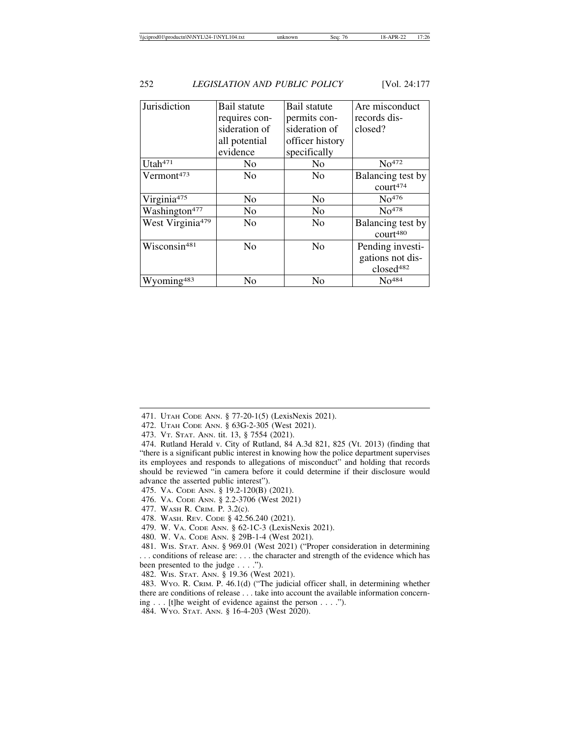| Jurisdiction | Bail statute requires consideration of all potential evidence | Bail statute permits consideration of officer history specifically | Are misconduct records disclosed? |
|---|---|---|---|
| Utah[471] | No | No | No[472] |
| Vermont[473] | No | No | Balancing test by court[474] |
| Virginia[475] | No | No | No[476] |
| Washington[477] | No | No | No[478] |
| West Virginia[479] | No | No | Balancing test by court[480] |
| Wisconsin[481] | No | No | Pending investigations not disclosed[482] |
| Wyoming[483] | No | No | No[484] |

471. UTAH CODE ANN. § 77-20-1(5) (LexisNexis 2021).

472. UTAH CODE ANN. § 63G-2-305 (West 2021).

473. VT. STAT. ANN. tit. 13, § 7554 (2021).

474. Rutland Herald v. City of Rutland, 84 A.3d 821, 825 (Vt. 2013) (finding that "there is a significant public interest in knowing how the police department supervises its employees and responds to allegations of misconduct" and holding that records should be reviewed "in camera before it could determine if their disclosure would advance the asserted public interest").

475. VA. CODE ANN. § 19.2-120(B) (2021).

476. VA. CODE ANN. § 2.2-3706 (West 2021)

477. WASH R. CRIM. P. 3.2(c).

478. WASH. REV. CODE § 42.56.240 (2021).

479. W. VA. CODE ANN. § 62-1C-3 (LexisNexis 2021).

480. W. VA. CODE ANN. § 29B-1-4 (West 2021).

481. WIS. STAT. ANN. § 969.01 (West 2021) ("Proper consideration in determining . . . conditions of release are: . . . the character and strength of the evidence which has been presented to the judge . . . .").

482. WIS. STAT. ANN. § 19.36 (West 2021).

483. WYO. R. CRIM. P. 46.1(d) ("The judicial officer shall, in determining whether there are conditions of release . . . take into account the available information concerning . . . [t]he weight of evidence against the person . . . .").

484. WYO. STAT. ANN. § 16-4-203 (West 2020).